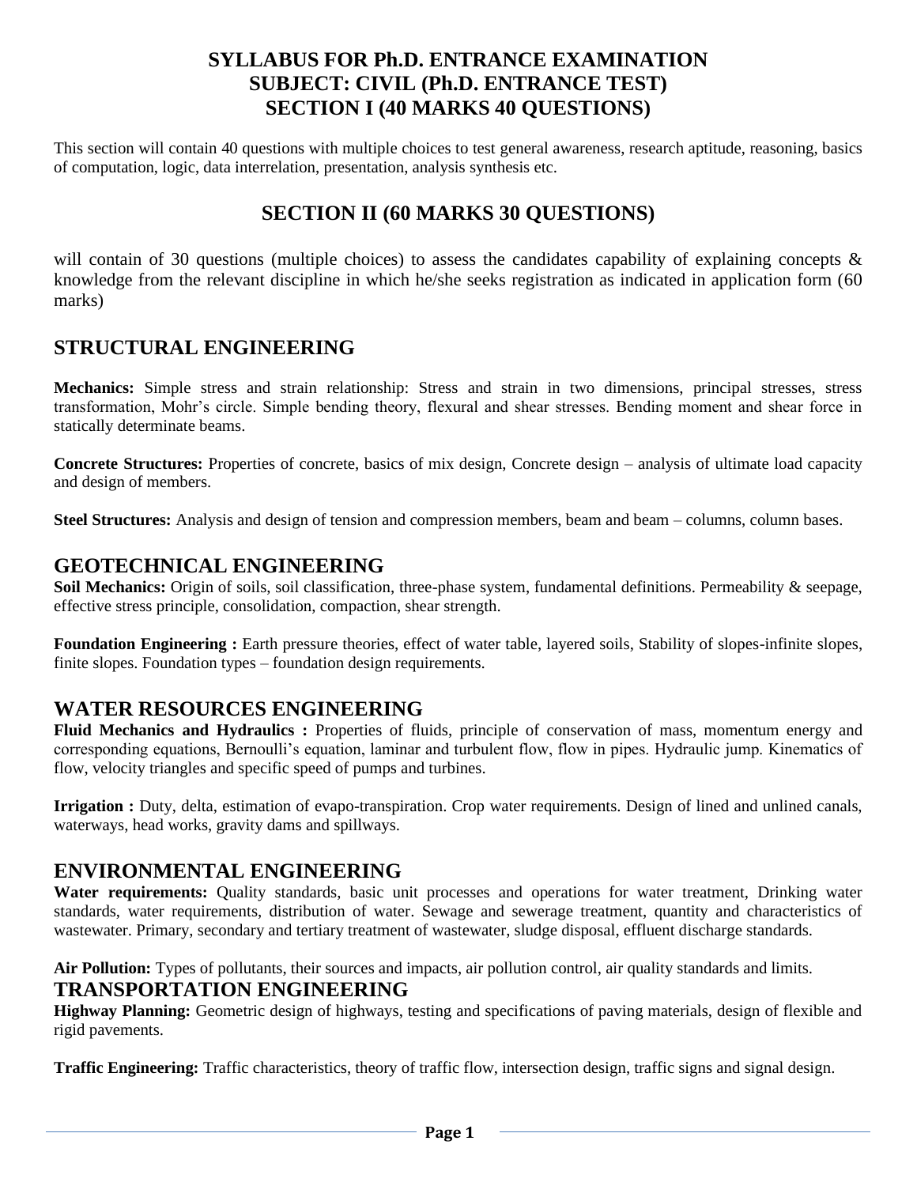# SYLLABUS FOR Ph.D. ENTRANCE EXAMINATION
# SUBJECT: CIVIL (Ph.D. ENTRANCE TEST)
# SECTION I (40 MARKS 40 QUESTIONS)

This section will contain 40 questions with multiple choices to test general awareness, research aptitude, reasoning, basics of computation, logic, data interrelation, presentation, analysis synthesis etc.

# SECTION II (60 MARKS 30 QUESTIONS)

will contain of 30 questions (multiple choices) to assess the candidates capability of explaining concepts & knowledge from the relevant discipline in which he/she seeks registration as indicated in application form (60 marks)

## STRUCTURAL ENGINEERING

**Mechanics:** Simple stress and strain relationship: Stress and strain in two dimensions, principal stresses, stress transformation, Mohr's circle. Simple bending theory, flexural and shear stresses. Bending moment and shear force in statically determinate beams.

**Concrete Structures:** Properties of concrete, basics of mix design, Concrete design – analysis of ultimate load capacity and design of members.

**Steel Structures:** Analysis and design of tension and compression members, beam and beam – columns, column bases.

## GEOTECHNICAL ENGINEERING

**Soil Mechanics:** Origin of soils, soil classification, three-phase system, fundamental definitions. Permeability & seepage, effective stress principle, consolidation, compaction, shear strength.

**Foundation Engineering :** Earth pressure theories, effect of water table, layered soils, Stability of slopes-infinite slopes, finite slopes. Foundation types – foundation design requirements.

## WATER RESOURCES ENGINEERING

**Fluid Mechanics and Hydraulics :** Properties of fluids, principle of conservation of mass, momentum energy and corresponding equations, Bernoulli's equation, laminar and turbulent flow, flow in pipes. Hydraulic jump. Kinematics of flow, velocity triangles and specific speed of pumps and turbines.

**Irrigation :** Duty, delta, estimation of evapo-transpiration. Crop water requirements. Design of lined and unlined canals, waterways, head works, gravity dams and spillways.

## ENVIRONMENTAL ENGINEERING

**Water requirements:** Quality standards, basic unit processes and operations for water treatment, Drinking water standards, water requirements, distribution of water. Sewage and sewerage treatment, quantity and characteristics of wastewater. Primary, secondary and tertiary treatment of wastewater, sludge disposal, effluent discharge standards.

**Air Pollution:** Types of pollutants, their sources and impacts, air pollution control, air quality standards and limits.

## TRANSPORTATION ENGINEERING

**Highway Planning:** Geometric design of highways, testing and specifications of paving materials, design of flexible and rigid pavements.

**Traffic Engineering:** Traffic characteristics, theory of traffic flow, intersection design, traffic signs and signal design.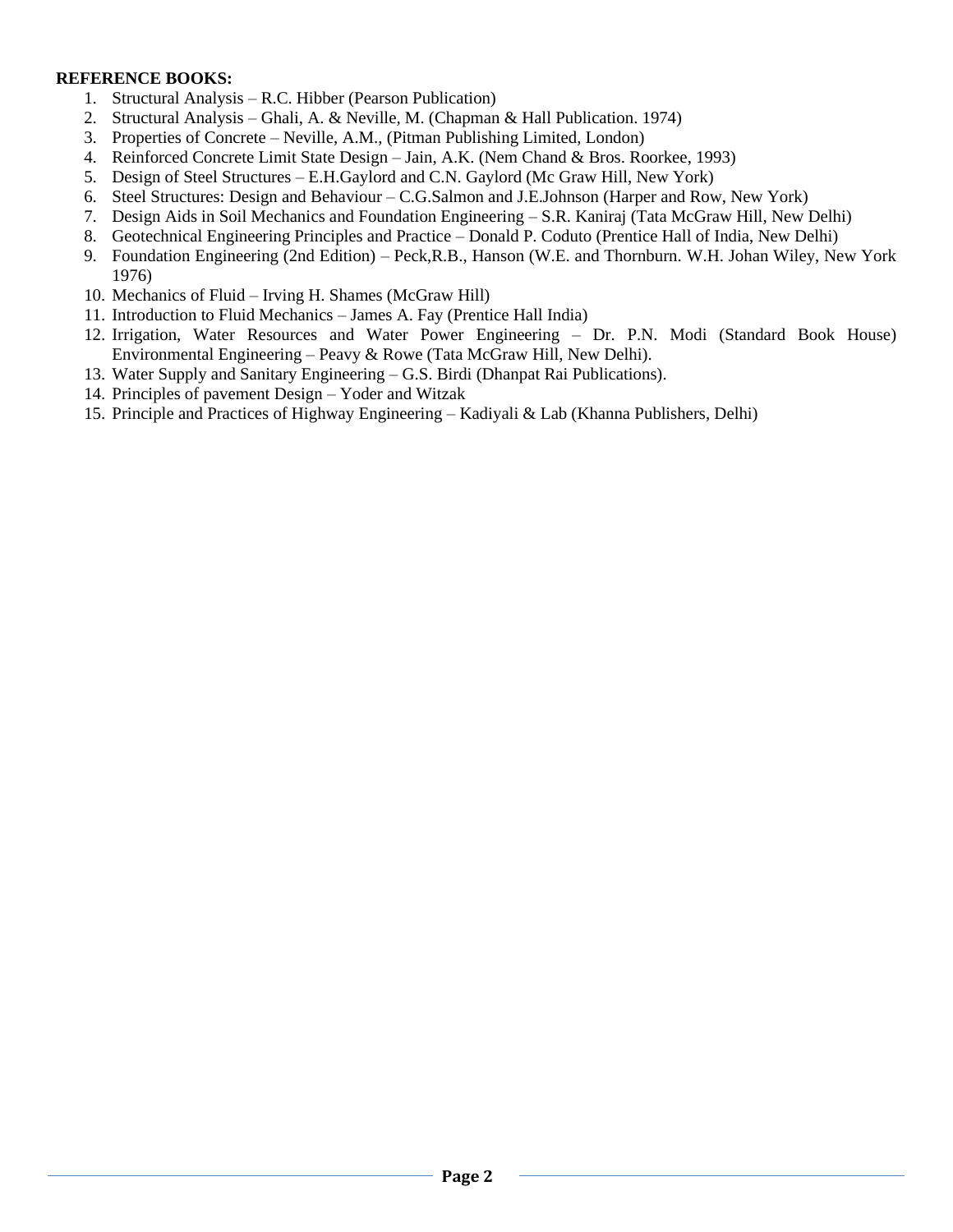**REFERENCE BOOKS:**

1. Structural Analysis – R.C. Hibber (Pearson Publication)
2. Structural Analysis – Ghali, A. & Neville, M. (Chapman & Hall Publication. 1974)
3. Properties of Concrete – Neville, A.M., (Pitman Publishing Limited, London)
4. Reinforced Concrete Limit State Design – Jain, A.K. (Nem Chand & Bros. Roorkee, 1993)
5. Design of Steel Structures – E.H.Gaylord and C.N. Gaylord (Mc Graw Hill, New York)
6. Steel Structures: Design and Behaviour – C.G.Salmon and J.E.Johnson (Harper and Row, New York)
7. Design Aids in Soil Mechanics and Foundation Engineering – S.R. Kaniraj (Tata McGraw Hill, New Delhi)
8. Geotechnical Engineering Principles and Practice – Donald P. Coduto (Prentice Hall of India, New Delhi)
9. Foundation Engineering (2nd Edition) – Peck,R.B., Hanson (W.E. and Thornburn. W.H. Johan Wiley, New York 1976)
10. Mechanics of Fluid – Irving H. Shames (McGraw Hill)
11. Introduction to Fluid Mechanics – James A. Fay (Prentice Hall India)
12. Irrigation, Water Resources and Water Power Engineering – Dr. P.N. Modi (Standard Book House) Environmental Engineering – Peavy & Rowe (Tata McGraw Hill, New Delhi).
13. Water Supply and Sanitary Engineering – G.S. Birdi (Dhanpat Rai Publications).
14. Principles of pavement Design – Yoder and Witzak
15. Principle and Practices of Highway Engineering – Kadiyali & Lab (Khanna Publishers, Delhi)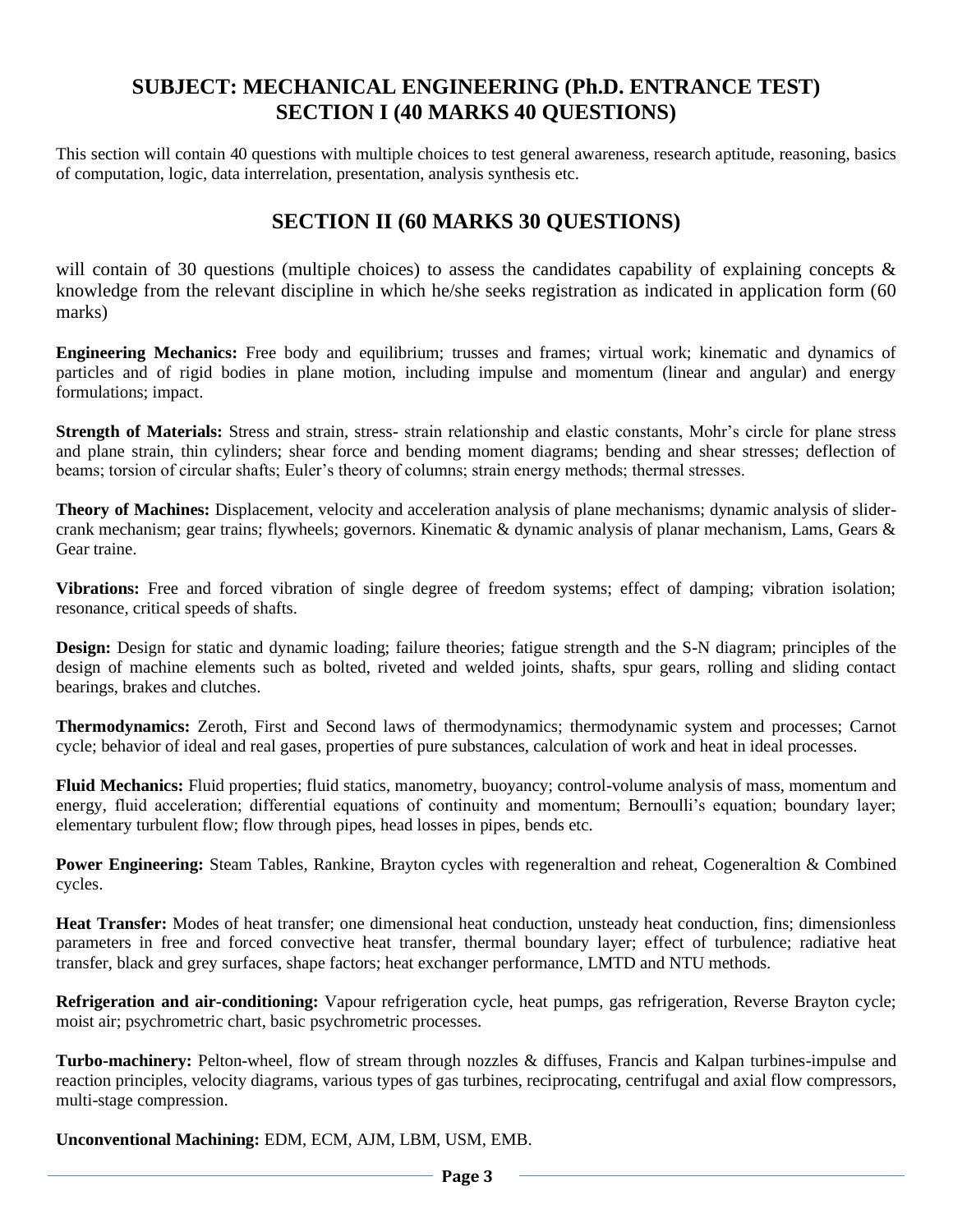## SUBJECT: MECHANICAL ENGINEERING (Ph.D. ENTRANCE TEST)
## SECTION I (40 MARKS 40 QUESTIONS)

This section will contain 40 questions with multiple choices to test general awareness, research aptitude, reasoning, basics of computation, logic, data interrelation, presentation, analysis synthesis etc.

## SECTION II (60 MARKS 30 QUESTIONS)

will contain of 30 questions (multiple choices) to assess the candidates capability of explaining concepts & knowledge from the relevant discipline in which he/she seeks registration as indicated in application form (60 marks)

**Engineering Mechanics:** Free body and equilibrium; trusses and frames; virtual work; kinematic and dynamics of particles and of rigid bodies in plane motion, including impulse and momentum (linear and angular) and energy formulations; impact.

**Strength of Materials:** Stress and strain, stress- strain relationship and elastic constants, Mohr's circle for plane stress and plane strain, thin cylinders; shear force and bending moment diagrams; bending and shear stresses; deflection of beams; torsion of circular shafts; Euler's theory of columns; strain energy methods; thermal stresses.

**Theory of Machines:** Displacement, velocity and acceleration analysis of plane mechanisms; dynamic analysis of slider-crank mechanism; gear trains; flywheels; governors. Kinematic & dynamic analysis of planar mechanism, Lams, Gears & Gear traine.

**Vibrations:** Free and forced vibration of single degree of freedom systems; effect of damping; vibration isolation; resonance, critical speeds of shafts.

**Design:** Design for static and dynamic loading; failure theories; fatigue strength and the S-N diagram; principles of the design of machine elements such as bolted, riveted and welded joints, shafts, spur gears, rolling and sliding contact bearings, brakes and clutches.

**Thermodynamics:** Zeroth, First and Second laws of thermodynamics; thermodynamic system and processes; Carnot cycle; behavior of ideal and real gases, properties of pure substances, calculation of work and heat in ideal processes.

**Fluid Mechanics:** Fluid properties; fluid statics, manometry, buoyancy; control-volume analysis of mass, momentum and energy, fluid acceleration; differential equations of continuity and momentum; Bernoulli's equation; boundary layer; elementary turbulent flow; flow through pipes, head losses in pipes, bends etc.

**Power Engineering:** Steam Tables, Rankine, Brayton cycles with regeneraltion and reheat, Cogeneraltion & Combined cycles.

**Heat Transfer:** Modes of heat transfer; one dimensional heat conduction, unsteady heat conduction, fins; dimensionless parameters in free and forced convective heat transfer, thermal boundary layer; effect of turbulence; radiative heat transfer, black and grey surfaces, shape factors; heat exchanger performance, LMTD and NTU methods.

**Refrigeration and air-conditioning:** Vapour refrigeration cycle, heat pumps, gas refrigeration, Reverse Brayton cycle; moist air; psychrometric chart, basic psychrometric processes.

**Turbo-machinery:** Pelton-wheel, flow of stream through nozzles & diffuses, Francis and Kalpan turbines-impulse and reaction principles, velocity diagrams, various types of gas turbines, reciprocating, centrifugal and axial flow compressors, multi-stage compression.

**Unconventional Machining:** EDM, ECM, AJM, LBM, USM, EMB.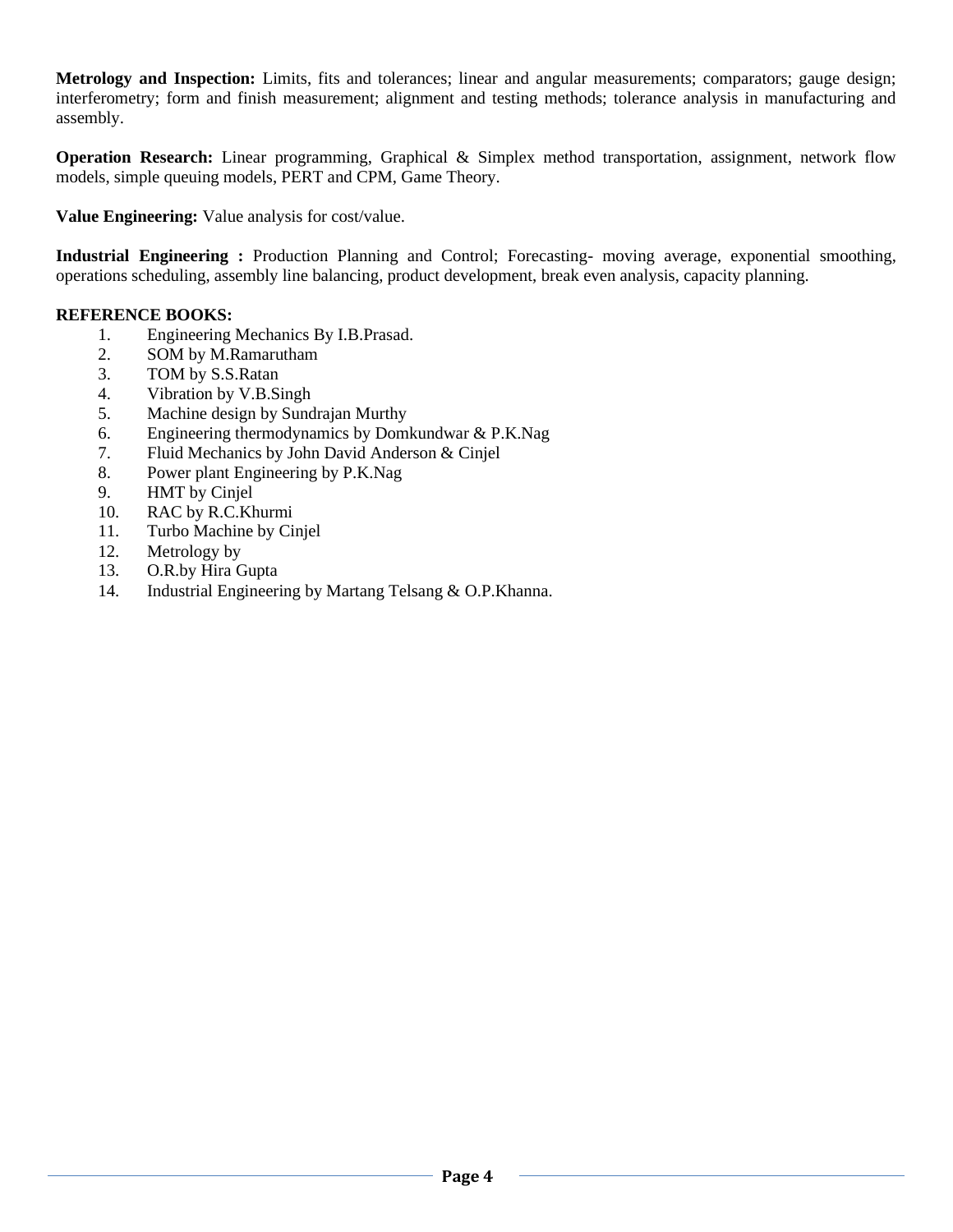**Metrology and Inspection:** Limits, fits and tolerances; linear and angular measurements; comparators; gauge design; interferometry; form and finish measurement; alignment and testing methods; tolerance analysis in manufacturing and assembly.

**Operation Research:** Linear programming, Graphical & Simplex method transportation, assignment, network flow models, simple queuing models, PERT and CPM, Game Theory.

**Value Engineering:** Value analysis for cost/value.

**Industrial Engineering :** Production Planning and Control; Forecasting- moving average, exponential smoothing, operations scheduling, assembly line balancing, product development, break even analysis, capacity planning.

**REFERENCE BOOKS:**

1. Engineering Mechanics By I.B.Prasad.
2. SOM by M.Ramarutham
3. TOM by S.S.Ratan
4. Vibration by V.B.Singh
5. Machine design by Sundrajan Murthy
6. Engineering thermodynamics by Domkundwar & P.K.Nag
7. Fluid Mechanics by John David Anderson & Cinjel
8. Power plant Engineering by P.K.Nag
9. HMT by Cinjel
10. RAC by R.C.Khurmi
11. Turbo Machine by Cinjel
12. Metrology by
13. O.R.by Hira Gupta
14. Industrial Engineering by Martang Telsang & O.P.Khanna.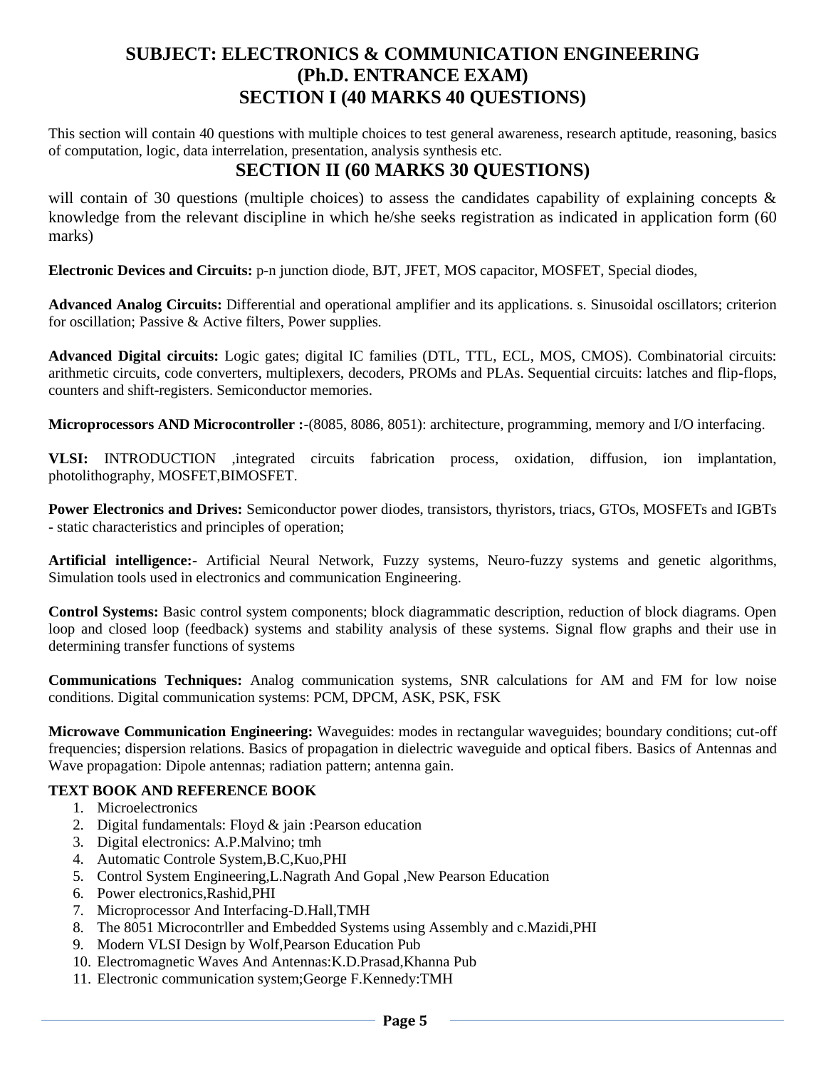# SUBJECT: ELECTRONICS & COMMUNICATION ENGINEERING (Ph.D. ENTRANCE EXAM)

## SECTION I (40 MARKS 40 QUESTIONS)

This section will contain 40 questions with multiple choices to test general awareness, research aptitude, reasoning, basics of computation, logic, data interrelation, presentation, analysis synthesis etc.

## SECTION II (60 MARKS 30 QUESTIONS)

will contain of 30 questions (multiple choices) to assess the candidates capability of explaining concepts & knowledge from the relevant discipline in which he/she seeks registration as indicated in application form (60 marks)

**Electronic Devices and Circuits:** p-n junction diode, BJT, JFET, MOS capacitor, MOSFET, Special diodes,

**Advanced Analog Circuits:** Differential and operational amplifier and its applications. s. Sinusoidal oscillators; criterion for oscillation; Passive & Active filters, Power supplies.

**Advanced Digital circuits:** Logic gates; digital IC families (DTL, TTL, ECL, MOS, CMOS). Combinatorial circuits: arithmetic circuits, code converters, multiplexers, decoders, PROMs and PLAs. Sequential circuits: latches and flip-flops, counters and shift-registers. Semiconductor memories.

**Microprocessors AND Microcontroller :**-(8085, 8086, 8051): architecture, programming, memory and I/O interfacing.

**VLSI:** INTRODUCTION ,integrated circuits fabrication process, oxidation, diffusion, ion implantation, photolithography, MOSFET,BIMOSFET.

**Power Electronics and Drives:** Semiconductor power diodes, transistors, thyristors, triacs, GTOs, MOSFETs and IGBTs - static characteristics and principles of operation;

**Artificial intelligence:-** Artificial Neural Network, Fuzzy systems, Neuro-fuzzy systems and genetic algorithms, Simulation tools used in electronics and communication Engineering.

**Control Systems:** Basic control system components; block diagrammatic description, reduction of block diagrams. Open loop and closed loop (feedback) systems and stability analysis of these systems. Signal flow graphs and their use in determining transfer functions of systems

**Communications Techniques:** Analog communication systems, SNR calculations for AM and FM for low noise conditions. Digital communication systems: PCM, DPCM, ASK, PSK, FSK

**Microwave Communication Engineering:** Waveguides: modes in rectangular waveguides; boundary conditions; cut-off frequencies; dispersion relations. Basics of propagation in dielectric waveguide and optical fibers. Basics of Antennas and Wave propagation: Dipole antennas; radiation pattern; antenna gain.

### TEXT BOOK AND REFERENCE BOOK

1. Microelectronics
2. Digital fundamentals: Floyd & jain :Pearson education
3. Digital electronics: A.P.Malvino; tmh
4. Automatic Controle System,B.C,Kuo,PHI
5. Control System Engineering,L.Nagrath And Gopal ,New Pearson Education
6. Power electronics,Rashid,PHI
7. Microprocessor And Interfacing-D.Hall,TMH
8. The 8051 Microcontrller and Embedded Systems using Assembly and c.Mazidi,PHI
9. Modern VLSI Design by Wolf,Pearson Education Pub
10. Electromagnetic Waves And Antennas:K.D.Prasad,Khanna Pub
11. Electronic communication system;George F.Kennedy:TMH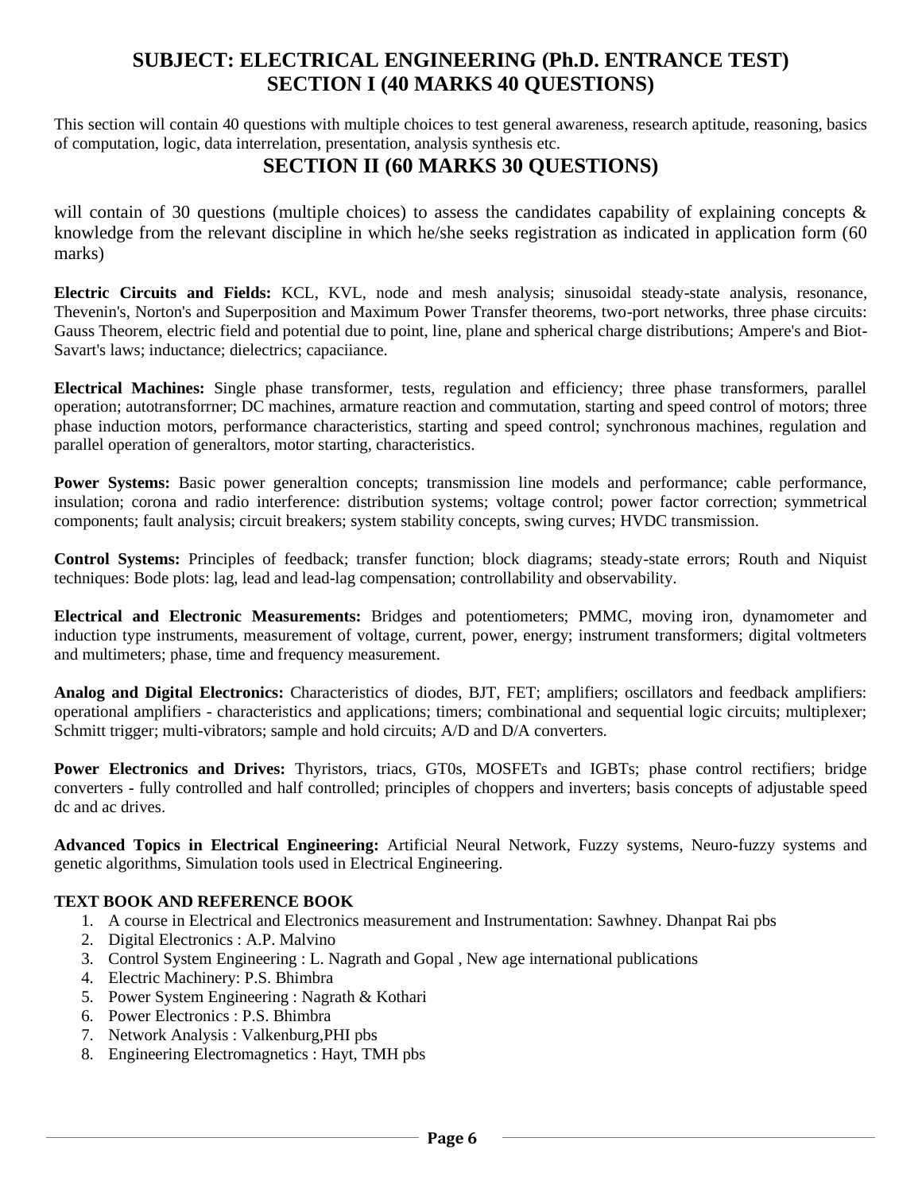# SUBJECT: ELECTRICAL ENGINEERING (Ph.D. ENTRANCE TEST)
# SECTION I (40 MARKS 40 QUESTIONS)

This section will contain 40 questions with multiple choices to test general awareness, research aptitude, reasoning, basics of computation, logic, data interrelation, presentation, analysis synthesis etc.

# SECTION II (60 MARKS 30 QUESTIONS)

will contain of 30 questions (multiple choices) to assess the candidates capability of explaining concepts & knowledge from the relevant discipline in which he/she seeks registration as indicated in application form (60 marks)

**Electric Circuits and Fields:** KCL, KVL, node and mesh analysis; sinusoidal steady-state analysis, resonance, Thevenin's, Norton's and Superposition and Maximum Power Transfer theorems, two-port networks, three phase circuits: Gauss Theorem, electric field and potential due to point, line, plane and spherical charge distributions; Ampere's and Biot-Savart's laws; inductance; dielectrics; capaciiance.

**Electrical Machines:** Single phase transformer, tests, regulation and efficiency; three phase transformers, parallel operation; autotransforrner; DC machines, armature reaction and commutation, starting and speed control of motors; three phase induction motors, performance characteristics, starting and speed control; synchronous machines, regulation and parallel operation of generaltors, motor starting, characteristics.

**Power Systems:** Basic power generaltion concepts; transmission line models and performance; cable performance, insulation; corona and radio interference: distribution systems; voltage control; power factor correction; symmetrical components; fault analysis; circuit breakers; system stability concepts, swing curves; HVDC transmission.

**Control Systems:** Principles of feedback; transfer function; block diagrams; steady-state errors; Routh and Niquist techniques: Bode plots: lag, lead and lead-lag compensation; controllability and observability.

**Electrical and Electronic Measurements:** Bridges and potentiometers; PMMC, moving iron, dynamometer and induction type instruments, measurement of voltage, current, power, energy; instrument transformers; digital voltmeters and multimeters; phase, time and frequency measurement.

**Analog and Digital Electronics:** Characteristics of diodes, BJT, FET; amplifiers; oscillators and feedback amplifiers: operational amplifiers - characteristics and applications; timers; combinational and sequential logic circuits; multiplexer; Schmitt trigger; multi-vibrators; sample and hold circuits; A/D and D/A converters.

**Power Electronics and Drives:** Thyristors, triacs, GT0s, MOSFETs and IGBTs; phase control rectifiers; bridge converters - fully controlled and half controlled; principles of choppers and inverters; basis concepts of adjustable speed dc and ac drives.

**Advanced Topics in Electrical Engineering:** Artificial Neural Network, Fuzzy systems, Neuro-fuzzy systems and genetic algorithms, Simulation tools used in Electrical Engineering.

**TEXT BOOK AND REFERENCE BOOK**

1. A course in Electrical and Electronics measurement and Instrumentation: Sawhney. Dhanpat Rai pbs
2. Digital Electronics : A.P. Malvino
3. Control System Engineering : L. Nagrath and Gopal , New age international publications
4. Electric Machinery: P.S. Bhimbra
5. Power System Engineering : Nagrath & Kothari
6. Power Electronics : P.S. Bhimbra
7. Network Analysis : Valkenburg,PHI pbs
8. Engineering Electromagnetics : Hayt, TMH pbs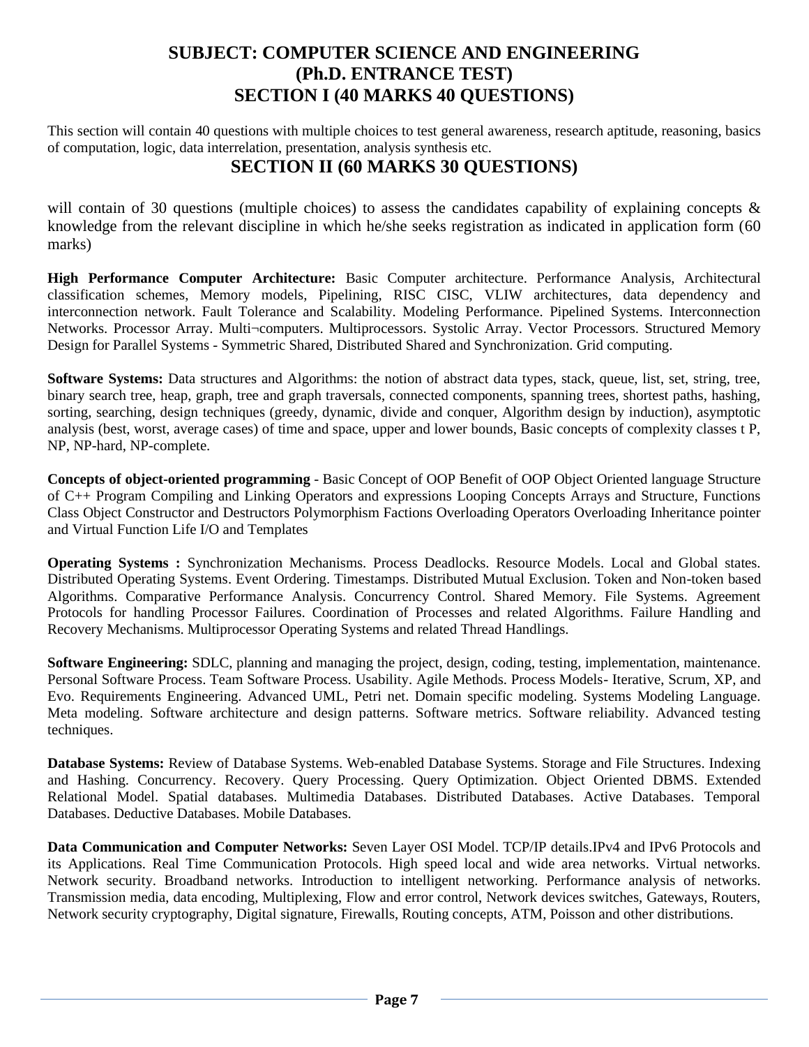# SUBJECT: COMPUTER SCIENCE AND ENGINEERING
# (Ph.D. ENTRANCE TEST)
## SECTION I (40 MARKS 40 QUESTIONS)

This section will contain 40 questions with multiple choices to test general awareness, research aptitude, reasoning, basics of computation, logic, data interrelation, presentation, analysis synthesis etc.

## SECTION II (60 MARKS 30 QUESTIONS)

will contain of 30 questions (multiple choices) to assess the candidates capability of explaining concepts & knowledge from the relevant discipline in which he/she seeks registration as indicated in application form (60 marks)

**High Performance Computer Architecture:** Basic Computer architecture. Performance Analysis, Architectural classification schemes, Memory models, Pipelining, RISC CISC, VLIW architectures, data dependency and interconnection network. Fault Tolerance and Scalability. Modeling Performance. Pipelined Systems. Interconnection Networks. Processor Array. Multi¬computers. Multiprocessors. Systolic Array. Vector Processors. Structured Memory Design for Parallel Systems - Symmetric Shared, Distributed Shared and Synchronization. Grid computing.

**Software Systems:** Data structures and Algorithms: the notion of abstract data types, stack, queue, list, set, string, tree, binary search tree, heap, graph, tree and graph traversals, connected components, spanning trees, shortest paths, hashing, sorting, searching, design techniques (greedy, dynamic, divide and conquer, Algorithm design by induction), asymptotic analysis (best, worst, average cases) of time and space, upper and lower bounds, Basic concepts of complexity classes t P, NP, NP-hard, NP-complete.

**Concepts of object-oriented programming** - Basic Concept of OOP Benefit of OOP Object Oriented language Structure of C++ Program Compiling and Linking Operators and expressions Looping Concepts Arrays and Structure, Functions Class Object Constructor and Destructors Polymorphism Factions Overloading Operators Overloading Inheritance pointer and Virtual Function Life I/O and Templates

**Operating Systems :** Synchronization Mechanisms. Process Deadlocks. Resource Models. Local and Global states. Distributed Operating Systems. Event Ordering. Timestamps. Distributed Mutual Exclusion. Token and Non-token based Algorithms. Comparative Performance Analysis. Concurrency Control. Shared Memory. File Systems. Agreement Protocols for handling Processor Failures. Coordination of Processes and related Algorithms. Failure Handling and Recovery Mechanisms. Multiprocessor Operating Systems and related Thread Handlings.

**Software Engineering:** SDLC, planning and managing the project, design, coding, testing, implementation, maintenance. Personal Software Process. Team Software Process. Usability. Agile Methods. Process Models- Iterative, Scrum, XP, and Evo. Requirements Engineering. Advanced UML, Petri net. Domain specific modeling. Systems Modeling Language. Meta modeling. Software architecture and design patterns. Software metrics. Software reliability. Advanced testing techniques.

**Database Systems:** Review of Database Systems. Web-enabled Database Systems. Storage and File Structures. Indexing and Hashing. Concurrency. Recovery. Query Processing. Query Optimization. Object Oriented DBMS. Extended Relational Model. Spatial databases. Multimedia Databases. Distributed Databases. Active Databases. Temporal Databases. Deductive Databases. Mobile Databases.

**Data Communication and Computer Networks:** Seven Layer OSI Model. TCP/IP details.IPv4 and IPv6 Protocols and its Applications. Real Time Communication Protocols. High speed local and wide area networks. Virtual networks. Network security. Broadband networks. Introduction to intelligent networking. Performance analysis of networks. Transmission media, data encoding, Multiplexing, Flow and error control, Network devices switches, Gateways, Routers, Network security cryptography, Digital signature, Firewalls, Routing concepts, ATM, Poisson and other distributions.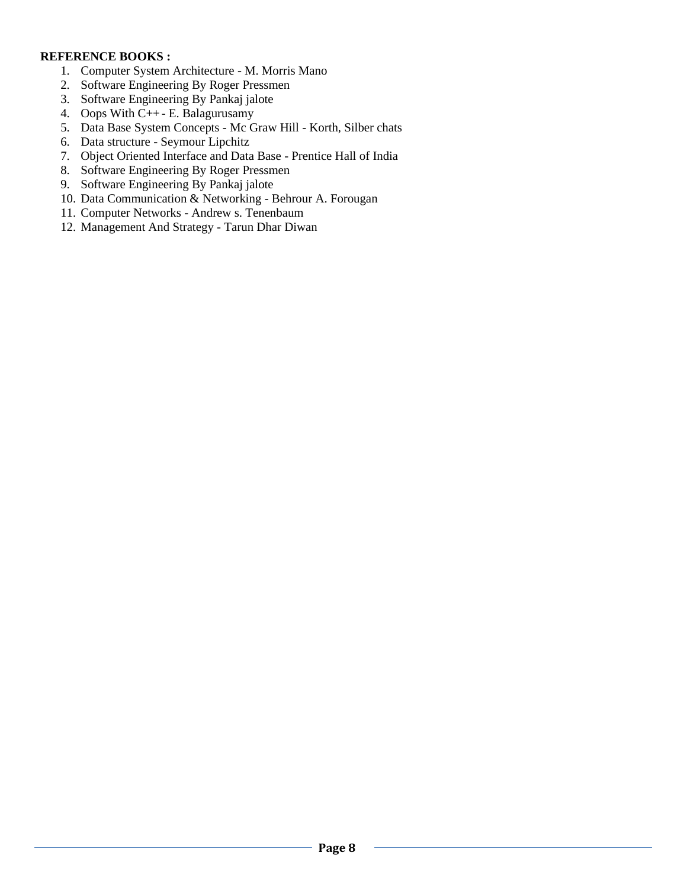**REFERENCE BOOKS :**

1. Computer System Architecture - M. Morris Mano
2. Software Engineering By Roger Pressmen
3. Software Engineering By Pankaj jalote
4. Oops With C++ - E. Balagurusamy
5. Data Base System Concepts - Mc Graw Hill - Korth, Silber chats
6. Data structure - Seymour Lipchitz
7. Object Oriented Interface and Data Base - Prentice Hall of India
8. Software Engineering By Roger Pressmen
9. Software Engineering By Pankaj jalote
10. Data Communication & Networking - Behrour A. Forougan
11. Computer Networks - Andrew s. Tenenbaum
12. Management And Strategy - Tarun Dhar Diwan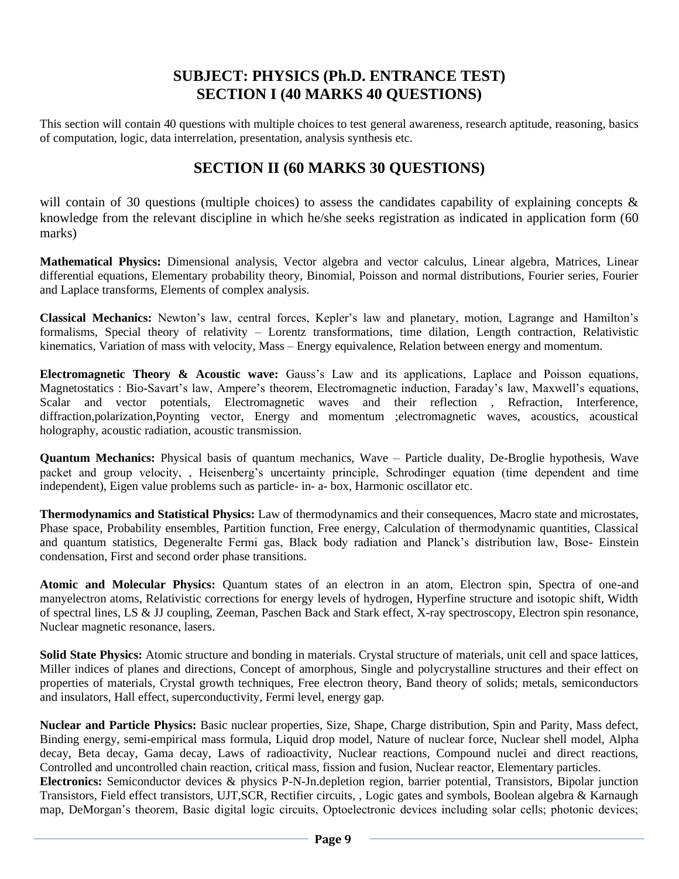## SUBJECT: PHYSICS (Ph.D. ENTRANCE TEST)
## SECTION I (40 MARKS 40 QUESTIONS)

This section will contain 40 questions with multiple choices to test general awareness, research aptitude, reasoning, basics of computation, logic, data interrelation, presentation, analysis synthesis etc.

## SECTION II (60 MARKS 30 QUESTIONS)

will contain of 30 questions (multiple choices) to assess the candidates capability of explaining concepts & knowledge from the relevant discipline in which he/she seeks registration as indicated in application form (60 marks)

**Mathematical Physics:** Dimensional analysis, Vector algebra and vector calculus, Linear algebra, Matrices, Linear differential equations, Elementary probability theory, Binomial, Poisson and normal distributions, Fourier series, Fourier and Laplace transforms, Elements of complex analysis.

**Classical Mechanics:** Newton's law, central forces, Kepler's law and planetary, motion, Lagrange and Hamilton's formalisms, Special theory of relativity – Lorentz transformations, time dilation, Length contraction, Relativistic kinematics, Variation of mass with velocity, Mass – Energy equivalence, Relation between energy and momentum.

**Electromagnetic Theory & Acoustic wave:** Gauss's Law and its applications, Laplace and Poisson equations, Magnetostatics : Bio-Savart's law, Ampere's theorem, Electromagnetic induction, Faraday's law, Maxwell's equations, Scalar and vector potentials, Electromagnetic waves and their reflection , Refraction, Interference, diffraction,polarization,Poynting vector, Energy and momentum ;electromagnetic waves, acoustics, acoustical holography, acoustic radiation, acoustic transmission.

**Quantum Mechanics:** Physical basis of quantum mechanics, Wave – Particle duality, De-Broglie hypothesis, Wave packet and group velocity, , Heisenberg's uncertainty principle, Schrodinger equation (time dependent and time independent), Eigen value problems such as particle- in- a- box, Harmonic oscillator etc.

**Thermodynamics and Statistical Physics:** Law of thermodynamics and their consequences, Macro state and microstates, Phase space, Probability ensembles, Partition function, Free energy, Calculation of thermodynamic quantities, Classical and quantum statistics, Degeneralte Fermi gas, Black body radiation and Planck's distribution law, Bose- Einstein condensation, First and second order phase transitions.

**Atomic and Molecular Physics:** Quantum states of an electron in an atom, Electron spin, Spectra of one-and manyelectron atoms, Relativistic corrections for energy levels of hydrogen, Hyperfine structure and isotopic shift, Width of spectral lines, LS & JJ coupling, Zeeman, Paschen Back and Stark effect, X-ray spectroscopy, Electron spin resonance, Nuclear magnetic resonance, lasers.

**Solid State Physics:** Atomic structure and bonding in materials. Crystal structure of materials, unit cell and space lattices, Miller indices of planes and directions, Concept of amorphous, Single and polycrystalline structures and their effect on properties of materials, Crystal growth techniques, Free electron theory, Band theory of solids; metals, semiconductors and insulators, Hall effect, superconductivity, Fermi level, energy gap.

**Nuclear and Particle Physics:** Basic nuclear properties, Size, Shape, Charge distribution, Spin and Parity, Mass defect, Binding energy, semi-empirical mass formula, Liquid drop model, Nature of nuclear force, Nuclear shell model, Alpha decay, Beta decay, Gama decay, Laws of radioactivity, Nuclear reactions, Compound nuclei and direct reactions, Controlled and uncontrolled chain reaction, critical mass, fission and fusion, Nuclear reactor, Elementary particles.

**Electronics:** Semiconductor devices & physics P-N-Jn.depletion region, barrier potential, Transistors, Bipolar junction Transistors, Field effect transistors, UJT,SCR, Rectifier circuits, , Logic gates and symbols, Boolean algebra & Karnaugh map, DeMorgan's theorem, Basic digital logic circuits, Optoelectronic devices including solar cells; photonic devices;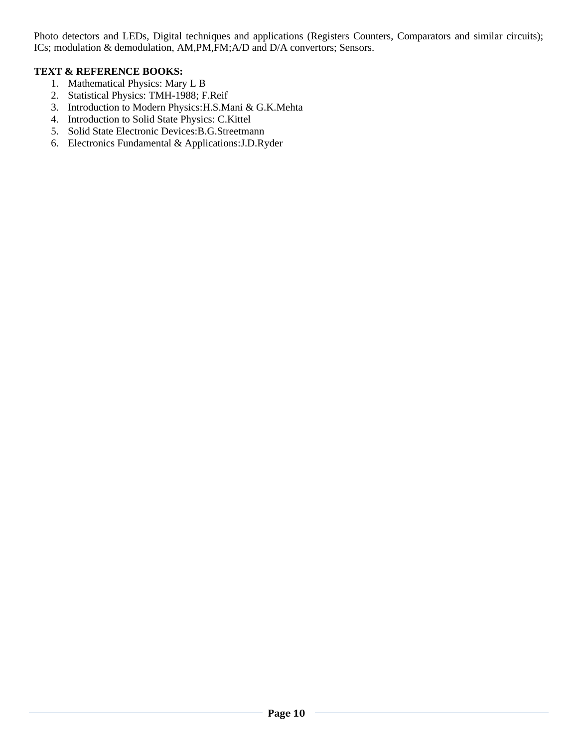Photo detectors and LEDs, Digital techniques and applications (Registers Counters, Comparators and similar circuits); ICs; modulation & demodulation, AM,PM,FM;A/D and D/A convertors; Sensors.

**TEXT & REFERENCE BOOKS:**

1. Mathematical Physics: Mary L B
2. Statistical Physics: TMH-1988; F.Reif
3. Introduction to Modern Physics:H.S.Mani & G.K.Mehta
4. Introduction to Solid State Physics: C.Kittel
5. Solid State Electronic Devices:B.G.Streetmann
6. Electronics Fundamental & Applications:J.D.Ryder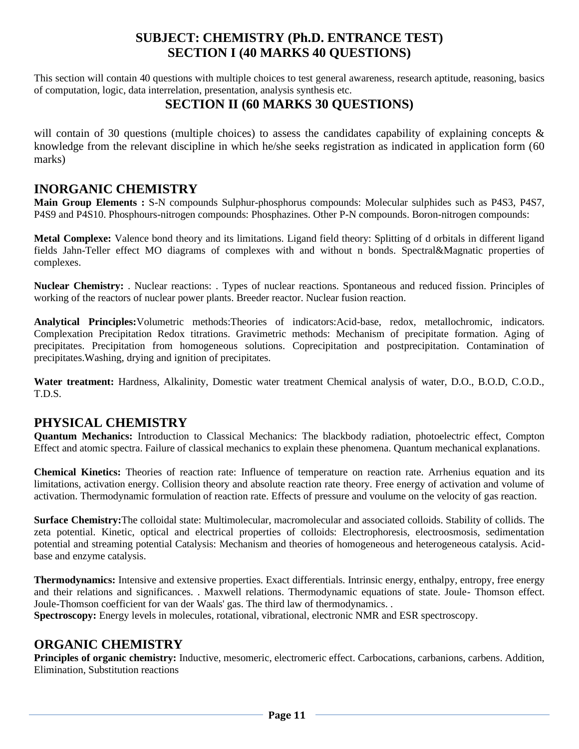## SUBJECT: CHEMISTRY (Ph.D. ENTRANCE TEST)
## SECTION I (40 MARKS 40 QUESTIONS)

This section will contain 40 questions with multiple choices to test general awareness, research aptitude, reasoning, basics of computation, logic, data interrelation, presentation, analysis synthesis etc.

## SECTION II (60 MARKS 30 QUESTIONS)

will contain of 30 questions (multiple choices) to assess the candidates capability of explaining concepts & knowledge from the relevant discipline in which he/she seeks registration as indicated in application form (60 marks)

## INORGANIC CHEMISTRY

**Main Group Elements :** S-N compounds Sulphur-phosphorus compounds: Molecular sulphides such as $P_4S_3$, $P_4S_7$, $P_4S_9$ and $P_4S_{10}$. Phosphours-nitrogen compounds: Phosphazines. Other P-N compounds. Boron-nitrogen compounds:

**Metal Complexe:** Valence bond theory and its limitations. Ligand field theory: Splitting of d orbitals in different ligand fields Jahn-Teller effect MO diagrams of complexes with and without n bonds. Spectral&Magnatic properties of complexes.

**Nuclear Chemistry:** . Nuclear reactions: . Types of nuclear reactions. Spontaneous and reduced fission. Principles of working of the reactors of nuclear power plants. Breeder reactor. Nuclear fusion reaction.

**Analytical Principles:**Volumetric methods:Theories of indicators:Acid-base, redox, metallochromic, indicators. Complexation Precipitation Redox titrations. Gravimetric methods: Mechanism of precipitate formation. Aging of precipitates. Precipitation from homogeneous solutions. Coprecipitation and postprecipitation. Contamination of precipitates.Washing, drying and ignition of precipitates.

**Water treatment:** Hardness, Alkalinity, Domestic water treatment Chemical analysis of water, D.O., B.O.D, C.O.D., T.D.S.

## PHYSICAL CHEMISTRY

**Quantum Mechanics:** Introduction to Classical Mechanics: The blackbody radiation, photoelectric effect, Compton Effect and atomic spectra. Failure of classical mechanics to explain these phenomena. Quantum mechanical explanations.

**Chemical Kinetics:** Theories of reaction rate: Influence of temperature on reaction rate. Arrhenius equation and its limitations, activation energy. Collision theory and absolute reaction rate theory. Free energy of activation and volume of activation. Thermodynamic formulation of reaction rate. Effects of pressure and voulume on the velocity of gas reaction.

**Surface Chemistry:**The colloidal state: Multimolecular, macromolecular and associated colloids. Stability of collids. The zeta potential. Kinetic, optical and electrical properties of colloids: Electrophoresis, electroosmosis, sedimentation potential and streaming potential Catalysis: Mechanism and theories of homogeneous and heterogeneous catalysis. Acid-base and enzyme catalysis.

**Thermodynamics:** Intensive and extensive properties. Exact differentials. Intrinsic energy, enthalpy, entropy, free energy and their relations and significances. . Maxwell relations. Thermodynamic equations of state. Joule- Thomson effect. Joule-Thomson coefficient for van der Waals' gas. The third law of thermodynamics. .

**Spectroscopy:** Energy levels in molecules, rotational, vibrational, electronic NMR and ESR spectroscopy.

## ORGANIC CHEMISTRY

**Principles of organic chemistry:** Inductive, mesomeric, electromeric effect. Carbocations, carbanions, carbens. Addition, Elimination, Substitution reactions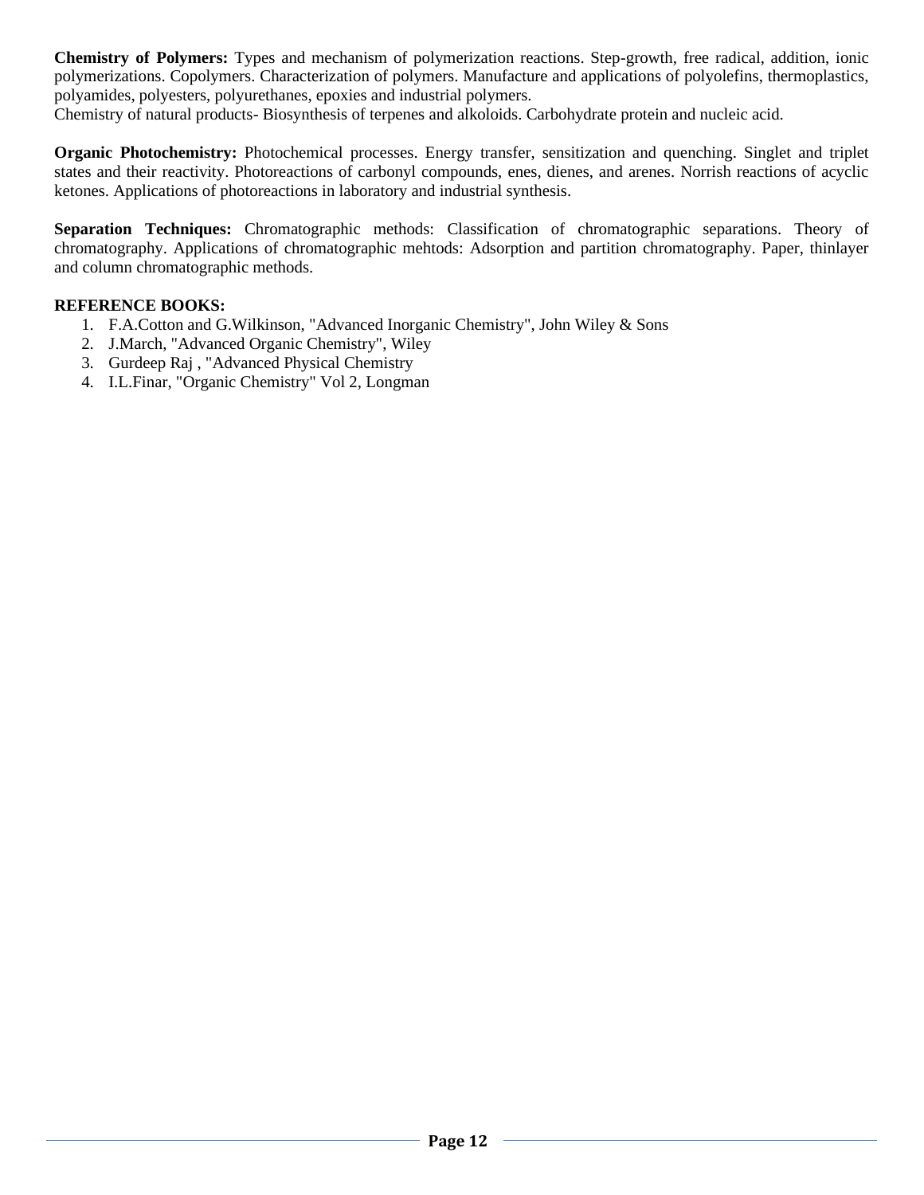**Chemistry of Polymers:** Types and mechanism of polymerization reactions. Step-growth, free radical, addition, ionic polymerizations. Copolymers. Characterization of polymers. Manufacture and applications of polyolefins, thermoplastics, polyamides, polyesters, polyurethanes, epoxies and industrial polymers.
Chemistry of natural products- Biosynthesis of terpenes and alkoloids. Carbohydrate protein and nucleic acid.

**Organic Photochemistry:** Photochemical processes. Energy transfer, sensitization and quenching. Singlet and triplet states and their reactivity. Photoreactions of carbonyl compounds, enes, dienes, and arenes. Norrish reactions of acyclic ketones. Applications of photoreactions in laboratory and industrial synthesis.

**Separation Techniques:** Chromatographic methods: Classification of chromatographic separations. Theory of chromatography. Applications of chromatographic mehtods: Adsorption and partition chromatography. Paper, thinlayer and column chromatographic methods.

**REFERENCE BOOKS:**

1. F.A.Cotton and G.Wilkinson, "Advanced Inorganic Chemistry", John Wiley & Sons
2. J.March, "Advanced Organic Chemistry", Wiley
3. Gurdeep Raj , "Advanced Physical Chemistry
4. I.L.Finar, "Organic Chemistry" Vol 2, Longman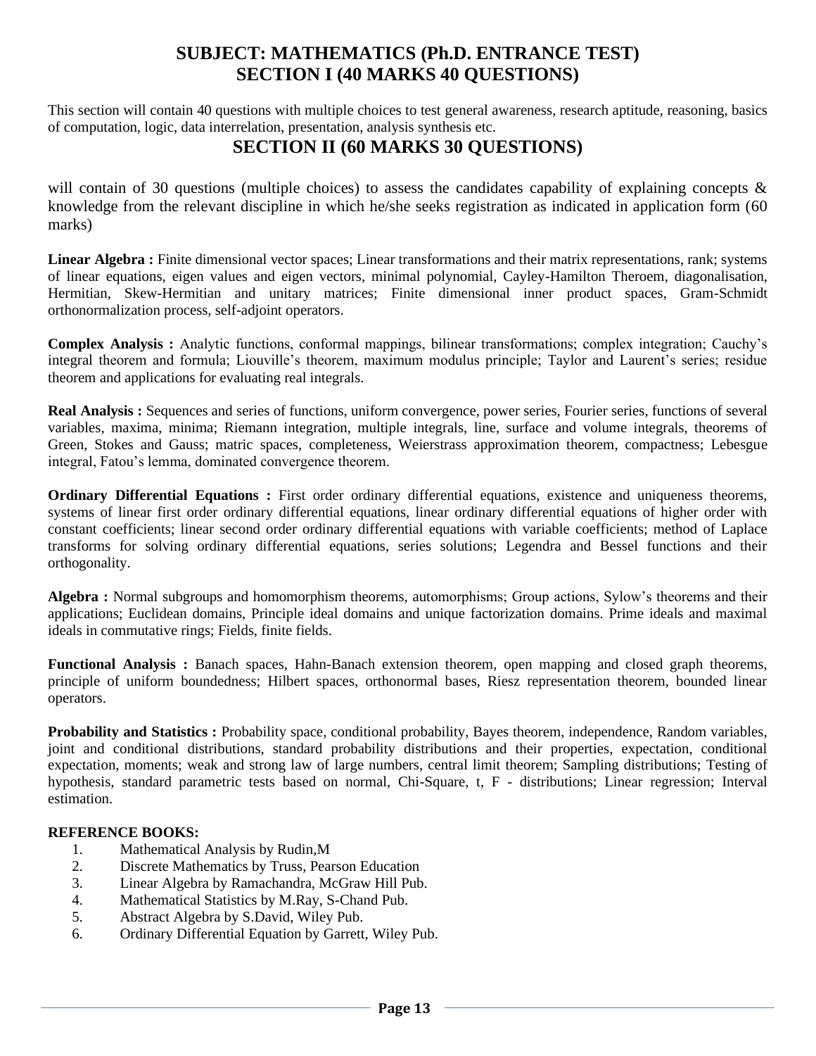# SUBJECT: MATHEMATICS (Ph.D. ENTRANCE TEST)
# SECTION I (40 MARKS 40 QUESTIONS)

This section will contain 40 questions with multiple choices to test general awareness, research aptitude, reasoning, basics of computation, logic, data interrelation, presentation, analysis synthesis etc.

# SECTION II (60 MARKS 30 QUESTIONS)

will contain of 30 questions (multiple choices) to assess the candidates capability of explaining concepts & knowledge from the relevant discipline in which he/she seeks registration as indicated in application form (60 marks)

**Linear Algebra :** Finite dimensional vector spaces; Linear transformations and their matrix representations, rank; systems of linear equations, eigen values and eigen vectors, minimal polynomial, Cayley-Hamilton Theroem, diagonalisation, Hermitian, Skew-Hermitian and unitary matrices; Finite dimensional inner product spaces, Gram-Schmidt orthonormalization process, self-adjoint operators.

**Complex Analysis :** Analytic functions, conformal mappings, bilinear transformations; complex integration; Cauchy's integral theorem and formula; Liouville's theorem, maximum modulus principle; Taylor and Laurent's series; residue theorem and applications for evaluating real integrals.

**Real Analysis :** Sequences and series of functions, uniform convergence, power series, Fourier series, functions of several variables, maxima, minima; Riemann integration, multiple integrals, line, surface and volume integrals, theorems of Green, Stokes and Gauss; matric spaces, completeness, Weierstrass approximation theorem, compactness; Lebesgue integral, Fatou's lemma, dominated convergence theorem.

**Ordinary Differential Equations :** First order ordinary differential equations, existence and uniqueness theorems, systems of linear first order ordinary differential equations, linear ordinary differential equations of higher order with constant coefficients; linear second order ordinary differential equations with variable coefficients; method of Laplace transforms for solving ordinary differential equations, series solutions; Legendra and Bessel functions and their orthogonality.

**Algebra :** Normal subgroups and homomorphism theorems, automorphisms; Group actions, Sylow's theorems and their applications; Euclidean domains, Principle ideal domains and unique factorization domains. Prime ideals and maximal ideals in commutative rings; Fields, finite fields.

**Functional Analysis :** Banach spaces, Hahn-Banach extension theorem, open mapping and closed graph theorems, principle of uniform boundedness; Hilbert spaces, orthonormal bases, Riesz representation theorem, bounded linear operators.

**Probability and Statistics :** Probability space, conditional probability, Bayes theorem, independence, Random variables, joint and conditional distributions, standard probability distributions and their properties, expectation, conditional expectation, moments; weak and strong law of large numbers, central limit theorem; Sampling distributions; Testing of hypothesis, standard parametric tests based on normal, Chi-Square, t, F - distributions; Linear regression; Interval estimation.

**REFERENCE BOOKS:**

1. Mathematical Analysis by Rudin,M
2. Discrete Mathematics by Truss, Pearson Education
3. Linear Algebra by Ramachandra, McGraw Hill Pub.
4. Mathematical Statistics by M.Ray, S-Chand Pub.
5. Abstract Algebra by S.David, Wiley Pub.
6. Ordinary Differential Equation by Garrett, Wiley Pub.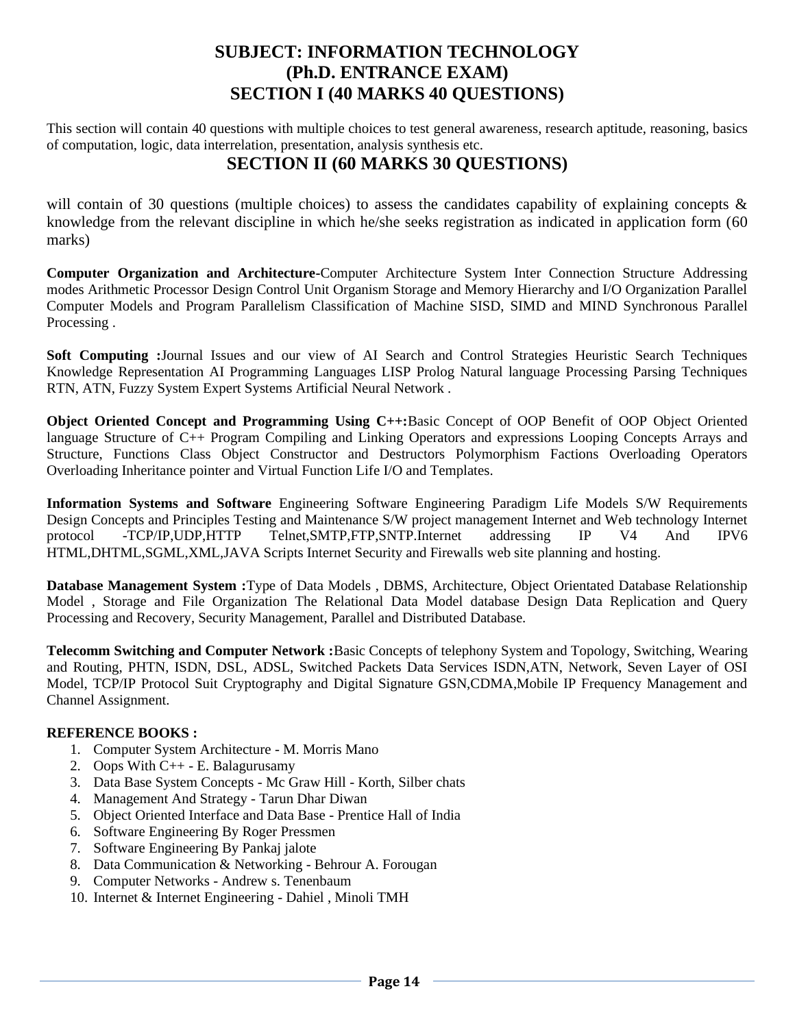# SUBJECT: INFORMATION TECHNOLOGY
# (Ph.D. ENTRANCE EXAM)
## SECTION I (40 MARKS 40 QUESTIONS)

This section will contain 40 questions with multiple choices to test general awareness, research aptitude, reasoning, basics of computation, logic, data interrelation, presentation, analysis synthesis etc.

## SECTION II (60 MARKS 30 QUESTIONS)

will contain of 30 questions (multiple choices) to assess the candidates capability of explaining concepts & knowledge from the relevant discipline in which he/she seeks registration as indicated in application form (60 marks)

**Computer Organization and Architecture-**Computer Architecture System Inter Connection Structure Addressing modes Arithmetic Processor Design Control Unit Organism Storage and Memory Hierarchy and I/O Organization Parallel Computer Models and Program Parallelism Classification of Machine SISD, SIMD and MIND Synchronous Parallel Processing .

**Soft Computing :**Journal Issues and our view of AI Search and Control Strategies Heuristic Search Techniques Knowledge Representation AI Programming Languages LISP Prolog Natural language Processing Parsing Techniques RTN, ATN, Fuzzy System Expert Systems Artificial Neural Network .

**Object Oriented Concept and Programming Using C++:**Basic Concept of OOP Benefit of OOP Object Oriented language Structure of C++ Program Compiling and Linking Operators and expressions Looping Concepts Arrays and Structure, Functions Class Object Constructor and Destructors Polymorphism Factions Overloading Operators Overloading Inheritance pointer and Virtual Function Life I/O and Templates.

**Information Systems and Software** Engineering Software Engineering Paradigm Life Models S/W Requirements Design Concepts and Principles Testing and Maintenance S/W project management Internet and Web technology Internet protocol -TCP/IP,UDP,HTTP Telnet,SMTP,FTP,SNTP.Internet addressing IP V4 And IPV6 HTML,DHTML,SGML,XML,JAVA Scripts Internet Security and Firewalls web site planning and hosting.

**Database Management System :**Type of Data Models , DBMS, Architecture, Object Orientated Database Relationship Model , Storage and File Organization The Relational Data Model database Design Data Replication and Query Processing and Recovery, Security Management, Parallel and Distributed Database.

**Telecomm Switching and Computer Network :**Basic Concepts of telephony System and Topology, Switching, Wearing and Routing, PHTN, ISDN, DSL, ADSL, Switched Packets Data Services ISDN,ATN, Network, Seven Layer of OSI Model, TCP/IP Protocol Suit Cryptography and Digital Signature GSN,CDMA,Mobile IP Frequency Management and Channel Assignment.

**REFERENCE BOOKS :**

1. Computer System Architecture - M. Morris Mano
2. Oops With C++ - E. Balagurusamy
3. Data Base System Concepts - Mc Graw Hill - Korth, Silber chats
4. Management And Strategy - Tarun Dhar Diwan
5. Object Oriented Interface and Data Base - Prentice Hall of India
6. Software Engineering By Roger Pressmen
7. Software Engineering By Pankaj jalote
8. Data Communication & Networking - Behrour A. Forougan
9. Computer Networks - Andrew s. Tenenbaum
10. Internet & Internet Engineering - Dahiel , Minoli TMH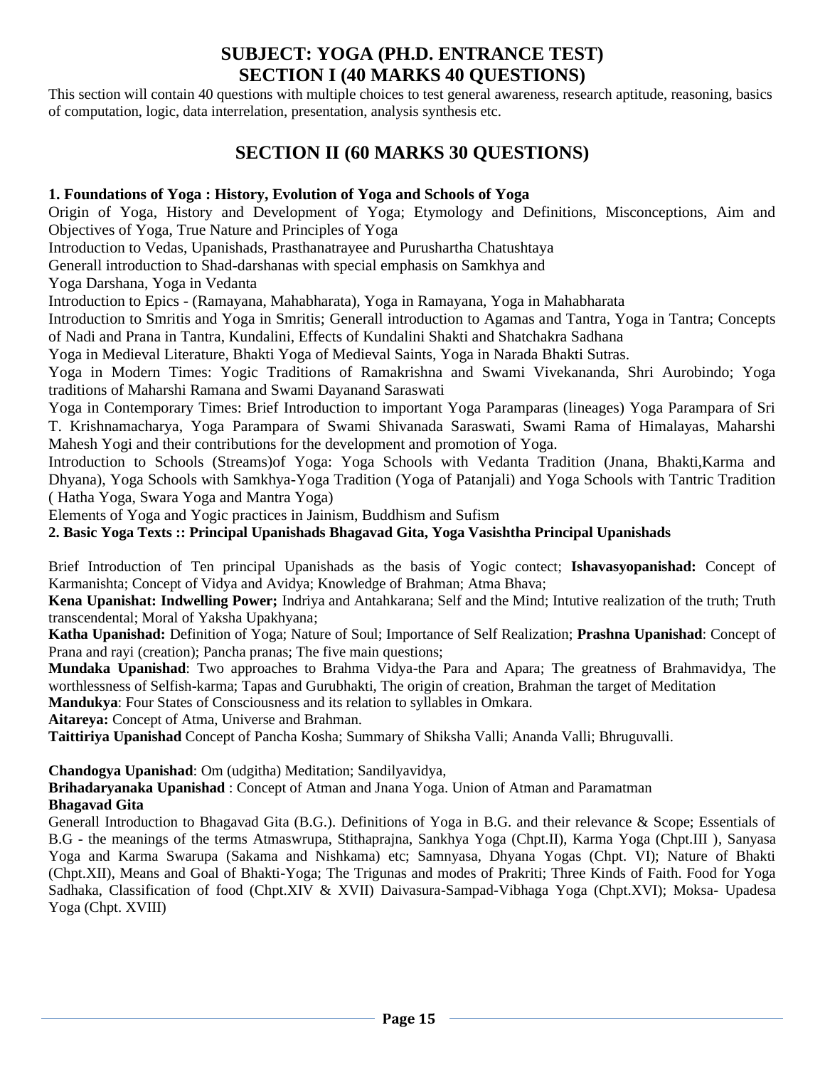# SUBJECT: YOGA (PH.D. ENTRANCE TEST)

# SECTION I (40 MARKS 40 QUESTIONS)

This section will contain 40 questions with multiple choices to test general awareness, research aptitude, reasoning, basics of computation, logic, data interrelation, presentation, analysis synthesis etc.

# SECTION II (60 MARKS 30 QUESTIONS)

**1. Foundations of Yoga : History, Evolution of Yoga and Schools of Yoga**

Origin of Yoga, History and Development of Yoga; Etymology and Definitions, Misconceptions, Aim and Objectives of Yoga, True Nature and Principles of Yoga

Introduction to Vedas, Upanishads, Prasthanatrayee and Purushartha Chatushtaya

Generall introduction to Shad-darshanas with special emphasis on Samkhya and

Yoga Darshana, Yoga in Vedanta

Introduction to Epics - (Ramayana, Mahabharata), Yoga in Ramayana, Yoga in Mahabharata

Introduction to Smritis and Yoga in Smritis; Generall introduction to Agamas and Tantra, Yoga in Tantra; Concepts of Nadi and Prana in Tantra, Kundalini, Effects of Kundalini Shakti and Shatchakra Sadhana

Yoga in Medieval Literature, Bhakti Yoga of Medieval Saints, Yoga in Narada Bhakti Sutras.

Yoga in Modern Times: Yogic Traditions of Ramakrishna and Swami Vivekananda, Shri Aurobindo; Yoga traditions of Maharshi Ramana and Swami Dayanand Saraswati

Yoga in Contemporary Times: Brief Introduction to important Yoga Paramparas (lineages) Yoga Parampara of Sri T. Krishnamacharya, Yoga Parampara of Swami Shivanada Saraswati, Swami Rama of Himalayas, Maharshi Mahesh Yogi and their contributions for the development and promotion of Yoga.

Introduction to Schools (Streams)of Yoga: Yoga Schools with Vedanta Tradition (Jnana, Bhakti,Karma and Dhyana), Yoga Schools with Samkhya-Yoga Tradition (Yoga of Patanjali) and Yoga Schools with Tantric Tradition ( Hatha Yoga, Swara Yoga and Mantra Yoga)

Elements of Yoga and Yogic practices in Jainism, Buddhism and Sufism

**2. Basic Yoga Texts :: Principal Upanishads Bhagavad Gita, Yoga Vasishtha Principal Upanishads**

Brief Introduction of Ten principal Upanishads as the basis of Yogic contect; **Ishavasyopanishad:** Concept of Karmanishta; Concept of Vidya and Avidya; Knowledge of Brahman; Atma Bhava;

**Kena Upanishat: Indwelling Power;** Indriya and Antahkarana; Self and the Mind; Intutive realization of the truth; Truth transcendental; Moral of Yaksha Upakhyana;

**Katha Upanishad:** Definition of Yoga; Nature of Soul; Importance of Self Realization; **Prashna Upanishad**: Concept of Prana and rayi (creation); Pancha pranas; The five main questions;

**Mundaka Upanishad**: Two approaches to Brahma Vidya-the Para and Apara; The greatness of Brahmavidya, The worthlessness of Selfish-karma; Tapas and Gurubhakti, The origin of creation, Brahman the target of Meditation

**Mandukya**: Four States of Consciousness and its relation to syllables in Omkara.

**Aitareya:** Concept of Atma, Universe and Brahman.

**Taittiriya Upanishad** Concept of Pancha Kosha; Summary of Shiksha Valli; Ananda Valli; Bhruguvalli.

**Chandogya Upanishad**: Om (udgitha) Meditation; Sandilyavidya,

**Brihadaryanaka Upanishad** : Concept of Atman and Jnana Yoga. Union of Atman and Paramatman

**Bhagavad Gita**

Generall Introduction to Bhagavad Gita (B.G.). Definitions of Yoga in B.G. and their relevance & Scope; Essentials of B.G - the meanings of the terms Atmaswrupa, Stithaprajna, Sankhya Yoga (Chpt.II), Karma Yoga (Chpt.III ), Sanyasa Yoga and Karma Swarupa (Sakama and Nishkama) etc; Samnyasa, Dhyana Yogas (Chpt. VI); Nature of Bhakti (Chpt.XII), Means and Goal of Bhakti-Yoga; The Trigunas and modes of Prakriti; Three Kinds of Faith. Food for Yoga Sadhaka, Classification of food (Chpt.XIV & XVII) Daivasura-Sampad-Vibhaga Yoga (Chpt.XVI); Moksa- Upadesa Yoga (Chpt. XVIII)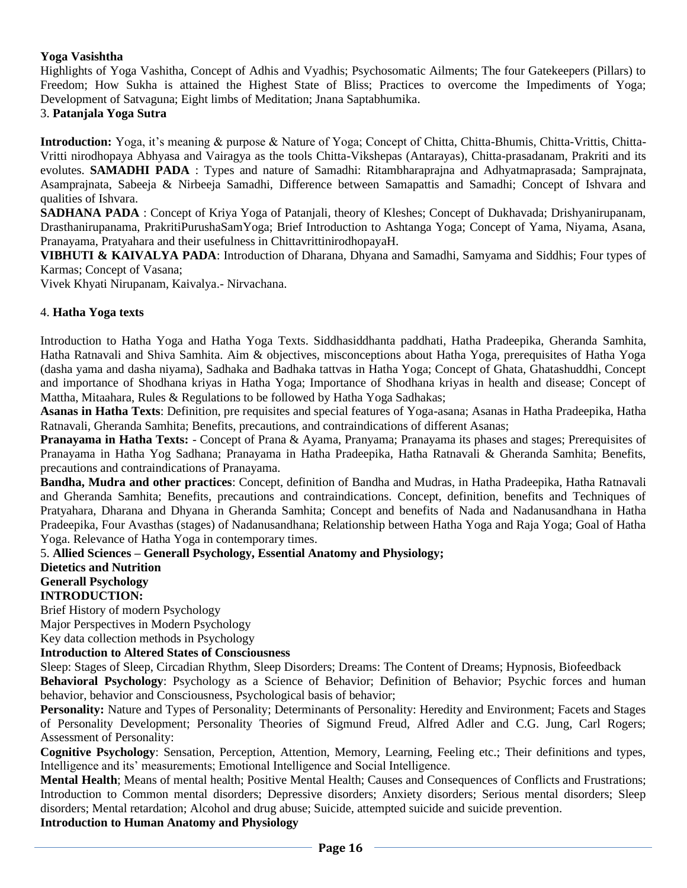**Yoga Vasishtha**

Highlights of Yoga Vashitha, Concept of Adhis and Vyadhis; Psychosomatic Ailments; The four Gatekeepers (Pillars) to Freedom; How Sukha is attained the Highest State of Bliss; Practices to overcome the Impediments of Yoga; Development of Satvaguna; Eight limbs of Meditation; Jnana Saptabhumika.

3. **Patanjala Yoga Sutra**

**Introduction:** Yoga, it's meaning & purpose & Nature of Yoga; Concept of Chitta, Chitta-Bhumis, Chitta-Vrittis, Chitta-Vritti nirodhopaya Abhyasa and Vairagya as the tools Chitta-Vikshepas (Antarayas), Chitta-prasadanam, Prakriti and its evolutes. **SAMADHI PADA** : Types and nature of Samadhi: Ritambharaprajna and Adhyatmaprasada; Samprajnata, Asamprajnata, Sabeeja & Nirbeeja Samadhi, Difference between Samapattis and Samadhi; Concept of Ishvara and qualities of Ishvara.

**SADHANA PADA** : Concept of Kriya Yoga of Patanjali, theory of Kleshes; Concept of Dukhavada; Drishyanirupanam, Drasthanirupanama, PrakritiPurushaSamYoga; Brief Introduction to Ashtanga Yoga; Concept of Yama, Niyama, Asana, Pranayama, Pratyahara and their usefulness in ChittavrittinirodhopayaH.

**VIBHUTI & KAIVALYA PADA**: Introduction of Dharana, Dhyana and Samadhi, Samyama and Siddhis; Four types of Karmas; Concept of Vasana;

Vivek Khyati Nirupanam, Kaivalya.- Nirvachana.

4. **Hatha Yoga texts**

Introduction to Hatha Yoga and Hatha Yoga Texts. Siddhasiddhanta paddhati, Hatha Pradeepika, Gheranda Samhita, Hatha Ratnavali and Shiva Samhita. Aim & objectives, misconceptions about Hatha Yoga, prerequisites of Hatha Yoga (dasha yama and dasha niyama), Sadhaka and Badhaka tattvas in Hatha Yoga; Concept of Ghata, Ghatashuddhi, Concept and importance of Shodhana kriyas in Hatha Yoga; Importance of Shodhana kriyas in health and disease; Concept of Mattha, Mitaahara, Rules & Regulations to be followed by Hatha Yoga Sadhakas;

**Asanas in Hatha Texts**: Definition, pre requisites and special features of Yoga-asana; Asanas in Hatha Pradeepika, Hatha Ratnavali, Gheranda Samhita; Benefits, precautions, and contraindications of different Asanas;

**Pranayama in Hatha Texts:** - Concept of Prana & Ayama, Pranyama; Pranayama its phases and stages; Prerequisites of Pranayama in Hatha Yog Sadhana; Pranayama in Hatha Pradeepika, Hatha Ratnavali & Gheranda Samhita; Benefits, precautions and contraindications of Pranayama.

**Bandha, Mudra and other practices**: Concept, definition of Bandha and Mudras, in Hatha Pradeepika, Hatha Ratnavali and Gheranda Samhita; Benefits, precautions and contraindications. Concept, definition, benefits and Techniques of Pratyahara, Dharana and Dhyana in Gheranda Samhita; Concept and benefits of Nada and Nadanusandhana in Hatha Pradeepika, Four Avasthas (stages) of Nadanusandhana; Relationship between Hatha Yoga and Raja Yoga; Goal of Hatha Yoga. Relevance of Hatha Yoga in contemporary times.

5. **Allied Sciences – Generall Psychology, Essential Anatomy and Physiology;**

**Dietetics and Nutrition**

**Generall Psychology**

**INTRODUCTION:**

Brief History of modern Psychology

Major Perspectives in Modern Psychology

Key data collection methods in Psychology

**Introduction to Altered States of Consciousness**

Sleep: Stages of Sleep, Circadian Rhythm, Sleep Disorders; Dreams: The Content of Dreams; Hypnosis, Biofeedback

**Behavioral Psychology**: Psychology as a Science of Behavior; Definition of Behavior; Psychic forces and human behavior, behavior and Consciousness, Psychological basis of behavior;

**Personality:** Nature and Types of Personality; Determinants of Personality: Heredity and Environment; Facets and Stages of Personality Development; Personality Theories of Sigmund Freud, Alfred Adler and C.G. Jung, Carl Rogers; Assessment of Personality:

**Cognitive Psychology**: Sensation, Perception, Attention, Memory, Learning, Feeling etc.; Their definitions and types, Intelligence and its' measurements; Emotional Intelligence and Social Intelligence.

**Mental Health**; Means of mental health; Positive Mental Health; Causes and Consequences of Conflicts and Frustrations; Introduction to Common mental disorders; Depressive disorders; Anxiety disorders; Serious mental disorders; Sleep disorders; Mental retardation; Alcohol and drug abuse; Suicide, attempted suicide and suicide prevention.

**Introduction to Human Anatomy and Physiology**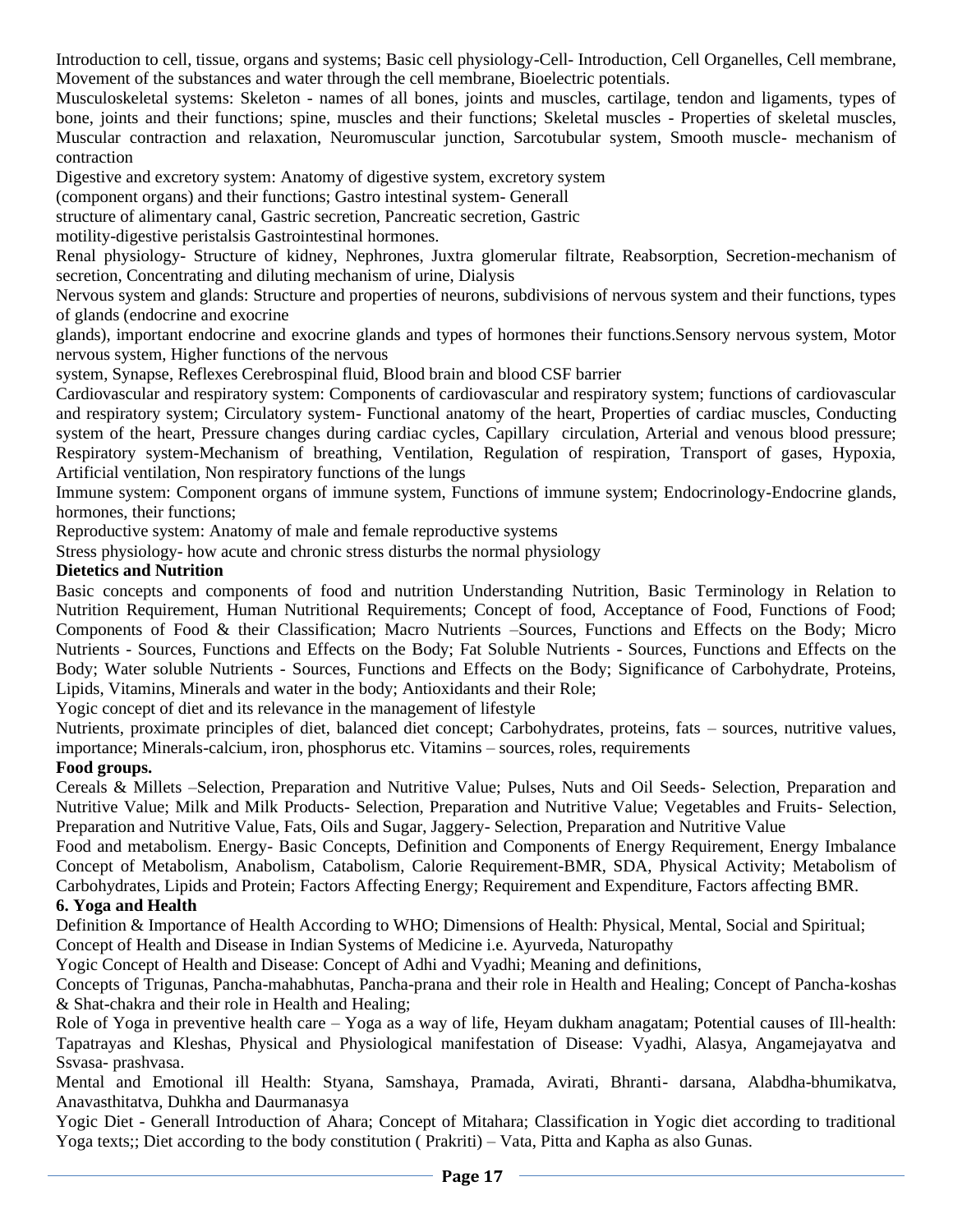Introduction to cell, tissue, organs and systems; Basic cell physiology-Cell- Introduction, Cell Organelles, Cell membrane, Movement of the substances and water through the cell membrane, Bioelectric potentials.

Musculoskeletal systems: Skeleton - names of all bones, joints and muscles, cartilage, tendon and ligaments, types of bone, joints and their functions; spine, muscles and their functions; Skeletal muscles - Properties of skeletal muscles, Muscular contraction and relaxation, Neuromuscular junction, Sarcotubular system, Smooth muscle- mechanism of contraction

Digestive and excretory system: Anatomy of digestive system, excretory system (component organs) and their functions; Gastro intestinal system- Generall structure of alimentary canal, Gastric secretion, Pancreatic secretion, Gastric motility-digestive peristalsis Gastrointestinal hormones.

Renal physiology- Structure of kidney, Nephrones, Juxtra glomerular filtrate, Reabsorption, Secretion-mechanism of secretion, Concentrating and diluting mechanism of urine, Dialysis

Nervous system and glands: Structure and properties of neurons, subdivisions of nervous system and their functions, types of glands (endocrine and exocrine glands), important endocrine and exocrine glands and types of hormones their functions.Sensory nervous system, Motor nervous system, Higher functions of the nervous system, Synapse, Reflexes Cerebrospinal fluid, Blood brain and blood CSF barrier

Cardiovascular and respiratory system: Components of cardiovascular and respiratory system; functions of cardiovascular and respiratory system; Circulatory system- Functional anatomy of the heart, Properties of cardiac muscles, Conducting system of the heart, Pressure changes during cardiac cycles, Capillary circulation, Arterial and venous blood pressure; Respiratory system-Mechanism of breathing, Ventilation, Regulation of respiration, Transport of gases, Hypoxia, Artificial ventilation, Non respiratory functions of the lungs

Immune system: Component organs of immune system, Functions of immune system; Endocrinology-Endocrine glands, hormones, their functions;

Reproductive system: Anatomy of male and female reproductive systems

Stress physiology- how acute and chronic stress disturbs the normal physiology

**Dietetics and Nutrition**

Basic concepts and components of food and nutrition Understanding Nutrition, Basic Terminology in Relation to Nutrition Requirement, Human Nutritional Requirements; Concept of food, Acceptance of Food, Functions of Food; Components of Food & their Classification; Macro Nutrients –Sources, Functions and Effects on the Body; Micro Nutrients - Sources, Functions and Effects on the Body; Fat Soluble Nutrients - Sources, Functions and Effects on the Body; Water soluble Nutrients - Sources, Functions and Effects on the Body; Significance of Carbohydrate, Proteins, Lipids, Vitamins, Minerals and water in the body; Antioxidants and their Role;

Yogic concept of diet and its relevance in the management of lifestyle

Nutrients, proximate principles of diet, balanced diet concept; Carbohydrates, proteins, fats – sources, nutritive values, importance; Minerals-calcium, iron, phosphorus etc. Vitamins – sources, roles, requirements

**Food groups.**

Cereals & Millets –Selection, Preparation and Nutritive Value; Pulses, Nuts and Oil Seeds- Selection, Preparation and Nutritive Value; Milk and Milk Products- Selection, Preparation and Nutritive Value; Vegetables and Fruits- Selection, Preparation and Nutritive Value, Fats, Oils and Sugar, Jaggery- Selection, Preparation and Nutritive Value

Food and metabolism. Energy- Basic Concepts, Definition and Components of Energy Requirement, Energy Imbalance Concept of Metabolism, Anabolism, Catabolism, Calorie Requirement-BMR, SDA, Physical Activity; Metabolism of Carbohydrates, Lipids and Protein; Factors Affecting Energy; Requirement and Expenditure, Factors affecting BMR.

**6. Yoga and Health**

Definition & Importance of Health According to WHO; Dimensions of Health: Physical, Mental, Social and Spiritual; Concept of Health and Disease in Indian Systems of Medicine i.e. Ayurveda, Naturopathy

Yogic Concept of Health and Disease: Concept of Adhi and Vyadhi; Meaning and definitions,

Concepts of Trigunas, Pancha-mahabhutas, Pancha-prana and their role in Health and Healing; Concept of Pancha-koshas & Shat-chakra and their role in Health and Healing;

Role of Yoga in preventive health care – Yoga as a way of life, Heyam dukham anagatam; Potential causes of Ill-health: Tapatrayas and Kleshas, Physical and Physiological manifestation of Disease: Vyadhi, Alasya, Angamejayatva and Ssvasa- prashvasa.

Mental and Emotional ill Health: Styana, Samshaya, Pramada, Avirati, Bhranti- darsana, Alabdha-bhumikatva, Anavasthitatva, Duhkha and Daurmanasya

Yogic Diet - Generall Introduction of Ahara; Concept of Mitahara; Classification in Yogic diet according to traditional Yoga texts;; Diet according to the body constitution ( Prakriti) – Vata, Pitta and Kapha as also Gunas.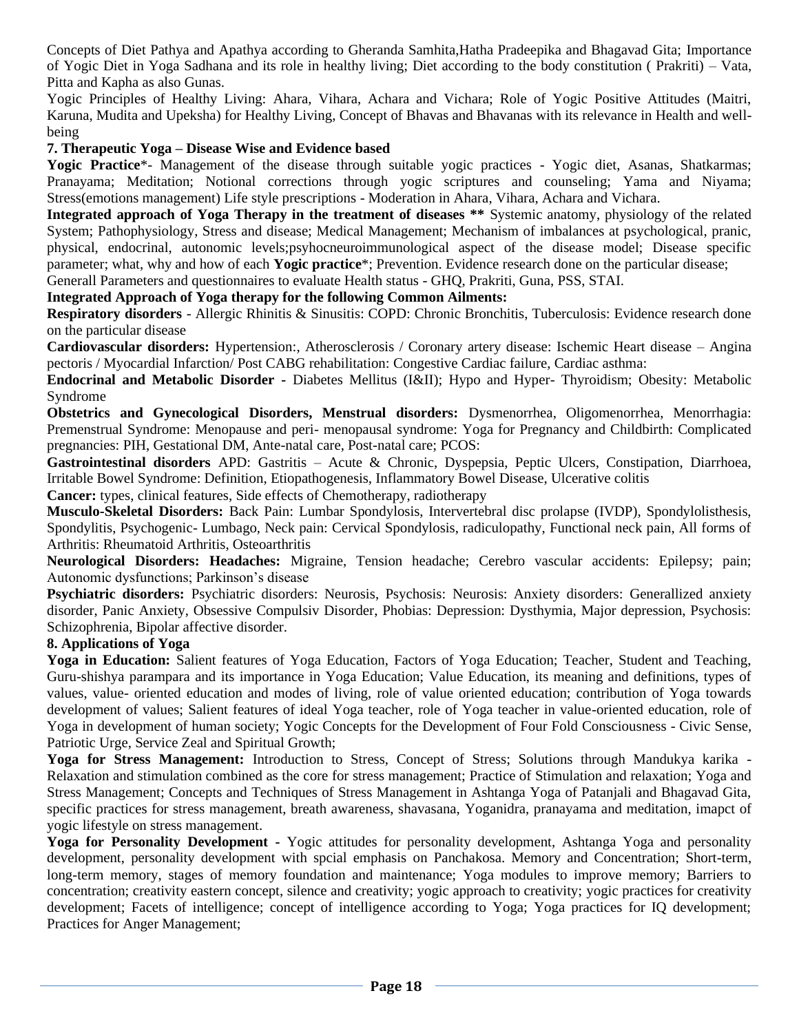Concepts of Diet Pathya and Apathya according to Gheranda Samhita,Hatha Pradeepika and Bhagavad Gita; Importance of Yogic Diet in Yoga Sadhana and its role in healthy living; Diet according to the body constitution ( Prakriti) – Vata, Pitta and Kapha as also Gunas.

Yogic Principles of Healthy Living: Ahara, Vihara, Achara and Vichara; Role of Yogic Positive Attitudes (Maitri, Karuna, Mudita and Upeksha) for Healthy Living, Concept of Bhavas and Bhavanas with its relevance in Health and well-being

**7. Therapeutic Yoga – Disease Wise and Evidence based**

**Yogic Practice***- Management of the disease through suitable yogic practices - Yogic diet, Asanas, Shatkarmas; Pranayama; Meditation; Notional corrections through yogic scriptures and counseling; Yama and Niyama; Stress(emotions management) Life style prescriptions - Moderation in Ahara, Vihara, Achara and Vichara.

**Integrated approach of Yoga Therapy in the treatment of diseases \*\*** Systemic anatomy, physiology of the related System; Pathophysiology, Stress and disease; Medical Management; Mechanism of imbalances at psychological, pranic, physical, endocrinal, autonomic levels;psyhocneuroimmunological aspect of the disease model; Disease specific parameter; what, why and how of each **Yogic practice***; Prevention. Evidence research done on the particular disease; Generall Parameters and questionnaires to evaluate Health status - GHQ, Prakriti, Guna, PSS, STAI.

**Integrated Approach of Yoga therapy for the following Common Ailments:**

**Respiratory disorders** - Allergic Rhinitis & Sinusitis: COPD: Chronic Bronchitis, Tuberculosis: Evidence research done on the particular disease

**Cardiovascular disorders:** Hypertension:, Atherosclerosis / Coronary artery disease: Ischemic Heart disease – Angina pectoris / Myocardial Infarction/ Post CABG rehabilitation: Congestive Cardiac failure, Cardiac asthma:

**Endocrinal and Metabolic Disorder -** Diabetes Mellitus (I&II); Hypo and Hyper- Thyroidism; Obesity: Metabolic Syndrome

**Obstetrics and Gynecological Disorders, Menstrual disorders:** Dysmenorrhea, Oligomenorrhea, Menorrhagia: Premenstrual Syndrome: Menopause and peri- menopausal syndrome: Yoga for Pregnancy and Childbirth: Complicated pregnancies: PIH, Gestational DM, Ante-natal care, Post-natal care; PCOS:

**Gastrointestinal disorders** APD: Gastritis – Acute & Chronic, Dyspepsia, Peptic Ulcers, Constipation, Diarrhoea, Irritable Bowel Syndrome: Definition, Etiopathogenesis, Inflammatory Bowel Disease, Ulcerative colitis

**Cancer:** types, clinical features, Side effects of Chemotherapy, radiotherapy

**Musculo-Skeletal Disorders:** Back Pain: Lumbar Spondylosis, Intervertebral disc prolapse (IVDP), Spondylolisthesis, Spondylitis, Psychogenic- Lumbago, Neck pain: Cervical Spondylosis, radiculopathy, Functional neck pain, All forms of Arthritis: Rheumatoid Arthritis, Osteoarthritis

**Neurological Disorders: Headaches:** Migraine, Tension headache; Cerebro vascular accidents: Epilepsy; pain; Autonomic dysfunctions; Parkinson's disease

**Psychiatric disorders:** Psychiatric disorders: Neurosis, Psychosis: Neurosis: Anxiety disorders: Generallized anxiety disorder, Panic Anxiety, Obsessive Compulsiv Disorder, Phobias: Depression: Dysthymia, Major depression, Psychosis: Schizophrenia, Bipolar affective disorder.

**8. Applications of Yoga**

**Yoga in Education:** Salient features of Yoga Education, Factors of Yoga Education; Teacher, Student and Teaching, Guru-shishya parampara and its importance in Yoga Education; Value Education, its meaning and definitions, types of values, value- oriented education and modes of living, role of value oriented education; contribution of Yoga towards development of values; Salient features of ideal Yoga teacher, role of Yoga teacher in value-oriented education, role of Yoga in development of human society; Yogic Concepts for the Development of Four Fold Consciousness - Civic Sense, Patriotic Urge, Service Zeal and Spiritual Growth;

**Yoga for Stress Management:** Introduction to Stress, Concept of Stress; Solutions through Mandukya karika - Relaxation and stimulation combined as the core for stress management; Practice of Stimulation and relaxation; Yoga and Stress Management; Concepts and Techniques of Stress Management in Ashtanga Yoga of Patanjali and Bhagavad Gita, specific practices for stress management, breath awareness, shavasana, Yoganidra, pranayama and meditation, imapct of yogic lifestyle on stress management.

**Yoga for Personality Development** - Yogic attitudes for personality development, Ashtanga Yoga and personality development, personality development with spcial emphasis on Panchakosa. Memory and Concentration; Short-term, long-term memory, stages of memory foundation and maintenance; Yoga modules to improve memory; Barriers to concentration; creativity eastern concept, silence and creativity; yogic approach to creativity; yogic practices for creativity development; Facets of intelligence; concept of intelligence according to Yoga; Yoga practices for IQ development; Practices for Anger Management;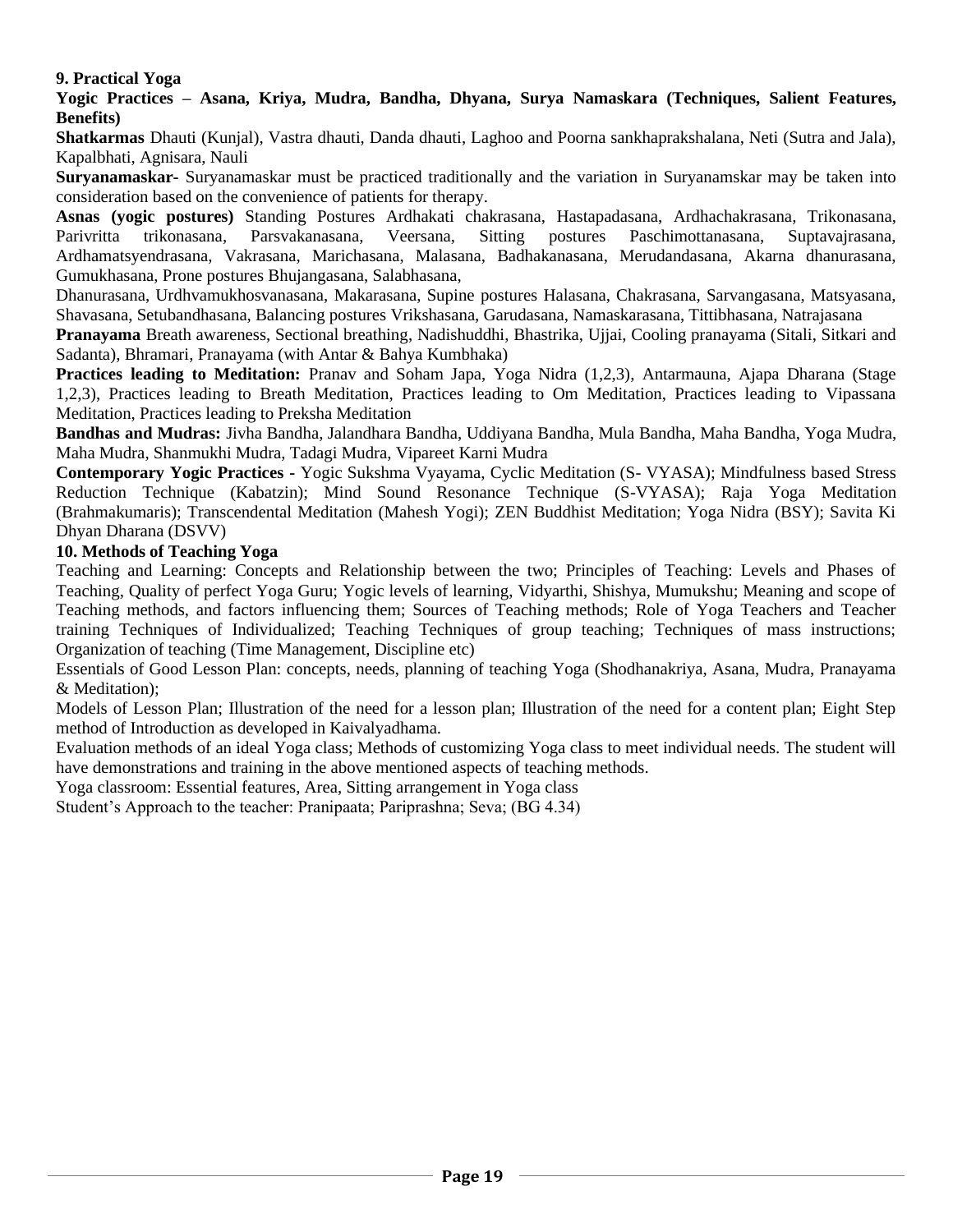**9. Practical Yoga**

**Yogic Practices – Asana, Kriya, Mudra, Bandha, Dhyana, Surya Namaskara (Techniques, Salient Features, Benefits)**

**Shatkarmas** Dhauti (Kunjal), Vastra dhauti, Danda dhauti, Laghoo and Poorna sankhaprakshalana, Neti (Sutra and Jala), Kapalbhati, Agnisara, Nauli

**Suryanamaskar**- Suryanamaskar must be practiced traditionally and the variation in Suryanamskar may be taken into consideration based on the convenience of patients for therapy.

**Asnas (yogic postures)** Standing Postures Ardhakati chakrasana, Hastapadasana, Ardhachakrasana, Trikonasana, Parivritta trikonasana, Parsvakanasana, Veersana, Sitting postures Paschimottanasana, Suptavajrasana, Ardhamatsyendrasana, Vakrasana, Marichasana, Malasana, Badhakanasana, Merudandasana, Akarna dhanurasana, Gumukhasana, Prone postures Bhujangasana, Salabhasana,

Dhanurasana, Urdhvamukhosvanasana, Makarasana, Supine postures Halasana, Chakrasana, Sarvangasana, Matsyasana, Shavasana, Setubandhasana, Balancing postures Vrikshasana, Garudasana, Namaskarasana, Tittibhasana, Natrajasana

**Pranayama** Breath awareness, Sectional breathing, Nadishuddhi, Bhastrika, Ujjai, Cooling pranayama (Sitali, Sitkari and Sadanta), Bhramari, Pranayama (with Antar & Bahya Kumbhaka)

**Practices leading to Meditation:** Pranav and Soham Japa, Yoga Nidra (1,2,3), Antarmauna, Ajapa Dharana (Stage 1,2,3), Practices leading to Breath Meditation, Practices leading to Om Meditation, Practices leading to Vipassana Meditation, Practices leading to Preksha Meditation

**Bandhas and Mudras:** Jivha Bandha, Jalandhara Bandha, Uddiyana Bandha, Mula Bandha, Maha Bandha, Yoga Mudra, Maha Mudra, Shanmukhi Mudra, Tadagi Mudra, Vipareet Karni Mudra

**Contemporary Yogic Practices -** Yogic Sukshma Vyayama, Cyclic Meditation (S- VYASA); Mindfulness based Stress Reduction Technique (Kabatzin); Mind Sound Resonance Technique (S-VYASA); Raja Yoga Meditation (Brahmakumaris); Transcendental Meditation (Mahesh Yogi); ZEN Buddhist Meditation; Yoga Nidra (BSY); Savita Ki Dhyan Dharana (DSVV)

**10. Methods of Teaching Yoga**

Teaching and Learning: Concepts and Relationship between the two; Principles of Teaching: Levels and Phases of Teaching, Quality of perfect Yoga Guru; Yogic levels of learning, Vidyarthi, Shishya, Mumukshu; Meaning and scope of Teaching methods, and factors influencing them; Sources of Teaching methods; Role of Yoga Teachers and Teacher training Techniques of Individualized; Teaching Techniques of group teaching; Techniques of mass instructions; Organization of teaching (Time Management, Discipline etc)

Essentials of Good Lesson Plan: concepts, needs, planning of teaching Yoga (Shodhanakriya, Asana, Mudra, Pranayama & Meditation);

Models of Lesson Plan; Illustration of the need for a lesson plan; Illustration of the need for a content plan; Eight Step method of Introduction as developed in Kaivalyadhama.

Evaluation methods of an ideal Yoga class; Methods of customizing Yoga class to meet individual needs. The student will have demonstrations and training in the above mentioned aspects of teaching methods.

Yoga classroom: Essential features, Area, Sitting arrangement in Yoga class

Student's Approach to the teacher: Pranipaata; Pariprashna; Seva; (BG 4.34)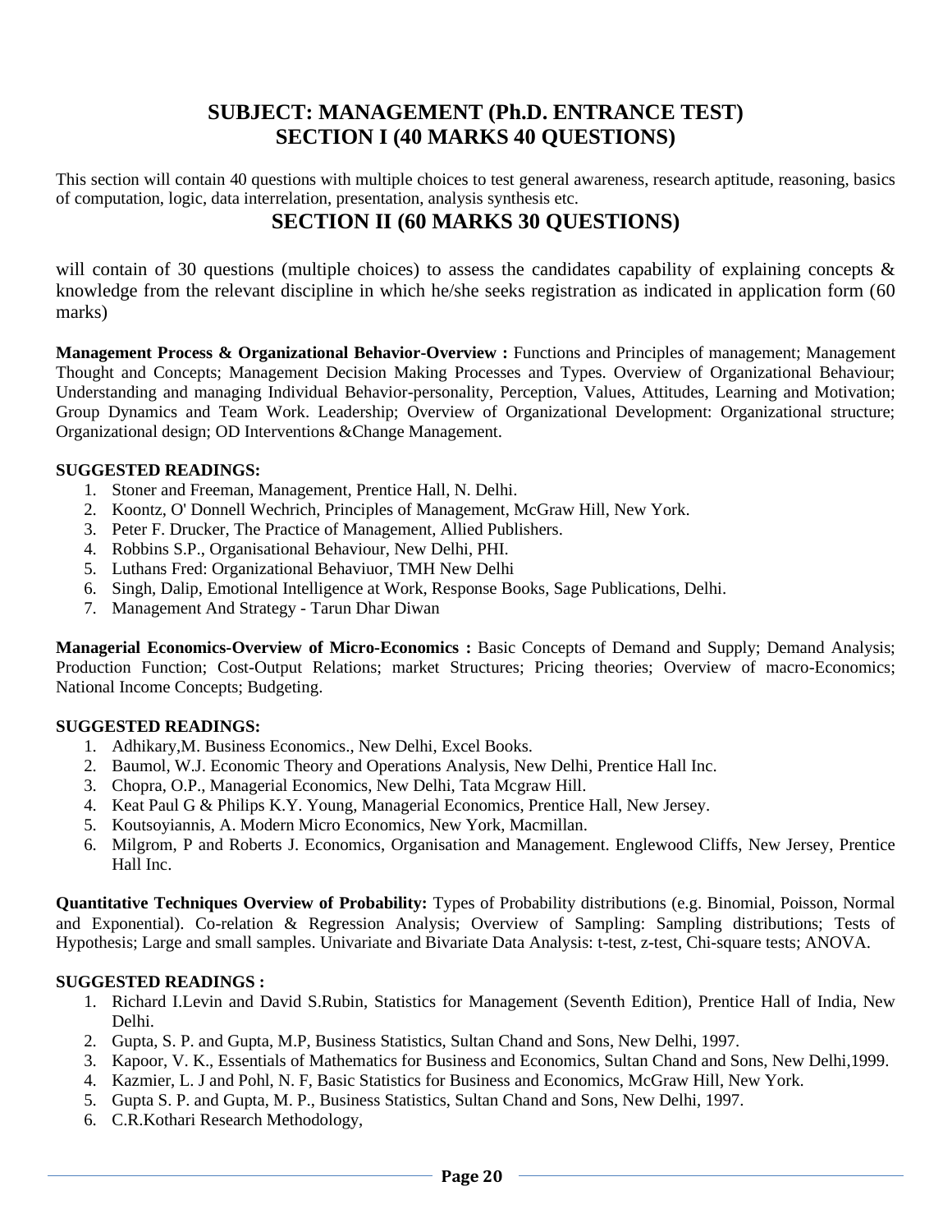## SUBJECT: MANAGEMENT (Ph.D. ENTRANCE TEST)
## SECTION I (40 MARKS 40 QUESTIONS)

This section will contain 40 questions with multiple choices to test general awareness, research aptitude, reasoning, basics of computation, logic, data interrelation, presentation, analysis synthesis etc.

## SECTION II (60 MARKS 30 QUESTIONS)

will contain of 30 questions (multiple choices) to assess the candidates capability of explaining concepts & knowledge from the relevant discipline in which he/she seeks registration as indicated in application form (60 marks)

**Management Process & Organizational Behavior-Overview :** Functions and Principles of management; Management Thought and Concepts; Management Decision Making Processes and Types. Overview of Organizational Behaviour; Understanding and managing Individual Behavior-personality, Perception, Values, Attitudes, Learning and Motivation; Group Dynamics and Team Work. Leadership; Overview of Organizational Development: Organizational structure; Organizational design; OD Interventions &Change Management.

**SUGGESTED READINGS:**

1. Stoner and Freeman, Management, Prentice Hall, N. Delhi.
2. Koontz, O' Donnell Wechrich, Principles of Management, McGraw Hill, New York.
3. Peter F. Drucker, The Practice of Management, Allied Publishers.
4. Robbins S.P., Organisational Behaviour, New Delhi, PHI.
5. Luthans Fred: Organizational Behaviuor, TMH New Delhi
6. Singh, Dalip, Emotional Intelligence at Work, Response Books, Sage Publications, Delhi.
7. Management And Strategy - Tarun Dhar Diwan

**Managerial Economics-Overview of Micro-Economics :** Basic Concepts of Demand and Supply; Demand Analysis; Production Function; Cost-Output Relations; market Structures; Pricing theories; Overview of macro-Economics; National Income Concepts; Budgeting.

**SUGGESTED READINGS:**

1. Adhikary,M. Business Economics., New Delhi, Excel Books.
2. Baumol, W.J. Economic Theory and Operations Analysis, New Delhi, Prentice Hall Inc.
3. Chopra, O.P., Managerial Economics, New Delhi, Tata Mcgraw Hill.
4. Keat Paul G & Philips K.Y. Young, Managerial Economics, Prentice Hall, New Jersey.
5. Koutsoyiannis, A. Modern Micro Economics, New York, Macmillan.
6. Milgrom, P and Roberts J. Economics, Organisation and Management. Englewood Cliffs, New Jersey, Prentice Hall Inc.

**Quantitative Techniques Overview of Probability:** Types of Probability distributions (e.g. Binomial, Poisson, Normal and Exponential). Co-relation & Regression Analysis; Overview of Sampling: Sampling distributions; Tests of Hypothesis; Large and small samples. Univariate and Bivariate Data Analysis: t-test, z-test, Chi-square tests; ANOVA.

**SUGGESTED READINGS :**

1. Richard I.Levin and David S.Rubin, Statistics for Management (Seventh Edition), Prentice Hall of India, New Delhi.
2. Gupta, S. P. and Gupta, M.P, Business Statistics, Sultan Chand and Sons, New Delhi, 1997.
3. Kapoor, V. K., Essentials of Mathematics for Business and Economics, Sultan Chand and Sons, New Delhi,1999.
4. Kazmier, L. J and Pohl, N. F, Basic Statistics for Business and Economics, McGraw Hill, New York.
5. Gupta S. P. and Gupta, M. P., Business Statistics, Sultan Chand and Sons, New Delhi, 1997.
6. C.R.Kothari Research Methodology,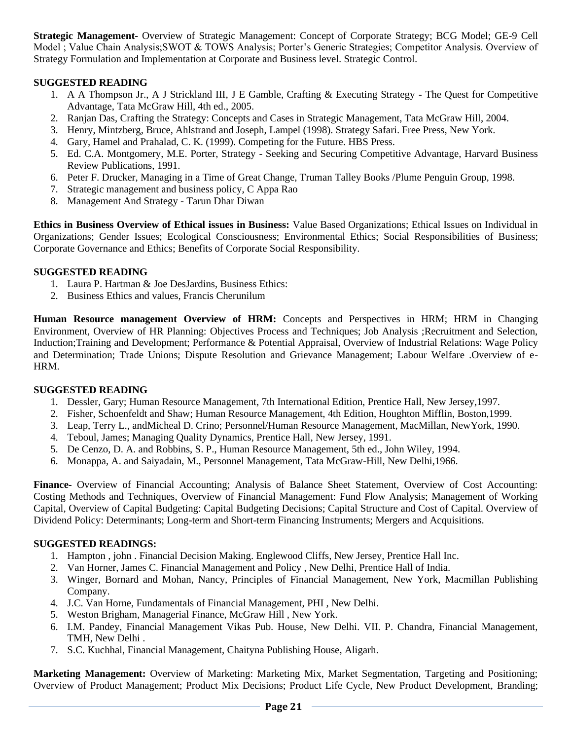**Strategic Management-** Overview of Strategic Management: Concept of Corporate Strategy; BCG Model; GE-9 Cell Model ; Value Chain Analysis;SWOT & TOWS Analysis; Porter's Generic Strategies; Competitor Analysis. Overview of Strategy Formulation and Implementation at Corporate and Business level. Strategic Control.

**SUGGESTED READING**

1. A A Thompson Jr., A J Strickland III, J E Gamble, Crafting & Executing Strategy - The Quest for Competitive Advantage, Tata McGraw Hill, 4th ed., 2005.
2. Ranjan Das, Crafting the Strategy: Concepts and Cases in Strategic Management, Tata McGraw Hill, 2004.
3. Henry, Mintzberg, Bruce, Ahlstrand and Joseph, Lampel (1998). Strategy Safari. Free Press, New York.
4. Gary, Hamel and Prahalad, C. K. (1999). Competing for the Future. HBS Press.
5. Ed. C.A. Montgomery, M.E. Porter, Strategy - Seeking and Securing Competitive Advantage, Harvard Business Review Publications, 1991.
6. Peter F. Drucker, Managing in a Time of Great Change, Truman Talley Books /Plume Penguin Group, 1998.
7. Strategic management and business policy, C Appa Rao
8. Management And Strategy - Tarun Dhar Diwan

**Ethics in Business Overview of Ethical issues in Business:** Value Based Organizations; Ethical Issues on Individual in Organizations; Gender Issues; Ecological Consciousness; Environmental Ethics; Social Responsibilities of Business; Corporate Governance and Ethics; Benefits of Corporate Social Responsibility.

**SUGGESTED READING**

1. Laura P. Hartman & Joe DesJardins, Business Ethics:
2. Business Ethics and values, Francis Cherunilum

**Human Resource management Overview of HRM:** Concepts and Perspectives in HRM; HRM in Changing Environment, Overview of HR Planning: Objectives Process and Techniques; Job Analysis ;Recruitment and Selection, Induction;Training and Development; Performance & Potential Appraisal, Overview of Industrial Relations: Wage Policy and Determination; Trade Unions; Dispute Resolution and Grievance Management; Labour Welfare .Overview of e-HRM.

**SUGGESTED READING**

1. Dessler, Gary; Human Resource Management, 7th International Edition, Prentice Hall, New Jersey,1997.
2. Fisher, Schoenfeldt and Shaw; Human Resource Management, 4th Edition, Houghton Mifflin, Boston,1999.
3. Leap, Terry L., andMicheal D. Crino; Personnel/Human Resource Management, MacMillan, NewYork, 1990.
4. Teboul, James; Managing Quality Dynamics, Prentice Hall, New Jersey, 1991.
5. De Cenzo, D. A. and Robbins, S. P., Human Resource Management, 5th ed., John Wiley, 1994.
6. Monappa, A. and Saiyadain, M., Personnel Management, Tata McGraw-Hill, New Delhi,1966.

**Finance-** Overview of Financial Accounting; Analysis of Balance Sheet Statement, Overview of Cost Accounting: Costing Methods and Techniques, Overview of Financial Management: Fund Flow Analysis; Management of Working Capital, Overview of Capital Budgeting: Capital Budgeting Decisions; Capital Structure and Cost of Capital. Overview of Dividend Policy: Determinants; Long-term and Short-term Financing Instruments; Mergers and Acquisitions.

**SUGGESTED READINGS:**

1. Hampton , john . Financial Decision Making. Englewood Cliffs, New Jersey, Prentice Hall Inc.
2. Van Horner, James C. Financial Management and Policy , New Delhi, Prentice Hall of India.
3. Winger, Bornard and Mohan, Nancy, Principles of Financial Management, New York, Macmillan Publishing Company.
4. J.C. Van Horne, Fundamentals of Financial Management, PHI , New Delhi.
5. Weston Brigham, Managerial Finance, McGraw Hill , New York.
6. I.M. Pandey, Financial Management Vikas Pub. House, New Delhi. VII. P. Chandra, Financial Management, TMH, New Delhi .
7. S.C. Kuchhal, Financial Management, Chaityna Publishing House, Aligarh.

**Marketing Management:** Overview of Marketing: Marketing Mix, Market Segmentation, Targeting and Positioning; Overview of Product Management; Product Mix Decisions; Product Life Cycle, New Product Development, Branding;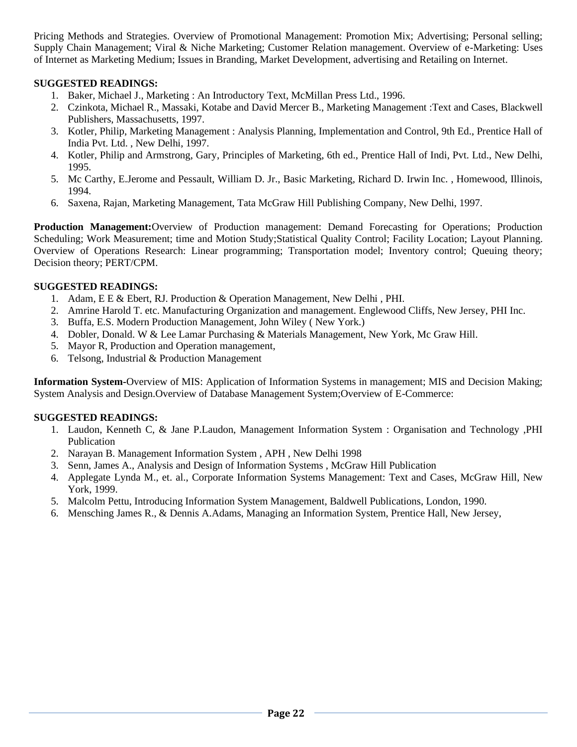Pricing Methods and Strategies. Overview of Promotional Management: Promotion Mix; Advertising; Personal selling; Supply Chain Management; Viral & Niche Marketing; Customer Relation management. Overview of e-Marketing: Uses of Internet as Marketing Medium; Issues in Branding, Market Development, advertising and Retailing on Internet.

**SUGGESTED READINGS:**

1. Baker, Michael J., Marketing : An Introductory Text, McMillan Press Ltd., 1996.
2. Czinkota, Michael R., Massaki, Kotabe and David Mercer B., Marketing Management :Text and Cases, Blackwell Publishers, Massachusetts, 1997.
3. Kotler, Philip, Marketing Management : Analysis Planning, Implementation and Control, 9th Ed., Prentice Hall of India Pvt. Ltd. , New Delhi, 1997.
4. Kotler, Philip and Armstrong, Gary, Principles of Marketing, 6th ed., Prentice Hall of Indi, Pvt. Ltd., New Delhi, 1995.
5. Mc Carthy, E.Jerome and Pessault, William D. Jr., Basic Marketing, Richard D. Irwin Inc. , Homewood, Illinois, 1994.
6. Saxena, Rajan, Marketing Management, Tata McGraw Hill Publishing Company, New Delhi, 1997.

**Production Management:**Overview of Production management: Demand Forecasting for Operations; Production Scheduling; Work Measurement; time and Motion Study;Statistical Quality Control; Facility Location; Layout Planning. Overview of Operations Research: Linear programming; Transportation model; Inventory control; Queuing theory; Decision theory; PERT/CPM.

**SUGGESTED READINGS:**

1. Adam, E E & Ebert, RJ. Production & Operation Management, New Delhi , PHI.
2. Amrine Harold T. etc. Manufacturing Organization and management. Englewood Cliffs, New Jersey, PHI Inc.
3. Buffa, E.S. Modern Production Management, John Wiley ( New York.)
4. Dobler, Donald. W & Lee Lamar Purchasing & Materials Management, New York, Mc Graw Hill.
5. Mayor R, Production and Operation management,
6. Telsong, Industrial & Production Management

**Information System**-Overview of MIS: Application of Information Systems in management; MIS and Decision Making; System Analysis and Design.Overview of Database Management System;Overview of E-Commerce:

**SUGGESTED READINGS:**

1. Laudon, Kenneth C, & Jane P.Laudon, Management Information System : Organisation and Technology ,PHI Publication
2. Narayan B. Management Information System , APH , New Delhi 1998
3. Senn, James A., Analysis and Design of Information Systems , McGraw Hill Publication
4. Applegate Lynda M., et. al., Corporate Information Systems Management: Text and Cases, McGraw Hill, New York, 1999.
5. Malcolm Pettu, Introducing Information System Management, Baldwell Publications, London, 1990.
6. Mensching James R., & Dennis A.Adams, Managing an Information System, Prentice Hall, New Jersey,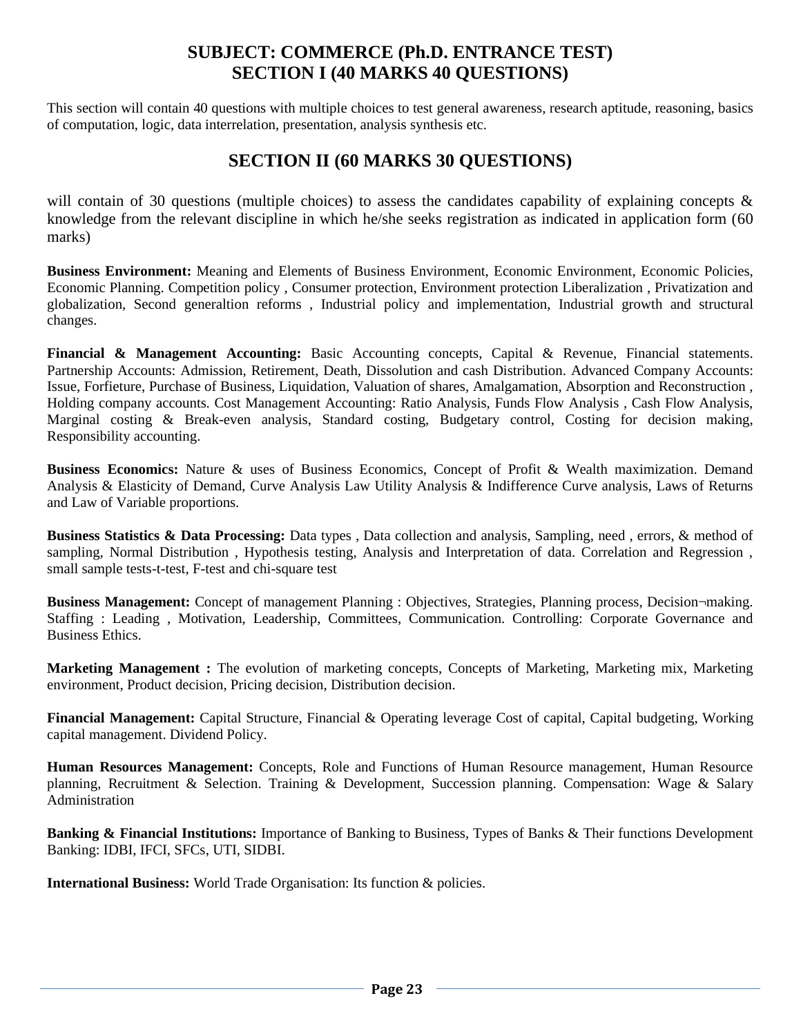# SUBJECT: COMMERCE (Ph.D. ENTRANCE TEST)
# SECTION I (40 MARKS 40 QUESTIONS)

This section will contain 40 questions with multiple choices to test general awareness, research aptitude, reasoning, basics of computation, logic, data interrelation, presentation, analysis synthesis etc.

## SECTION II (60 MARKS 30 QUESTIONS)

will contain of 30 questions (multiple choices) to assess the candidates capability of explaining concepts & knowledge from the relevant discipline in which he/she seeks registration as indicated in application form (60 marks)

**Business Environment:** Meaning and Elements of Business Environment, Economic Environment, Economic Policies, Economic Planning. Competition policy , Consumer protection, Environment protection Liberalization , Privatization and globalization, Second generaltion reforms , Industrial policy and implementation, Industrial growth and structural changes.

**Financial & Management Accounting:** Basic Accounting concepts, Capital & Revenue, Financial statements. Partnership Accounts: Admission, Retirement, Death, Dissolution and cash Distribution. Advanced Company Accounts: Issue, Forfieture, Purchase of Business, Liquidation, Valuation of shares, Amalgamation, Absorption and Reconstruction , Holding company accounts. Cost Management Accounting: Ratio Analysis, Funds Flow Analysis , Cash Flow Analysis, Marginal costing & Break-even analysis, Standard costing, Budgetary control, Costing for decision making, Responsibility accounting.

**Business Economics:** Nature & uses of Business Economics, Concept of Profit & Wealth maximization. Demand Analysis & Elasticity of Demand, Curve Analysis Law Utility Analysis & Indifference Curve analysis, Laws of Returns and Law of Variable proportions.

**Business Statistics & Data Processing:** Data types , Data collection and analysis, Sampling, need , errors, & method of sampling, Normal Distribution , Hypothesis testing, Analysis and Interpretation of data. Correlation and Regression , small sample tests-t-test, F-test and chi-square test

**Business Management:** Concept of management Planning : Objectives, Strategies, Planning process, Decision¬making. Staffing : Leading , Motivation, Leadership, Committees, Communication. Controlling: Corporate Governance and Business Ethics.

**Marketing Management :** The evolution of marketing concepts, Concepts of Marketing, Marketing mix, Marketing environment, Product decision, Pricing decision, Distribution decision.

**Financial Management:** Capital Structure, Financial & Operating leverage Cost of capital, Capital budgeting, Working capital management. Dividend Policy.

**Human Resources Management:** Concepts, Role and Functions of Human Resource management, Human Resource planning, Recruitment & Selection. Training & Development, Succession planning. Compensation: Wage & Salary Administration

**Banking & Financial Institutions:** Importance of Banking to Business, Types of Banks & Their functions Development Banking: IDBI, IFCI, SFCs, UTI, SIDBI.

**International Business:** World Trade Organisation: Its function & policies.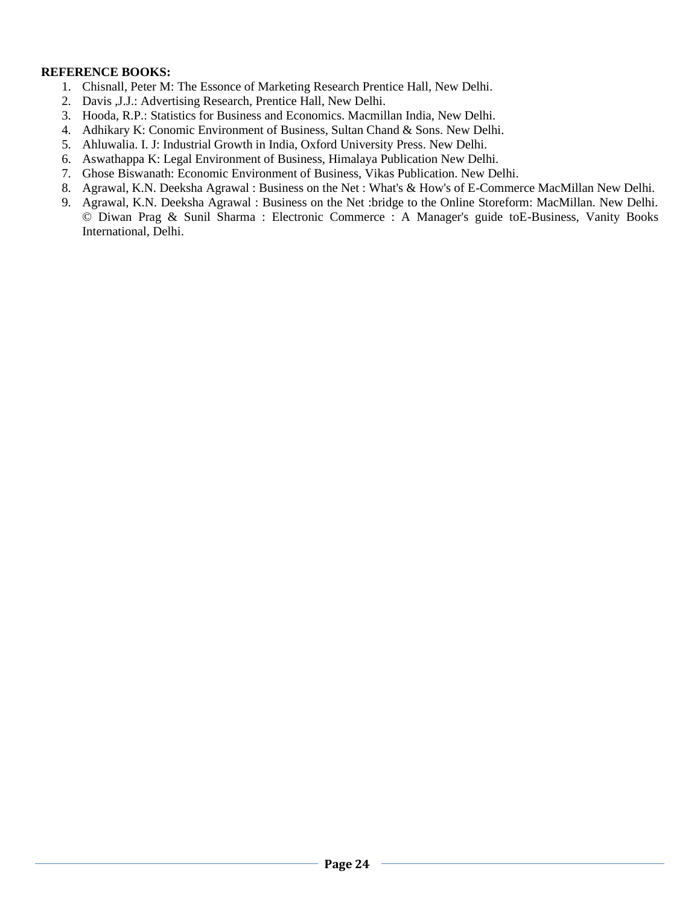**REFERENCE BOOKS:**

1. Chisnall, Peter M: The Essonce of Marketing Research Prentice Hall, New Delhi.
2. Davis ,J.J.: Advertising Research, Prentice Hall, New Delhi.
3. Hooda, R.P.: Statistics for Business and Economics. Macmillan India, New Delhi.
4. Adhikary K: Conomic Environment of Business, Sultan Chand & Sons. New Delhi.
5. Ahluwalia. I. J: Industrial Growth in India, Oxford University Press. New Delhi.
6. Aswathappa K: Legal Environment of Business, Himalaya Publication New Delhi.
7. Ghose Biswanath: Economic Environment of Business, Vikas Publication. New Delhi.
8. Agrawal, K.N. Deeksha Agrawal : Business on the Net : What's & How's of E-Commerce MacMillan New Delhi.
9. Agrawal, K.N. Deeksha Agrawal : Business on the Net :bridge to the Online Storeform: MacMillan. New Delhi. © Diwan Prag & Sunil Sharma : Electronic Commerce : A Manager's guide toE-Business, Vanity Books International, Delhi.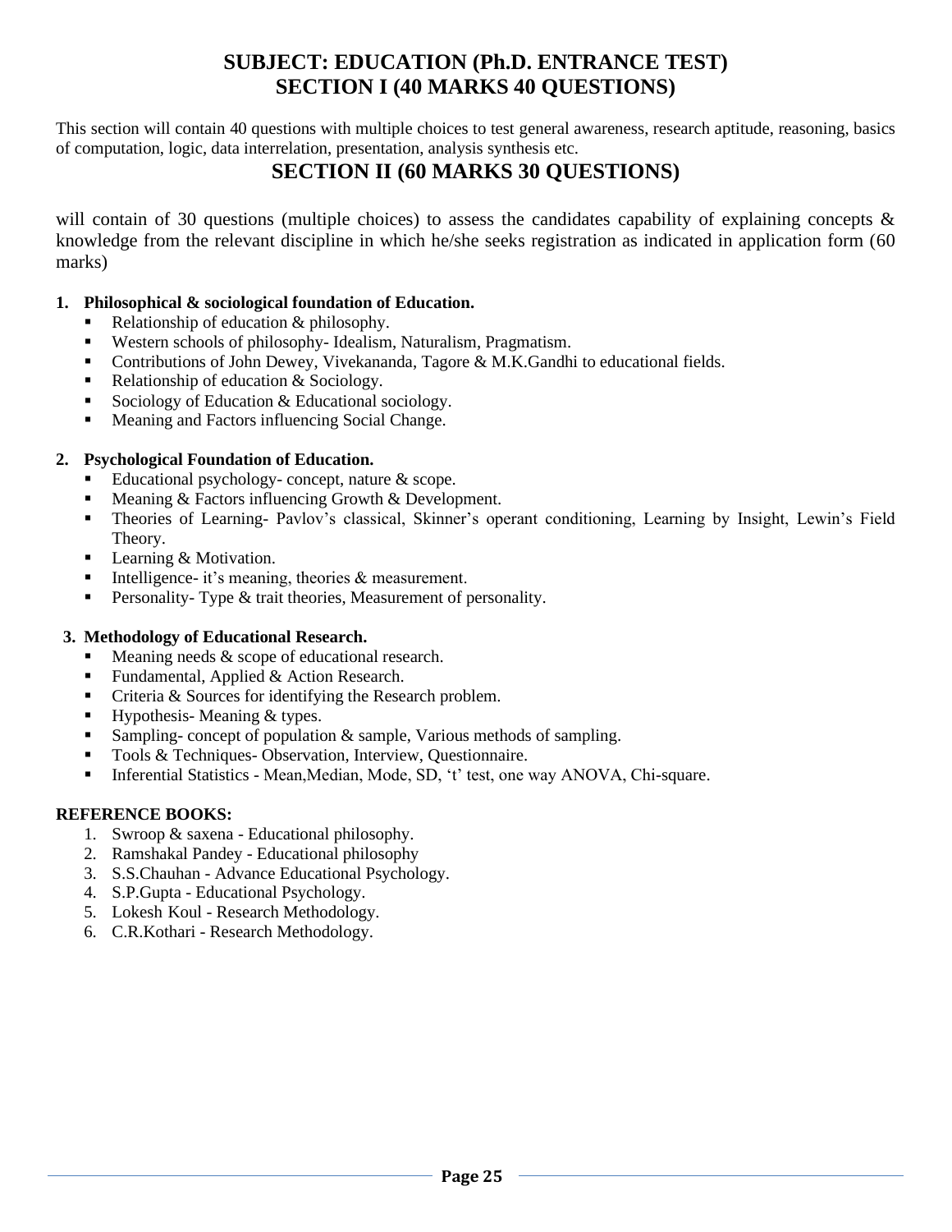# SUBJECT: EDUCATION (Ph.D. ENTRANCE TEST)
## SECTION I (40 MARKS 40 QUESTIONS)

This section will contain 40 questions with multiple choices to test general awareness, research aptitude, reasoning, basics of computation, logic, data interrelation, presentation, analysis synthesis etc.

## SECTION II (60 MARKS 30 QUESTIONS)

will contain of 30 questions (multiple choices) to assess the candidates capability of explaining concepts & knowledge from the relevant discipline in which he/she seeks registration as indicated in application form (60 marks)

1. **Philosophical & sociological foundation of Education.**
   - Relationship of education & philosophy.
   - Western schools of philosophy- Idealism, Naturalism, Pragmatism.
   - Contributions of John Dewey, Vivekananda, Tagore & M.K.Gandhi to educational fields.
   - Relationship of education & Sociology.
   - Sociology of Education & Educational sociology.
   - Meaning and Factors influencing Social Change.

2. **Psychological Foundation of Education.**
   - Educational psychology- concept, nature & scope.
   - Meaning & Factors influencing Growth & Development.
   - Theories of Learning- Pavlov's classical, Skinner's operant conditioning, Learning by Insight, Lewin's Field Theory.
   - Learning & Motivation.
   - Intelligence- it's meaning, theories & measurement.
   - Personality- Type & trait theories, Measurement of personality.

3. **Methodology of Educational Research.**
   - Meaning needs & scope of educational research.
   - Fundamental, Applied & Action Research.
   - Criteria & Sources for identifying the Research problem.
   - Hypothesis- Meaning & types.
   - Sampling- concept of population & sample, Various methods of sampling.
   - Tools & Techniques- Observation, Interview, Questionnaire.
   - Inferential Statistics - Mean,Median, Mode, SD, 't' test, one way ANOVA, Chi-square.

**REFERENCE BOOKS:**

1. Swroop & saxena - Educational philosophy.
2. Ramshakal Pandey - Educational philosophy
3. S.S.Chauhan - Advance Educational Psychology.
4. S.P.Gupta - Educational Psychology.
5. Lokesh Koul - Research Methodology.
6. C.R.Kothari - Research Methodology.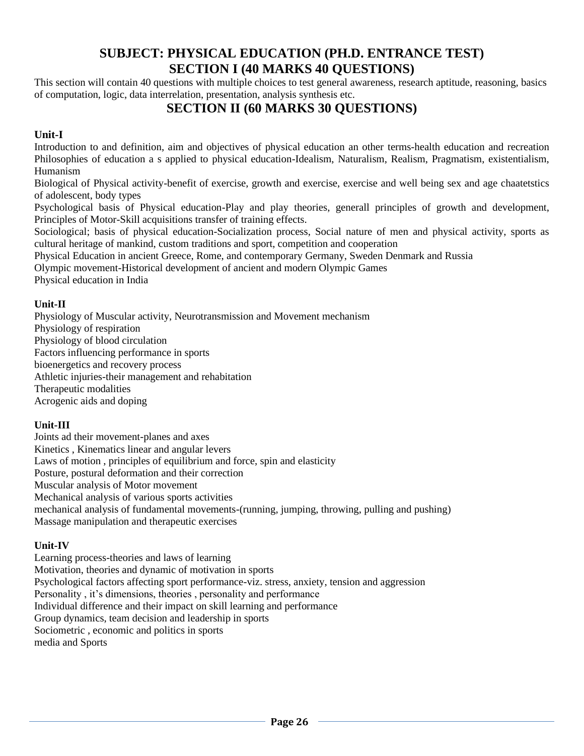# SUBJECT: PHYSICAL EDUCATION (PH.D. ENTRANCE TEST)

## SECTION I (40 MARKS 40 QUESTIONS)

This section will contain 40 questions with multiple choices to test general awareness, research aptitude, reasoning, basics of computation, logic, data interrelation, presentation, analysis synthesis etc.

## SECTION II (60 MARKS 30 QUESTIONS)

### Unit-I

Introduction to and definition, aim and objectives of physical education an other terms-health education and recreation Philosophies of education a s applied to physical education-Idealism, Naturalism, Realism, Pragmatism, existentialism, Humanism

Biological of Physical activity-benefit of exercise, growth and exercise, exercise and well being sex and age chaatetstics of adolescent, body types

Psychological basis of Physical education-Play and play theories, generall principles of growth and development, Principles of Motor-Skill acquisitions transfer of training effects.

Sociological; basis of physical education-Socialization process, Social nature of men and physical activity, sports as cultural heritage of mankind, custom traditions and sport, competition and cooperation

Physical Education in ancient Greece, Rome, and contemporary Germany, Sweden Denmark and Russia

Olympic movement-Historical development of ancient and modern Olympic Games

Physical education in India

### Unit-II

Physiology of Muscular activity, Neurotransmission and Movement mechanism

Physiology of respiration

Physiology of blood circulation

Factors influencing performance in sports

bioenergetics and recovery process

Athletic injuries-their management and rehabitation

Therapeutic modalities

Acrogenic aids and doping

### Unit-III

Joints ad their movement-planes and axes

Kinetics , Kinematics linear and angular levers

Laws of motion , principles of equilibrium and force, spin and elasticity

Posture, postural deformation and their correction

Muscular analysis of Motor movement

Mechanical analysis of various sports activities

mechanical analysis of fundamental movements-(running, jumping, throwing, pulling and pushing)

Massage manipulation and therapeutic exercises

### Unit-IV

Learning process-theories and laws of learning

Motivation, theories and dynamic of motivation in sports

Psychological factors affecting sport performance-viz. stress, anxiety, tension and aggression

Personality , it's dimensions, theories , personality and performance

Individual difference and their impact on skill learning and performance

Group dynamics, team decision and leadership in sports

Sociometric , economic and politics in sports

media and Sports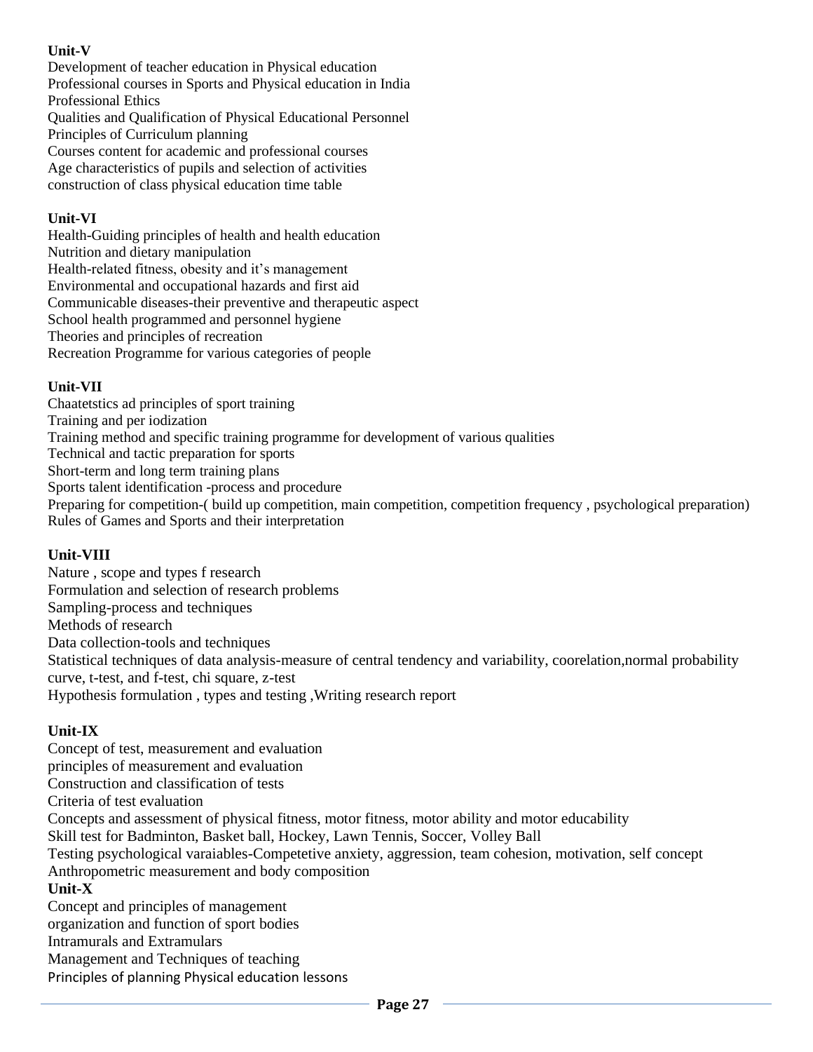**Unit-V**

Development of teacher education in Physical education
Professional courses in Sports and Physical education in India
Professional Ethics
Qualities and Qualification of Physical Educational Personnel
Principles of Curriculum planning
Courses content for academic and professional courses
Age characteristics of pupils and selection of activities
construction of class physical education time table

**Unit-VI**

Health-Guiding principles of health and health education
Nutrition and dietary manipulation
Health-related fitness, obesity and it's management
Environmental and occupational hazards and first aid
Communicable diseases-their preventive and therapeutic aspect
School health programmed and personnel hygiene
Theories and principles of recreation
Recreation Programme for various categories of people

**Unit-VII**

Chaatetstics ad principles of sport training
Training and per iodization
Training method and specific training programme for development of various qualities
Technical and tactic preparation for sports
Short-term and long term training plans
Sports talent identification -process and procedure
Preparing for competition-( build up competition, main competition, competition frequency , psychological preparation)
Rules of Games and Sports and their interpretation

**Unit-VIII**

Nature , scope and types f research
Formulation and selection of research problems
Sampling-process and techniques
Methods of research
Data collection-tools and techniques
Statistical techniques of data analysis-measure of central tendency and variability, coorelation,normal probability curve, t-test, and f-test, chi square, z-test
Hypothesis formulation , types and testing ,Writing research report

**Unit-IX**

Concept of test, measurement and evaluation
principles of measurement and evaluation
Construction and classification of tests
Criteria of test evaluation
Concepts and assessment of physical fitness, motor fitness, motor ability and motor educability
Skill test for Badminton, Basket ball, Hockey, Lawn Tennis, Soccer, Volley Ball
Testing psychological varaiables-Competetive anxiety, aggression, team cohesion, motivation, self concept
Anthropometric measurement and body composition

**Unit-X**

Concept and principles of management
organization and function of sport bodies
Intramurals and Extramulars
Management and Techniques of teaching
Principles of planning Physical education lessons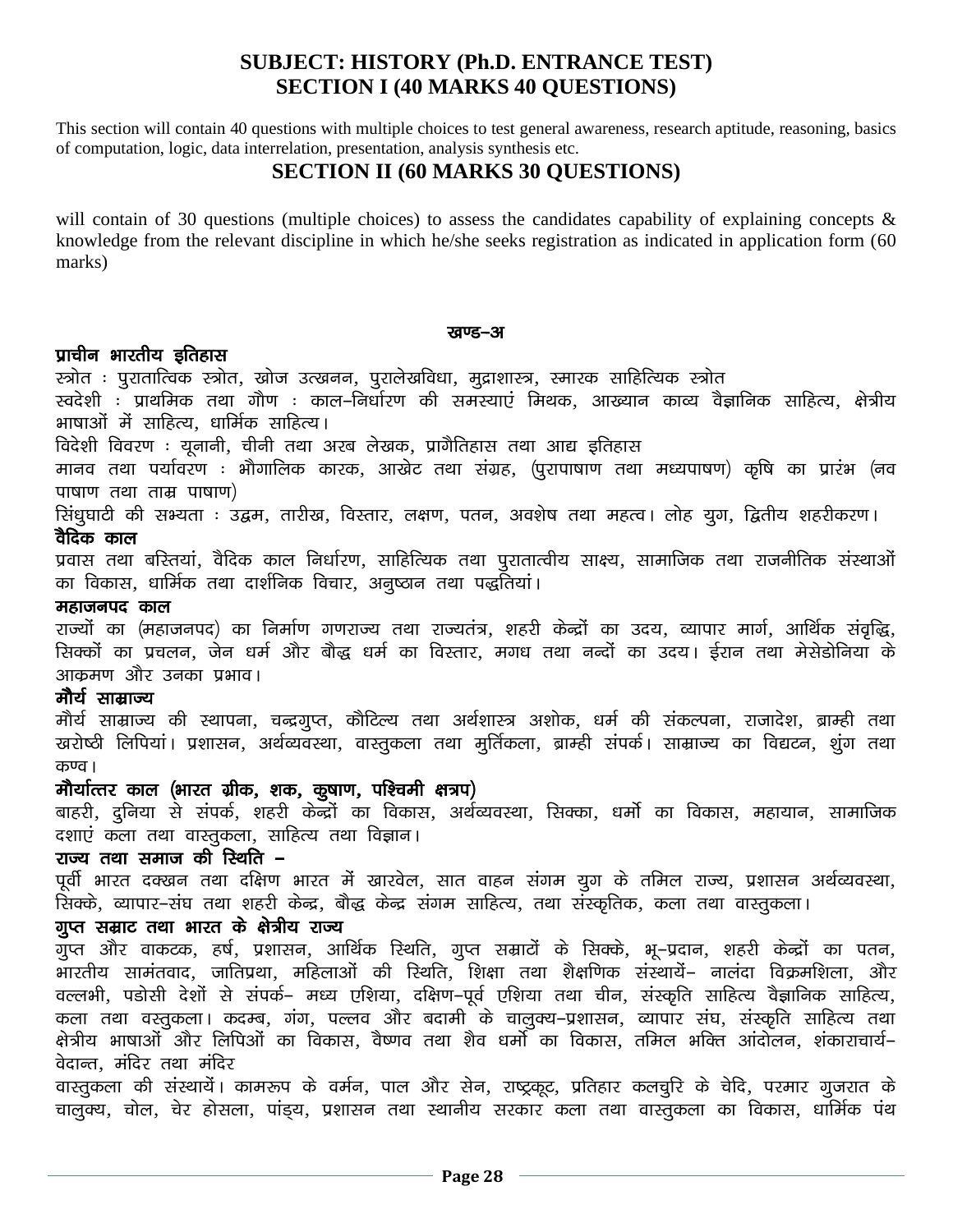# SUBJECT: HISTORY (Ph.D. ENTRANCE TEST)
## SECTION I (40 MARKS 40 QUESTIONS)

This section will contain 40 questions with multiple choices to test general awareness, research aptitude, reasoning, basics of computation, logic, data interrelation, presentation, analysis synthesis etc.

## SECTION II (60 MARKS 30 QUESTIONS)

will contain of 30 questions (multiple choices) to assess the candidates capability of explaining concepts & knowledge from the relevant discipline in which he/she seeks registration as indicated in application form (60 marks)

### खण्ड–अ

**प्राचीन भारतीय इतिहास**

स्त्रोत : पुरातात्विक स्त्रोत, खोज उत्खनन, पुरालेखविधा, मुद्राशास्त्र, स्मारक साहित्यिक स्त्रोत

स्वदेशी : प्राथमिक तथा गौण : काल–निर्धारण की समस्याएं मिथक, आख्यान काव्य वैज्ञानिक साहित्य, क्षेत्रीय भाषाओं में साहित्य, धार्मिक साहित्य।

विदेशी विवरण : यूनानी, चीनी तथा अरब लेखक, प्रागैतिहास तथा आद्य इतिहास

मानव तथा पर्यावरण : भौगालिक कारक, आखेट तथा संग्रह, (पुरापाषाण तथा मध्यपाषण) कृषि का प्रारंभ (नव पाषाण तथा ताम्र पाषाण)

सिंधुघाटी की सभ्यता : उद्गम, तारीख, विस्तार, लक्षण, पतन, अवशेष तथा महत्व। लोह युग, द्वितीय शहरीकरण।

**वैदिक काल**

प्रवास तथा बस्तियां, वैदिक काल निर्धारण, साहित्यिक तथा पुरातात्वीय साक्ष्य, सामाजिक तथा राजनीतिक संस्थाओं का विकास, धार्मिक तथा दार्शनिक विचार, अनुष्ठान तथा पद्धतियां।

**महाजनपद काल**

राज्यों का (महाजनपद) का निर्माण गणराज्य तथा राज्यतंत्र, शहरी केन्द्रों का उदय, व्यापार मार्ग, आर्थिक संवृद्धि, सिक्कों का प्रचलन, जेन धर्म और बौद्ध धर्म का विस्तार, मगध तथा नन्दों का उदय। ईरान तथा मेसेडोनिया के आक्रमण और उनका प्रभाव।

**मौर्य साम्राज्य**

मोर्य साम्राज्य की स्थापना, चन्द्रगुप्त, कौटिल्य तथा अर्थशास्त्र अशोक, धर्म की संकल्पना, राजादेश, ब्राम्ही तथा खरोष्ठी लिपियां। प्रशासन, अर्थव्यवस्था, वास्तुकला तथा मुर्तिकला, ब्राम्ही संपर्क। साम्राज्य का विघटन, शुंग तथा कण्व।

**मौर्यात्तर काल (भारत ग्रीक, शक, कुषाण, पश्चिमी क्षत्रप)**

बाहरी, दुनिया से संपर्क, शहरी केन्द्रों का विकास, अर्थव्यवस्था, सिक्का, धर्मो का विकास, महायान, सामाजिक दशाएं कला तथा वास्तुकला, साहित्य तथा विज्ञान।

**राज्य तथा समाज की स्थिति –**

पूर्वी भारत दक्खन तथा दक्षिण भारत में खारवेल, सात वाहन संगम युग के तमिल राज्य, प्रशासन अर्थव्यवस्था, सिक्के, व्यापार–संघ तथा शहरी केन्द्र, बौद्ध केन्द्र संगम साहित्य, तथा संस्कृतिक, कला तथा वास्तुकला।

**गुप्त सम्राट तथा भारत के क्षेत्रीय राज्य**

गुप्त और वाकटक, हर्ष, प्रशासन, आर्थिक स्थिति, गुप्त सम्राटों के सिक्के, भू–प्रदान, शहरी केन्द्रों का पतन, भारतीय सामंतवाद, जातिप्रथा, महिलाओं की स्थिति, शिक्षा तथा शैक्षणिक संस्थायें– नालंदा विक्रमशिला, और वल्लभी, पडोसी देशों से संपर्क– मध्य एशिया, दक्षिण–पूर्व एशिया तथा चीन, संस्कृति साहित्य वैज्ञानिक साहित्य, कला तथा वस्तुकला। कदम्ब, गंग, पल्लव और बदामी के चालुक्य–प्रशासन, व्यापार संघ, संस्कृति साहित्य तथा क्षेत्रीय भाषाओं और लिपिओं का विकास, वैष्णव तथा शैव धर्मो का विकास, तमिल भक्ति आंदोलन, शंकाराचार्य– वेदान्त, मंदिर तथा मंदिर

वास्तुकला की संस्थायें। कामरूप के वर्मन, पाल और सेन, राष्ट्रकूट, प्रतिहार कलचुरि के चेदि, परमार गुजरात के चालुक्य, चोल, चेर होसला, पांड्य, प्रशासन तथा स्थानीय सरकार कला तथा वास्तुकला का विकास, धार्मिक पंथ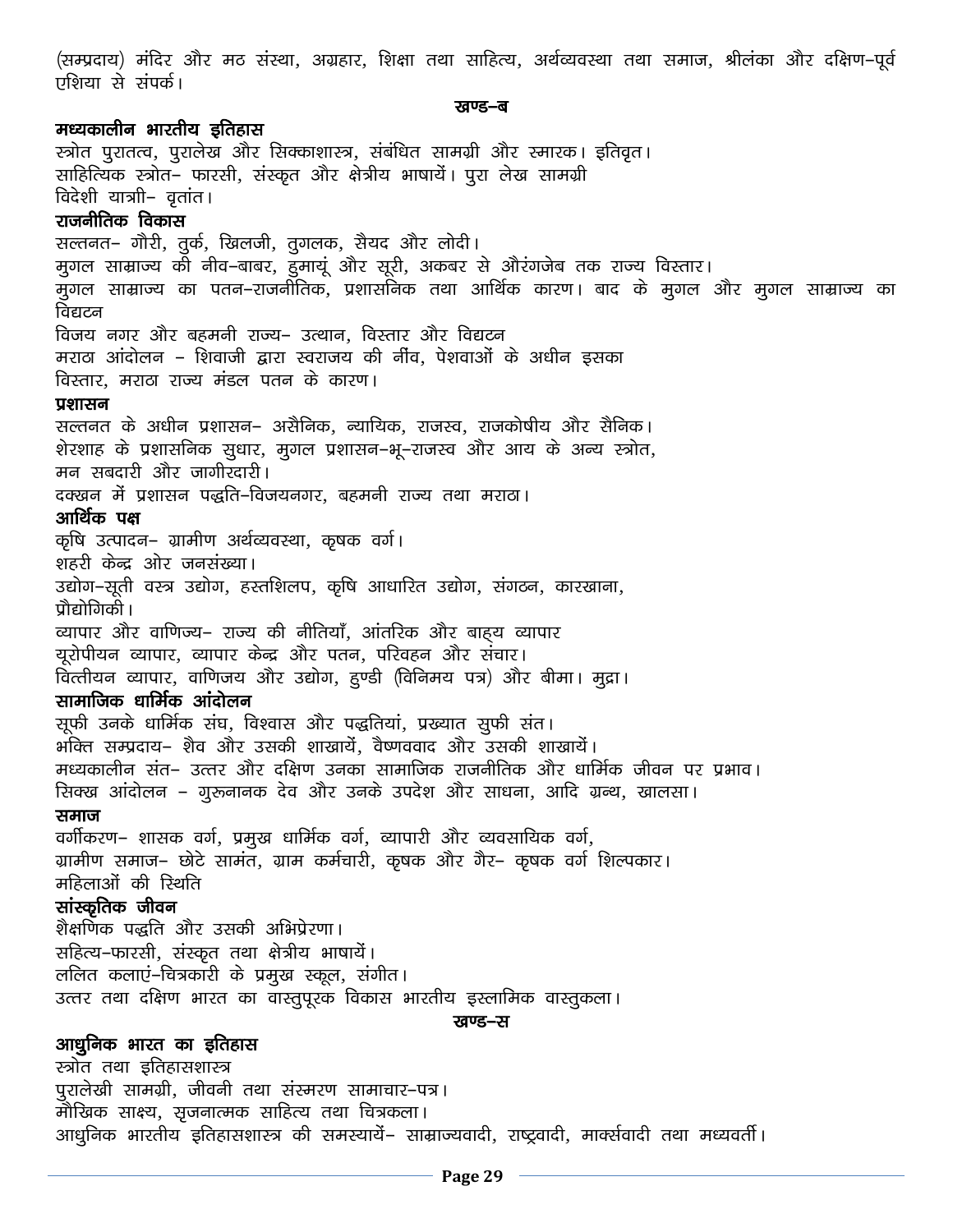(सम्प्रदाय) मंदिर और मठ संस्था, अग्रहार, शिक्षा तथा साहित्य, अर्थव्यवस्था तथा समाज, श्रीलंका और दक्षिण–पूर्व एशिया से संपर्क।

### खण्ड–ब

**मध्यकालीन भारतीय इतिहास**

स्त्रोत पुरातत्व, पुरालेख और सिक्काशास्त्र, संबंधित सामग्री और स्मारक। इतिवृत।
साहित्यिक स्त्रोत– फारसी, संस्कृत और क्षेत्रीय भाषायें। पुरा लेख सामग्री
विदेशी यात्री– वृतांत।

**राजनीतिक विकास**

सल्तनत– गौरी, तुर्क, खिलजी, तुगलक, सैयद और लोदी।
मुगल साम्राज्य की नीव–बाबर, हुमायूं और सूरी, अकबर से औरंगजेब तक राज्य विस्तार।
मुगल साम्राज्य का पतन–राजनीतिक, प्रशासनिक तथा आर्थिक कारण। बाद के मुगल और मुगल साम्राज्य का विघटन
विजय नगर और बहमनी राज्य– उत्थान, विस्तार और विघटन
मराठा आंदोलन – शिवाजी द्वारा स्वराजय की नींव, पेशवाओं के अधीन इसका
विस्तार, मराठा राज्य मंडल पतन के कारण।

**प्रशासन**

सल्तनत के अधीन प्रशासन– असैनिक, न्यायिक, राजस्व, राजकोषीय और सैनिक।
शेरशाह के प्रशासनिक सुधार, मुगल प्रशासन–भू–राजस्व और आय के अन्य स्त्रोत,
मन सबदारी और जागीरदारी।
दक्खन में प्रशासन पद्धति–विजयनगर, बहमनी राज्य तथा मराठा।

**आर्थिक पक्ष**

कृषि उत्पादन– ग्रामीण अर्थव्यवस्था, कृषक वर्ग।
शहरी केन्द्र ओर जनसंख्या।
उद्योग–सूती वस्त्र उद्योग, हस्तशिल्प, कृषि आधारित उद्योग, संगठन, कारखाना,
प्रौद्योगिकी।
व्यापार और वाणिज्य– राज्य की नीतियाँ, आंतरिक और बाह्य व्यापार
यूरोपीयन व्यापार, व्यापार केन्द्र और पतन, परिवहन और संचार।
वित्तीयन व्यापार, वाणिजय और उद्योग, हुण्डी (विनिमय पत्र) और बीमा। मुद्रा।

**सामाजिक धार्मिक आंदोलन**

सूफी उनके धार्मिक संघ, विश्वास और पद्धतियां, प्रख्यात सुफी संत।
भक्ति सम्प्रदाय– शैव और उसकी शाखायें, वैष्णववाद और उसकी शाखायें।
मध्यकालीन संत– उत्तर और दक्षिण उनका सामाजिक राजनीतिक और धार्मिक जीवन पर प्रभाव।
सिक्ख आंदोलन – गुरुनानक देव और उनके उपदेश और साधना, आदि ग्रन्थ, खालसा।

**समाज**

वर्गीकरण– शासक वर्ग, प्रमुख धार्मिक वर्ग, व्यापारी और व्यवसायिक वर्ग,
ग्रामीण समाज– छोटे सामंत, ग्राम कर्मचारी, कृषक और गैर– कृषक वर्ग शिल्पकार।
महिलाओं की स्थिति

**सांस्कृतिक जीवन**

शैक्षणिक पद्धति और उसकी अभिप्रेरणा।
सहित्य–फारसी, संस्कृत तथा क्षेत्रीय भाषायें।
ललित कलाएं–चित्रकारी के प्रमुख स्कूल, संगीत।
उत्तर तथा दक्षिण भारत का वास्तुपूरक विकास भारतीय इस्लामिक वास्तुकला।

### खण्ड–स

**आधुनिक भारत का इतिहास**

स्त्रोत तथा इतिहासशास्त्र
पुरालेखी सामग्री, जीवनी तथा संस्मरण सामाचार–पत्र।
मौखिक साक्ष्य, सृजनात्मक साहित्य तथा चित्रकला।
आधुनिक भारतीय इतिहासशास्त्र की समस्यायें– साम्राज्यवादी, राष्ट्रवादी, मार्क्सवादी तथा मध्यवर्ती।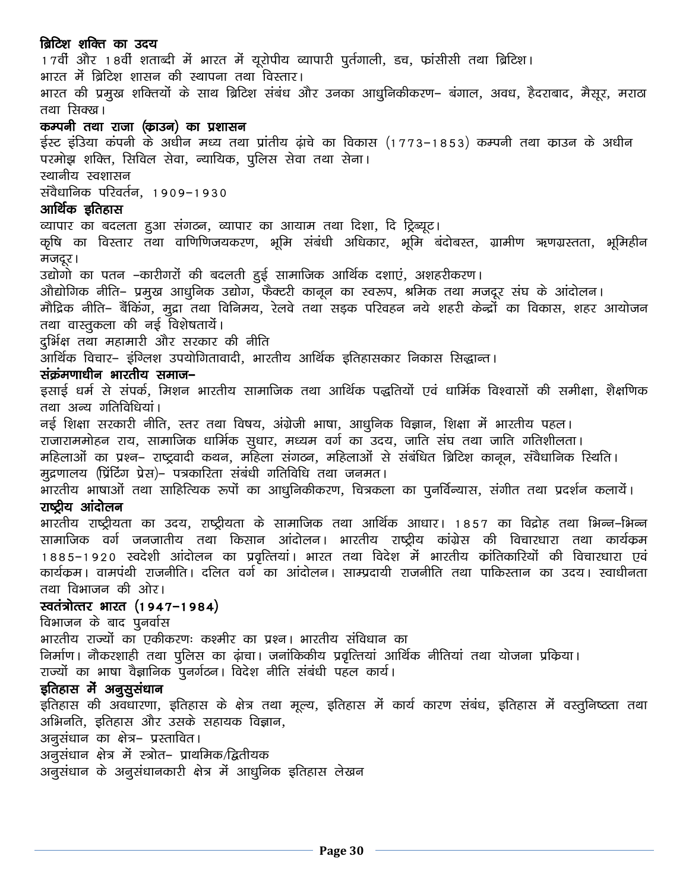**ब्रिटिश शक्ति का उदय**

17वीं और 18वीं शताब्दी में भारत में यूरोपीय व्यापारी पुर्तगाली, डच, फ्रांसीसी तथा ब्रिटिश।

भारत में ब्रिटिश शासन की स्थापना तथा विस्तार।

भारत की प्रमुख शक्तियों के साथ ब्रिटिश संबंध और उनका आधुनिकीकरण– बंगाल, अवध, हैदराबाद, मैसूर, मराठा तथा सिक्ख।

**कम्पनी तथा राजा (क्राउन) का प्रशासन**

ईस्ट इंडिया कंपनी के अधीन मध्य तथा प्रांतीय ढ़ांचे का विकास (1773–1853) कम्पनी तथा क्राउन के अधीन परमोझ शक्ति, सिविल सेवा, न्यायिक, पुलिस सेवा तथा सेना।

स्थानीय स्वशासन

संवैधानिक परिवर्तन, 1909–1930

**आर्थिक इतिहास**

व्यापार का बदलता हुआ संगठन, व्यापार का आयाम तथा दिशा, दि ट्रिब्यूट।

कृषि का विस्तार तथा वाणिणिजयकरण, भूमि संबंधी अधिकार, भूमि बंदोबस्त, ग्रामीण ऋणग्रस्तता, भूमिहीन मजदूर।

उद्योगो का पतन –कारीगरों की बदलती हुई सामाजिक आर्थिक दशाएं, अशहरीकरण।

औद्योगिक नीति– प्रमुख आधुनिक उद्योग, फैक्टरी कानून का स्वरूप, श्रमिक तथा मजदूर संघ के आंदोलन।

मौद्रिक नीति– बैंकिंग, मुद्रा तथा विनिमय, रेलवे तथा सड़क परिवहन नये शहरी केन्द्रों का विकास, शहर आयोजन तथा वास्तुकला की नई विशेषतायें।

दुर्भिक्ष तथा महामारी और सरकार की नीति

आर्थिक विचार– इंग्लिश उपयोगितावादी, भारतीय आर्थिक इतिहासकार निकास सिद्धान्त।

**संक्रमणाधीन भारतीय समाज–**

इसाई धर्म से संपर्क, मिशन भारतीय सामाजिक तथा आर्थिक पद्धतियों एवं धार्मिक विश्वासों की समीक्षा, शैक्षणिक तथा अन्य गतिविधियां।

नई शिक्षा सरकारी नीति, स्तर तथा विषय, अंग्रेजी भाषा, आधुनिक विज्ञान, शिक्षा में भारतीय पहल।

राजाराममोहन राय, सामाजिक धार्मिक सुधार, मध्यम वर्ग का उदय, जाति संघ तथा जाति गतिशीलता।

महिलाओं का प्रश्न– राष्ट्रवादी कथन, महिला संगठन, महिलाओं से संबंधित ब्रिटिश कानून, संवैधानिक स्थिति।

मुद्रणालय (प्रिंटिंग प्रेस)– पत्रकारिता संबंधी गतिविधि तथा जनमत।

भारतीय भाषाओं तथा साहित्यिक रूपों का आधुनिकीकरण, चित्रकला का पुनर्विन्यास, संगीत तथा प्रदर्शन कलायें।

**राष्ट्रीय आंदोलन**

भारतीय राष्ट्रीयता का उदय, राष्ट्रीयता के सामाजिक तथा आर्थिक आधार। 1857 का विद्रोह तथा भिन्न–भिन्न सामाजिक वर्ग जनजातीय तथा किसान आंदोलन। भारतीय राष्ट्रीय कांग्रेस की विचारधारा तथा कार्यक्रम 1885–1920 स्वदेशी आंदोलन का प्रवृत्तियां। भारत तथा विदेश में भारतीय क्रांतिकारियों की विचारधारा एवं कार्यक्रम। वामपंथी राजनीति। दलित वर्ग का आंदोलन। साम्प्रदायी राजनीति तथा पाकिस्तान का उदय। स्वाधीनता तथा विभाजन की ओर।

**स्वतंत्रोत्तर भारत (1947–1984)**

विभाजन के बाद पुनर्वास

भारतीय राज्यों का एकीकरणः कश्मीर का प्रश्न। भारतीय संविधान का निर्माण। नौकरशाही तथा पुलिस का ढ़ांचा। जनांकिकीय प्रवृत्तियां आर्थिक नीतियां तथा योजना प्रकिया।

राज्यों का भाषा वैज्ञानिक पुनर्गठन। विदेश नीति संबंधी पहल कार्य।

**इतिहास में अनुसुसंधान**

इतिहास की अवधारणा, इतिहास के क्षेत्र तथा मूल्य, इतिहास में कार्य कारण संबंध, इतिहास में वस्तुनिष्ठता तथा अभिनति, इतिहास और उसके सहायक विज्ञान,

अनुसंधान का क्षेत्र– प्रस्तावित।

अनुसंधान क्षेत्र में स्त्रोत– प्राथमिक/द्वितीयक

अनुसंधान के अनुसंधानकारी क्षेत्र में आधुनिक इतिहास लेखन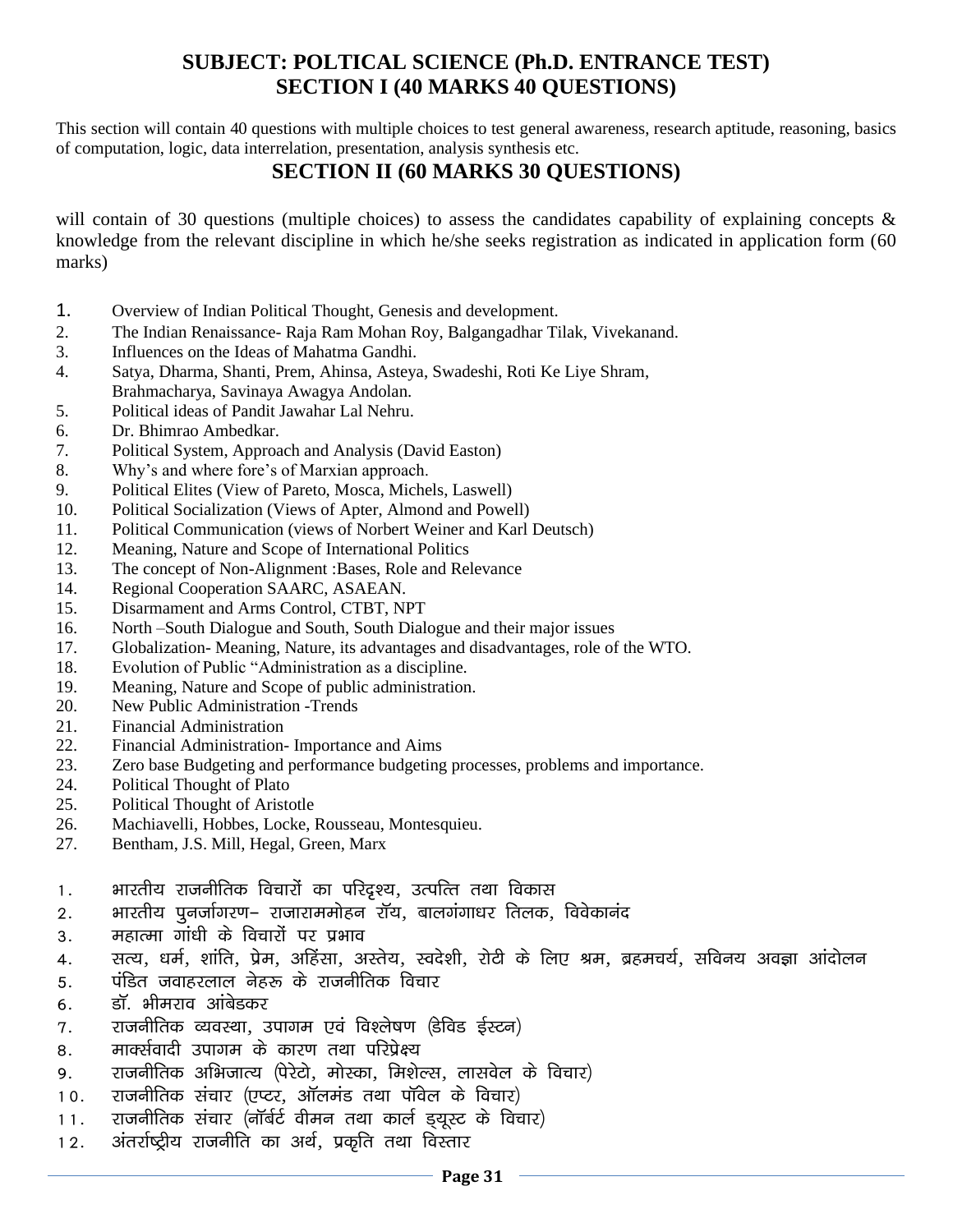# SUBJECT: POLTICAL SCIENCE (Ph.D. ENTRANCE TEST)

## SECTION I (40 MARKS 40 QUESTIONS)

This section will contain 40 questions with multiple choices to test general awareness, research aptitude, reasoning, basics of computation, logic, data interrelation, presentation, analysis synthesis etc.

## SECTION II (60 MARKS 30 QUESTIONS)

will contain of 30 questions (multiple choices) to assess the candidates capability of explaining concepts & knowledge from the relevant discipline in which he/she seeks registration as indicated in application form (60 marks)

1. Overview of Indian Political Thought, Genesis and development.
2. The Indian Renaissance- Raja Ram Mohan Roy, Balgangadhar Tilak, Vivekanand.
3. Influences on the Ideas of Mahatma Gandhi.
4. Satya, Dharma, Shanti, Prem, Ahinsa, Asteya, Swadeshi, Roti Ke Liye Shram, Brahmacharya, Savinaya Awagya Andolan.
5. Political ideas of Pandit Jawahar Lal Nehru.
6. Dr. Bhimrao Ambedkar.
7. Political System, Approach and Analysis (David Easton)
8. Why's and where fore's of Marxian approach.
9. Political Elites (View of Pareto, Mosca, Michels, Laswell)
10. Political Socialization (Views of Apter, Almond and Powell)
11. Political Communication (views of Norbert Weiner and Karl Deutsch)
12. Meaning, Nature and Scope of International Politics
13. The concept of Non-Alignment :Bases, Role and Relevance
14. Regional Cooperation SAARC, ASAEAN.
15. Disarmament and Arms Control, CTBT, NPT
16. North –South Dialogue and South, South Dialogue and their major issues
17. Globalization- Meaning, Nature, its advantages and disadvantages, role of the WTO.
18. Evolution of Public "Administration as a discipline.
19. Meaning, Nature and Scope of public administration.
20. New Public Administration -Trends
21. Financial Administration
22. Financial Administration- Importance and Aims
23. Zero base Budgeting and performance budgeting processes, problems and importance.
24. Political Thought of Plato
25. Political Thought of Aristotle
26. Machiavelli, Hobbes, Locke, Rousseau, Montesquieu.
27. Bentham, J.S. Mill, Hegal, Green, Marx

1. भारतीय राजनीतिक विचारों का परिदृश्य, उत्पत्ति तथा विकास
2. भारतीय पुनर्जागरण– राजाराममोहन रॉय, बालगंगाधर तिलक, विवेकानंद
3. महात्मा गांधी के विचारों पर प्रभाव
4. सत्य, धर्म, शांति, प्रेम, अहिंसा, अस्तेय, स्वदेशी, रोटी के लिए श्रम, ब्रहमचर्य, सविनय अवज्ञा आंदोलन
5. पंडित जवाहरलाल नेहरू के राजनीतिक विचार
6. डॉ. भीमराव आंबेडकर
7. राजनीतिक व्यवस्था, उपागम एवं विश्लेषण (डेविड ईस्टन)
8. मार्क्सवादी उपागम के कारण तथा परिप्रेक्ष्य
9. राजनीतिक अभिजात्य (पेरेटो, मोस्का, मिशेल्स, लासवेल के विचार)
10. राजनीतिक संचार (एप्टर, ऑलमंड तथा पॉवेल के विचार)
11. राजनीतिक संचार (नॉर्बर्ट वीमन तथा कार्ल ड्यूस्ट के विचार)
12. अंतर्राष्ट्रीय राजनीति का अर्थ, प्रकृति तथा विस्तार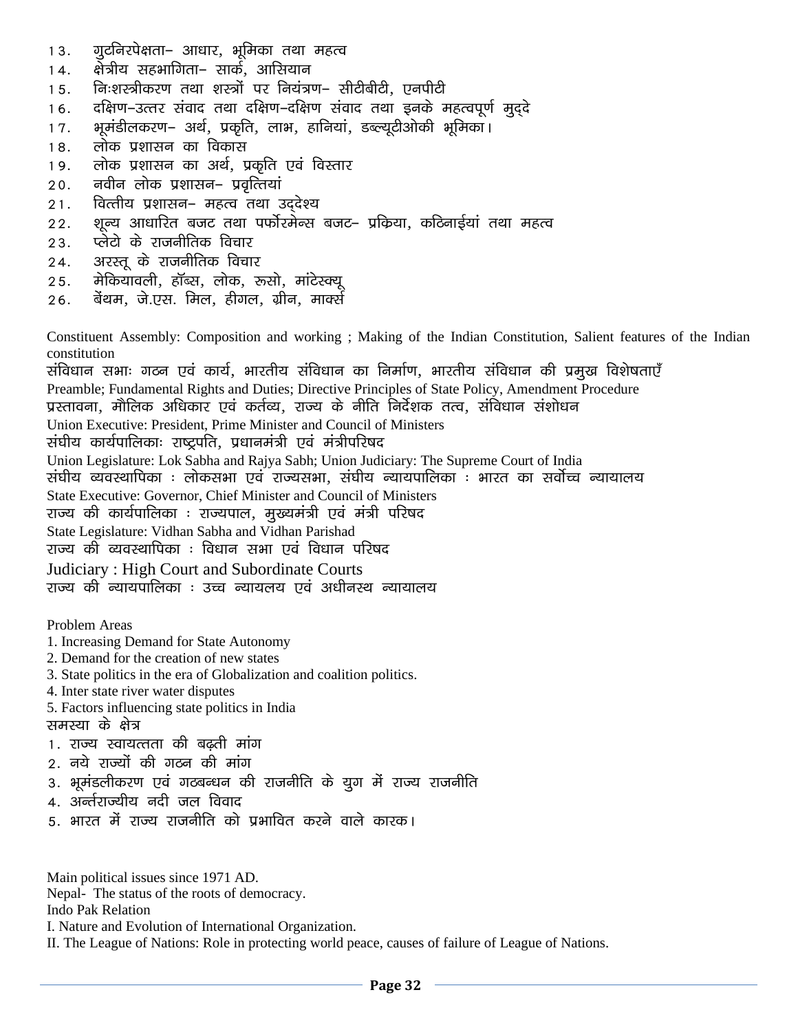13. गुटनिरपेक्षता– आधार, भूमिका तथा महत्व
14. क्षेत्रीय सहभागिता– सार्क, आसियान
15. निःशस्त्रीकरण तथा शस्त्रों पर नियंत्रण– सीटीबीटी, एनपीटी
16. दक्षिण–उत्तर संवाद तथा दक्षिण–दक्षिण संवाद तथा इनके महत्वपूर्ण मुद्दे
17. भूमंडीलकरण– अर्थ, प्रकृति, लाभ, हानियां, डब्ल्यूटीओकी भूमिका।
18. लोक प्रशासन का विकास
19. लोक प्रशासन का अर्थ, प्रकृति एवं विस्तार
20. नवीन लोक प्रशासन– प्रवृत्तियां
21. वित्तीय प्रशासन– महत्व तथा उद्देश्य
22. शून्य आधारित बजट तथा पर्फोरमेन्स बजट– प्रकिया, कठिनाईयां तथा महत्व
23. प्लेटो के राजनीतिक विचार
24. अरस्तू के राजनीतिक विचार
25. मेकियावली, हॉब्स, लोक, रूसो, मांटेस्क्यू
26. बेंथम, जे.एस. मिल, हीगल, ग्रीन, मार्क्स

Constituent Assembly: Composition and working ; Making of the Indian Constitution, Salient features of the Indian constitution

संविधान सभाः गठन एवं कार्य, भारतीय संविधान का निर्माण, भारतीय संविधान की प्रमुख विशेषताएँ

Preamble; Fundamental Rights and Duties; Directive Principles of State Policy, Amendment Procedure

प्रस्तावना, मौलिक अधिकार एवं कर्तव्य, राज्य के नीति निर्देशक तत्व, संविधान संशोधन

Union Executive: President, Prime Minister and Council of Ministers

संघीय कार्यपालिकाः राष्ट्रपति, प्रधानमंत्री एवं मंत्रीपरिषद

Union Legislature: Lok Sabha and Rajya Sabh; Union Judiciary: The Supreme Court of India

संघीय व्यवस्थापिका : लोकसभा एवं राज्यसभा, संघीय न्यायपालिका : भारत का सर्वोच्च न्यायालय

State Executive: Governor, Chief Minister and Council of Ministers

राज्य की कार्यपालिका : राज्यपाल, मुख्यमंत्री एवं मंत्री परिषद

State Legislature: Vidhan Sabha and Vidhan Parishad

राज्य की व्यवस्थापिका : विधान सभा एवं विधान परिषद

Judiciary : High Court and Subordinate Courts

राज्य की न्यायपालिका : उच्च न्यायलय एवं अधीनस्थ न्यायालय

Problem Areas

1. Increasing Demand for State Autonomy
2. Demand for the creation of new states
3. State politics in the era of Globalization and coalition politics.
4. Inter state river water disputes
5. Factors influencing state politics in India

समस्या के क्षेत्र

1. राज्य स्वायत्तता की बढ़ती मांग
2. नये राज्यों की गठन की मांग
3. भूमंडलीकरण एवं गठबन्धन की राजनीति के युग में राज्य राजनीति
4. अर्न्तराज्यीय नदी जल विवाद
5. भारत में राज्य राजनीति को प्रभावित करने वाले कारक।

Main political issues since 1971 AD.

Nepal- The status of the roots of democracy.

Indo Pak Relation

I. Nature and Evolution of International Organization.

II. The League of Nations: Role in protecting world peace, causes of failure of League of Nations.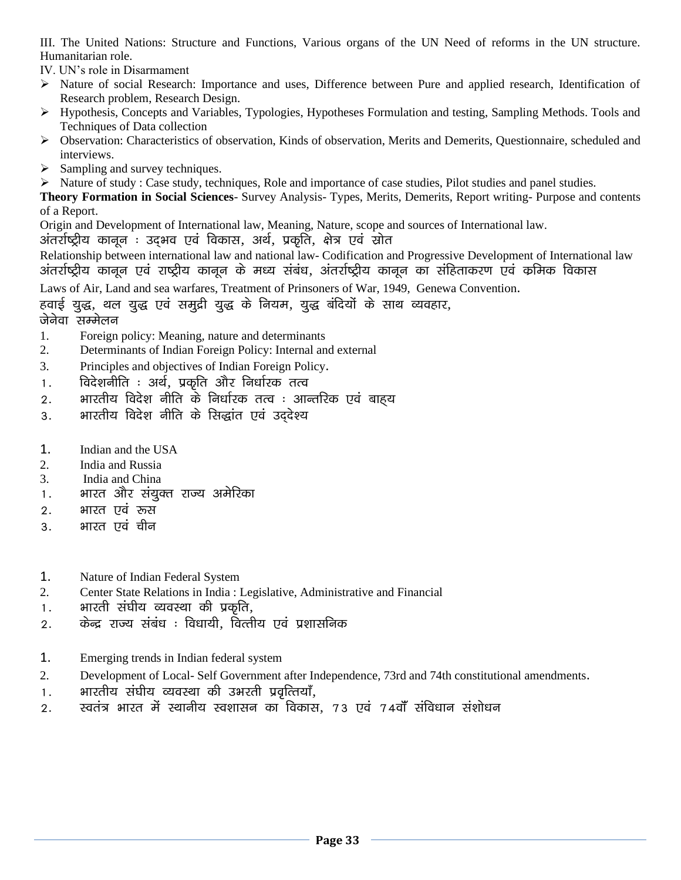III. The United Nations: Structure and Functions, Various organs of the UN Need of reforms in the UN structure. Humanitarian role.

IV. UN's role in Disarmament

- Nature of social Research: Importance and uses, Difference between Pure and applied research, Identification of Research problem, Research Design.
- Hypothesis, Concepts and Variables, Typologies, Hypotheses Formulation and testing, Sampling Methods. Tools and Techniques of Data collection
- Observation: Characteristics of observation, Kinds of observation, Merits and Demerits, Questionnaire, scheduled and interviews.
- Sampling and survey techniques.
- Nature of study : Case study, techniques, Role and importance of case studies, Pilot studies and panel studies.

**Theory Formation in Social Sciences**- Survey Analysis- Types, Merits, Demerits, Report writing- Purpose and contents of a Report.

Origin and Development of International law, Meaning, Nature, scope and sources of International law.

अंतर्राष्ट्रीय कानून : उद्भव एवं विकास, अर्थ, प्रकृति, क्षेत्र एवं स्रोत

Relationship between international law and national law- Codification and Progressive Development of International law

अंतर्राष्ट्रीय कानून एवं राष्ट्रीय कानून के मध्य संबंध, अंतर्राष्ट्रीय कानून का संहिताकरण एवं क्रमिक विकास

Laws of Air, Land and sea warfares, Treatment of Prinsoners of War, 1949, Genewa Convention.

हवाई युद्ध, थल युद्ध एवं समुद्री युद्ध के नियम, युद्ध बंदियों के साथ व्यवहार, जेनेवा सम्मेलन

1. Foreign policy: Meaning, nature and determinants
2. Determinants of Indian Foreign Policy: Internal and external
3. Principles and objectives of Indian Foreign Policy.

1. विदेशनीति : अर्थ, प्रकृति और निर्धारक तत्व
2. भारतीय विदेश नीति के निर्धारक तत्व : आन्तरिक एवं बाह्य
3. भारतीय विदेश नीति के सिद्धांत एवं उद्देश्य

1. Indian and the USA
2. India and Russia
3. India and China

1. भारत और संयुक्त राज्य अमेरिका
2. भारत एवं रूस
3. भारत एवं चीन

1. Nature of Indian Federal System
2. Center State Relations in India : Legislative, Administrative and Financial

1. भारती संघीय व्यवस्था की प्रकृति,
2. केन्द्र राज्य संबंध : विधायी, वित्तीय एवं प्रशासनिक

1. Emerging trends in Indian federal system
2. Development of Local- Self Government after Independence, 73rd and 74th constitutional amendments.

1. भारतीय संघीय व्यवस्था की उभरती प्रवृत्तियाँ,
2. स्वतंत्र भारत में स्थानीय स्वशासन का विकास, 73 एवं 74वाँ संविधान संशोधन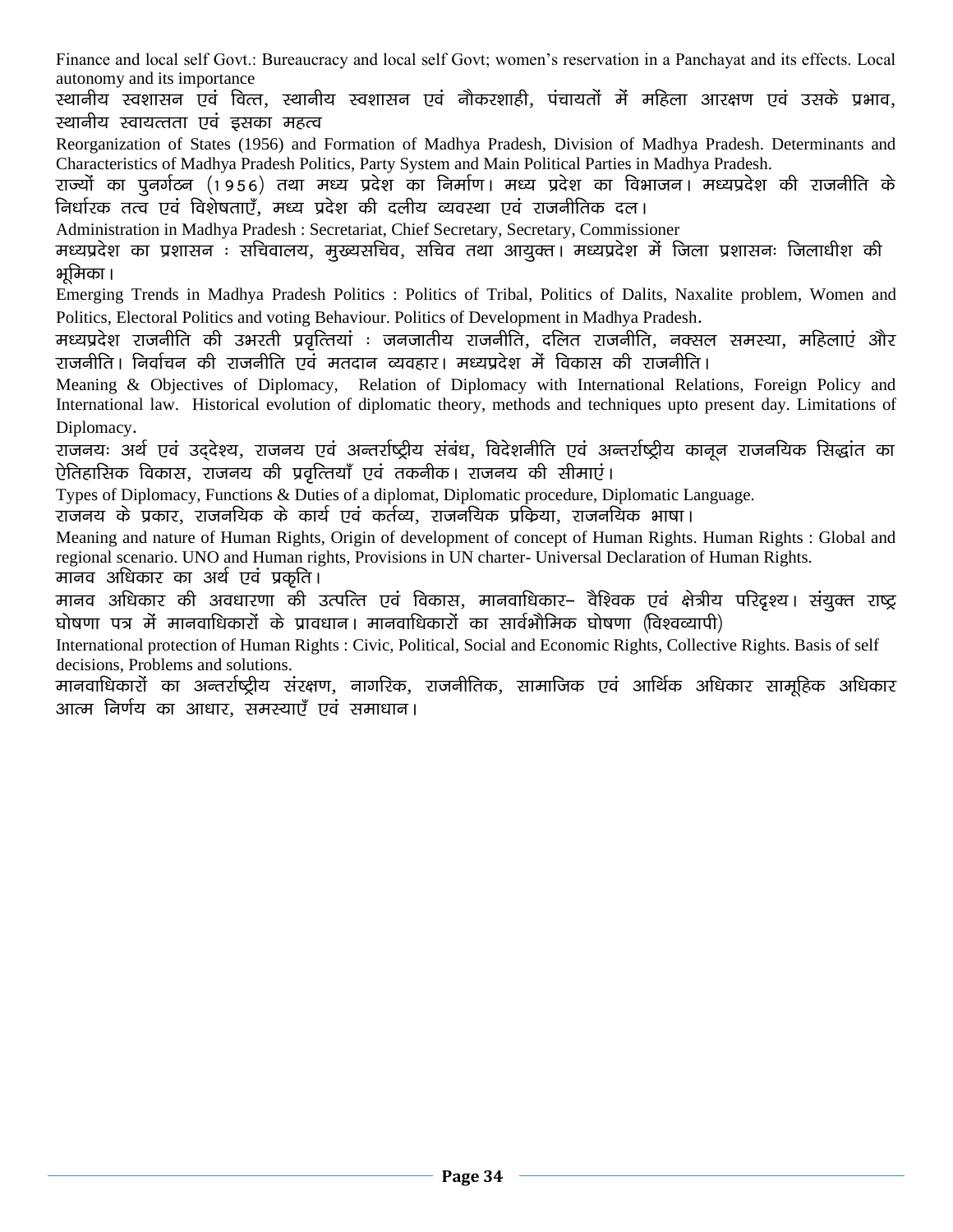Finance and local self Govt.: Bureaucracy and local self Govt; women's reservation in a Panchayat and its effects. Local autonomy and its importance

स्थानीय स्वशासन एवं वित्त, स्थानीय स्वशासन एवं नौकरशाही, पंचायतों में महिला आरक्षण एवं उसके प्रभाव, स्थानीय स्वायत्तता एवं इसका महत्व

Reorganization of States (1956) and Formation of Madhya Pradesh, Division of Madhya Pradesh. Determinants and Characteristics of Madhya Pradesh Politics, Party System and Main Political Parties in Madhya Pradesh.

राज्यों का पुनर्गठन (1956) तथा मध्य प्रदेश का निर्माण। मध्य प्रदेश का विभाजन। मध्यप्रदेश की राजनीति के निर्धारक तत्व एवं विशेषताएँ, मध्य प्रदेश की दलीय व्यवस्था एवं राजनीतिक दल।

Administration in Madhya Pradesh : Secretariat, Chief Secretary, Secretary, Commissioner

मध्यप्रदेश का प्रशासन : सचिवालय, मुख्यसचिव, सचिव तथा आयुक्त। मध्यप्रदेश में जिला प्रशासनः जिलाधीश की भूमिका।

Emerging Trends in Madhya Pradesh Politics : Politics of Tribal, Politics of Dalits, Naxalite problem, Women and Politics, Electoral Politics and voting Behaviour. Politics of Development in Madhya Pradesh.

मध्यप्रदेश राजनीति की उभरती प्रवृत्तियां : जनजातीय राजनीति, दलित राजनीति, नक्सल समस्या, महिलाएं और राजनीति। निर्वाचन की राजनीति एवं मतदान व्यवहार। मध्यप्रदेश में विकास की राजनीति।

Meaning & Objectives of Diplomacy, Relation of Diplomacy with International Relations, Foreign Policy and International law. Historical evolution of diplomatic theory, methods and techniques upto present day. Limitations of Diplomacy.

राजनयः अर्थ एवं उद्देश्य, राजनय एवं अन्तर्राष्ट्रीय संबंध, विदेशनीति एवं अन्तर्राष्ट्रीय कानून राजनयिक सिद्धांत का ऐतिहासिक विकास, राजनय की प्रवृत्तियाँ एवं तकनीक। राजनय की सीमाएं।

Types of Diplomacy, Functions & Duties of a diplomat, Diplomatic procedure, Diplomatic Language.

राजनय के प्रकार, राजनयिक के कार्य एवं कर्तव्य, राजनयिक प्रक्रिया, राजनयिक भाषा।

Meaning and nature of Human Rights, Origin of development of concept of Human Rights. Human Rights : Global and regional scenario. UNO and Human rights, Provisions in UN charter- Universal Declaration of Human Rights.

मानव अधिकार का अर्थ एवं प्रकृति।

मानव अधिकार की अवधारणा की उत्पत्ति एवं विकास, मानवाधिकार– वैश्विक एवं क्षेत्रीय परिदृश्य। संयुक्त राष्ट्र घोषणा पत्र में मानवाधिकारों के प्रावधान। मानवाधिकारों का सार्वभौमिक घोषणा (विश्वव्यापी)

International protection of Human Rights : Civic, Political, Social and Economic Rights, Collective Rights. Basis of self decisions, Problems and solutions.

मानवाधिकारों का अन्तर्राष्ट्रीय संरक्षण, नागरिक, राजनीतिक, सामाजिक एवं आर्थिक अधिकार सामूहिक अधिकार आत्म निर्णय का आधार, समस्याएँ एवं समाधान।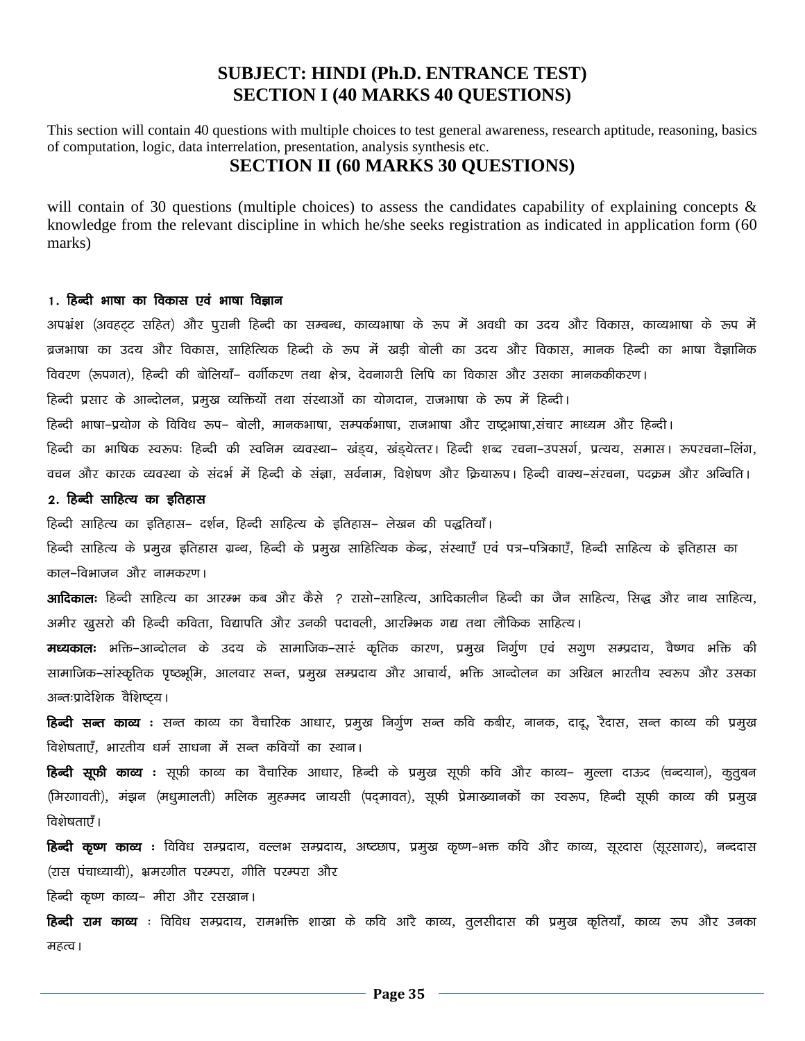# SUBJECT: HINDI (Ph.D. ENTRANCE TEST)
## SECTION I (40 MARKS 40 QUESTIONS)

This section will contain 40 questions with multiple choices to test general awareness, research aptitude, reasoning, basics of computation, logic, data interrelation, presentation, analysis synthesis etc.

## SECTION II (60 MARKS 30 QUESTIONS)

will contain of 30 questions (multiple choices) to assess the candidates capability of explaining concepts & knowledge from the relevant discipline in which he/she seeks registration as indicated in application form (60 marks)

### 1. हिन्दी भाषा का विकास एवं भाषा विज्ञान

अपभ्रंश (अवहट्ट सहित) और पुरानी हिन्दी का सम्बन्ध, काव्यभाषा के रूप में अवधी का उदय और विकास, काव्यभाषा के रूप में ब्रजभाषा का उदय और विकास, साहित्यिक हिन्दी के रूप में खड़ी बोली का उदय और विकास, मानक हिन्दी का भाषा वैज्ञानिक विवरण (रूपगत), हिन्दी की बोलियाँ– वर्गीकरण तथा क्षेत्र, देवनागरी लिपि का विकास और उसका मानककीकरण।

हिन्दी प्रसार के आन्दोलन, प्रमुख व्यक्तियों तथा संस्थाओं का योगदान, राजभाषा के रूप में हिन्दी।

हिन्दी भाषा–प्रयोग के विविध रूप– बोली, मानकभाषा, सम्पर्कभाषा, राजभाषा और राष्ट्रभाषा,संचार माध्यम और हिन्दी।

हिन्दी का भाषिक स्वरूपः हिन्दी की स्वनिम व्यवस्था– खंड्य, खंड्येत्तर। हिन्दी शब्द रचना–उपसर्ग, प्रत्यय, समास। रूपरचना–लिंग, वचन और कारक व्यवस्था के संदर्भ में हिन्दी के संज्ञा, सर्वनाम, विशेषण और क्रियारूप। हिन्दी वाक्य–संरचना, पदक्रम और अन्विति।

### 2. हिन्दी साहित्य का इतिहास

हिन्दी साहित्य का इतिहास– दर्शन, हिन्दी साहित्य के इतिहास– लेखन की पद्धतियाँ।

हिन्दी साहित्य के प्रमुख इतिहास ग्रन्थ, हिन्दी के प्रमुख साहित्यिक केन्द्र, संस्थाएँ एवं पत्र–पत्रिकाएँ, हिन्दी साहित्य के इतिहास का काल–विभाजन और नामकरण।

**आदिकालः** हिन्दी साहित्य का आरम्भ कब और कैसे ? रासो–साहित्य, आदिकालीन हिन्दी का जैन साहित्य, सिद्ध और नाथ साहित्य, अमीर खुसरो की हिन्दी कविता, विद्यापति और उनकी पदावली, आरम्भिक गद्य तथा लौकिक साहित्य।

**मध्यकालः** भक्ति–आन्दोलन के उदय के सामाजिक–सांस्कृतिक कारण, प्रमुख निर्गुण एवं सगुण सम्प्रदाय, वैष्णव भक्ति की सामाजिक–सांस्कृतिक पृष्ठभूमि, आलवार सन्त, प्रमुख सम्प्रदाय और आचार्य, भक्ति आन्दोलन का अखिल भारतीय स्वरूप और उसका अन्तःप्रादेशिक वैशिष्ट्य।

**हिन्दी सन्त काव्य :** सन्त काव्य का वैचारिक आधार, प्रमुख निर्गुण सन्त कवि कबीर, नानक, दादू, रैदास, सन्त काव्य की प्रमुख विशेषताएँ, भारतीय धर्म साधना में सन्त कवियों का स्थान।

**हिन्दी सूफी काव्य :** सूफी काव्य का वैचारिक आधार, हिन्दी के प्रमुख सूफी कवि और काव्य– मुल्ला दाऊद (चन्दयान), कुतुबन (मिरगावती), मंझन (मधुमालती) मलिक मुहम्मद जायसी (पद्मावत), सूफी प्रेमाख्यानकों का स्वरुप, हिन्दी सूफी काव्य की प्रमुख विशेषताएँ।

**हिन्दी कृष्ण काव्य :** विविध सम्प्रदाय, वल्लभ सम्प्रदाय, अष्टछाप, प्रमुख कृष्ण–भक्त कवि और काव्य, सूरदास (सूरसागर), नन्ददास (रास पंचाध्यायी), भ्रमरगीत परम्परा, गीति परम्परा और

हिन्दी कृष्ण काव्य– मीरा और रसखान।

**हिन्दी राम काव्य :** विविध सम्प्रदाय, रामभक्ति शाखा के कवि और काव्य, तुलसीदास की प्रमुख कृतियाँ, काव्य रूप और उनका महत्व।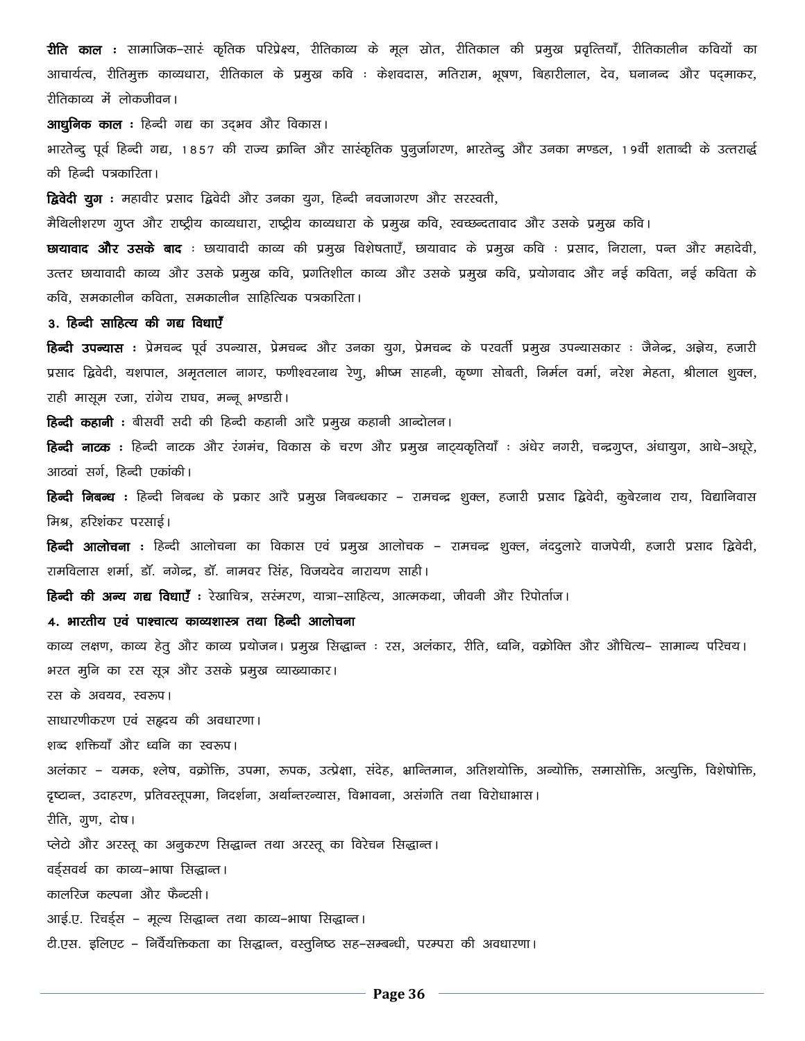**रीति काल :** सामाजिक–सांस्कृतिक परिप्रेक्ष्य, रीतिकाव्य के मूल स्रोत, रीतिकाल की प्रमुख प्रवृत्तियाँ, रीतिकालीन कवियों का आचार्यत्व, रीतिमुक्त काव्यधारा, रीतिकाल के प्रमुख कवि : केशवदास, मतिराम, भूषण, बिहारीलाल, देव, घनानन्द और पद्माकर, रीतिकाव्य में लोकजीवन।

**आधुनिक काल :** हिन्दी गद्य का उद्भव और विकास।

भारतेन्दु पूर्व हिन्दी गद्य, 1857 की राज्य क्रान्ति और सांस्कृतिक पुनुर्जागरण, भारतेन्दु और उनका मण्डल, 19वीं शताब्दी के उत्तरार्द्ध की हिन्दी पत्रकारिता।

**द्विवेदी युग :** महावीर प्रसाद द्विवेदी और उनका युग, हिन्दी नवजागरण और सरस्वती,

मैथिलीशरण गुप्त और राष्ट्रीय काव्यधारा, राष्ट्रीय काव्यधारा के प्रमुख कवि, स्वच्छन्दतावाद और उसके प्रमुख कवि।

**छायावाद और उसके बाद** : छायावादी काव्य की प्रमुख विशेषताएँ, छायावाद के प्रमुख कवि : प्रसाद, निराला, पन्त और महादेवी, उत्तर छायावादी काव्य और उसके प्रमुख कवि, प्रगतिशील काव्य और उसके प्रमुख कवि, प्रयोगवाद और नई कविता, नई कविता के कवि, समकालीन कविता, समकालीन साहित्यिक पत्रकारिता।

### 3. हिन्दी साहित्य की गद्य विधाएँ

**हिन्दी उपन्यास :** प्रेमचन्द पूर्व उपन्यास, प्रेमचन्द और उनका युग, प्रेमचन्द के परवर्ती प्रमुख उपन्यासकार : जैनेन्द्र, अज्ञेय, हजारी प्रसाद द्विवेदी, यशपाल, अमृतलाल नागर, फणीश्वरनाथ रेणु, भीष्म साहनी, कृष्णा सोबती, निर्मल वर्मा, नरेश मेहता, श्रीलाल शुक्ल, राही मासूम रजा, रांगेय राघव, मन्नू भण्डारी।

**हिन्दी कहानी :** बीसवीं सदी की हिन्दी कहानी और प्रमुख कहानी आन्दोलन।

**हिन्दी नाटक :** हिन्दी नाटक और रंगमंच, विकास के चरण और प्रमुख नाट्यकृतियाँ : अंधेर नगरी, चन्द्रगुप्त, अंधायुग, आधे–अधूरे, आठवां सर्ग, हिन्दी एकांकी।

**हिन्दी निबन्ध :** हिन्दी निबन्ध के प्रकार और प्रमुख निबन्धकार – रामचन्द्र शुक्ल, हजारी प्रसाद द्विवेदी, कुबेरनाथ राय, विद्यानिवास मिश्र, हरिशंकर परसाई।

**हिन्दी आलोचना :** हिन्दी आलोचना का विकास एवं प्रमुख आलोचक – रामचन्द्र शुक्ल, नंददुलारे वाजपेयी, हजारी प्रसाद द्विवेदी, रामविलास शर्मा, डॉ. नगेन्द्र, डॉ. नामवर सिंह, विजयदेव नारायण साही।

**हिन्दी की अन्य गद्य विधाएँ :** रेखाचित्र, संस्मरण, यात्रा–साहित्य, आत्मकथा, जीवनी और रिपोर्ताज।

### 4. भारतीय एवं पाश्चात्य काव्यशास्त्र तथा हिन्दी आलोचना

काव्य लक्षण, काव्य हेतु और काव्य प्रयोजन। प्रमुख सिद्धान्त : रस, अलंकार, रीति, ध्वनि, वक्रोक्ति और औचित्य– सामान्य परिचय।

भरत मुनि का रस सूत्र और उसके प्रमुख व्याख्याकार।

रस के अवयव, स्वरूप।

साधारणीकरण एवं सहृदय की अवधारणा।

शब्द शक्तियाँ और ध्वनि का स्वरूप।

अलंकार – यमक, श्लेष, वक्रोक्ति, उपमा, रूपक, उत्प्रेक्षा, संदेह, भ्रान्तिमान, अतिशयोक्ति, अन्योक्ति, समासोक्ति, अत्युक्ति, विशेषोक्ति, दृष्टान्त, उदाहरण, प्रतिवस्तूपमा, निदर्शना, अर्थान्तरन्यास, विभावना, असंगति तथा विरोधाभास।

रीति, गुण, दोष।

प्लेटो और अरस्तू का अनुकरण सिद्धान्त तथा अरस्तू का विरेचन सिद्धान्त।

वर्ड्सवर्थ का काव्य–भाषा सिद्धान्त।

कालरिज कल्पना और फैन्टसी।

आई.ए. रिचर्ड्स – मूल्य सिद्धान्त तथा काव्य–भाषा सिद्धान्त।

टी.एस. इलिएट – निर्वैयक्तिकता का सिद्धान्त, वस्तुनिष्ठ सह–सम्बन्धी, परम्परा की अवधारणा।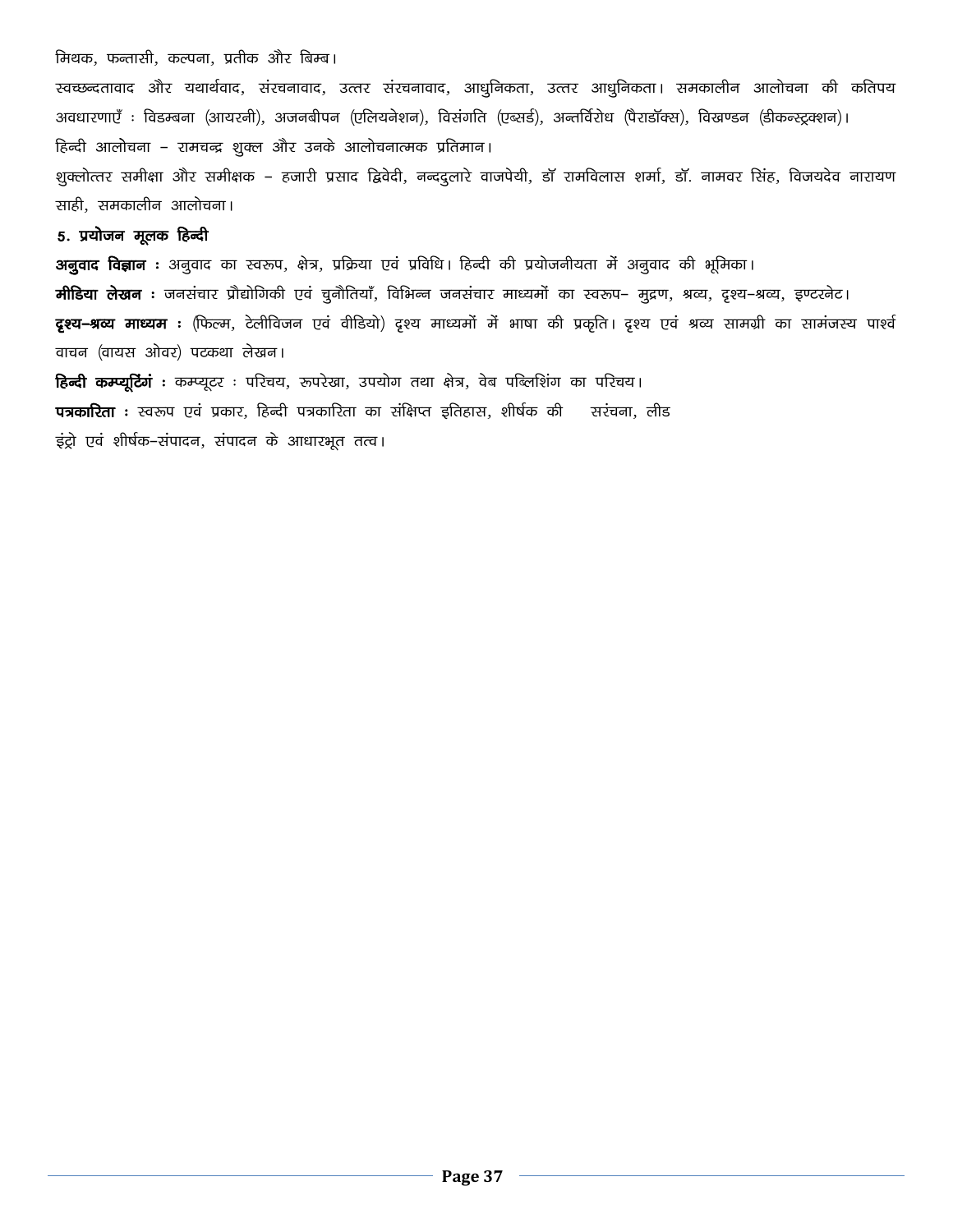मिथक, फन्तासी, कल्पना, प्रतीक और बिम्ब।

स्वच्छन्दतावाद और यथार्थवाद, संरचनावाद, उत्तर संरचनावाद, आधुनिकता, उत्तर आधुनिकता। समकालीन आलोचना की कतिपय अवधारणाएँ : विडम्बना (आयरनी), अजनबीपन (एलियनेशन), विसंगति (एब्सर्ड), अन्तर्विरोध (पैराडॉक्स), विखण्डन (डीकन्स्ट्रक्शन)।

हिन्दी आलोचना – रामचन्द्र शुक्ल और उनके आलोचनात्मक प्रतिमान।

शुक्लोत्तर समीक्षा और समीक्षक – हजारी प्रसाद द्विवेदी, नन्ददुलारे वाजपेयी, डॉ रामविलास शर्मा, डॉ. नामवर सिंह, विजयदेव नारायण साही, समकालीन आलोचना।

**5. प्रयोजन मूलक हिन्दी**

**अनुवाद विज्ञान :** अनुवाद का स्वरूप, क्षेत्र, प्रक्रिया एवं प्रविधि। हिन्दी की प्रयोजनीयता में अनुवाद की भूमिका।

**मीडिया लेखन :** जनसंचार प्रौद्योगिकी एवं चुनौतियाँ, विभिन्न जनसंचार माध्यमों का स्वरूप– मुद्रण, श्रव्य, दृश्य–श्रव्य, इण्टरनेट।

**दृश्य–श्रव्य माध्यम :** (फिल्म, टेलीविजन एवं वीडियो) दृश्य माध्यमों में भाषा की प्रकृति। दृश्य एवं श्रव्य सामग्री का सामंजस्य पार्श्व वाचन (वायस ओवर) पटकथा लेखन।

**हिन्दी कम्प्यूटिंगं :** कम्प्यूटर : परिचय, रूपरेखा, उपयोग तथा क्षेत्र, वेब पब्लिशिंग का परिचय।

**पत्रकारिता :** स्वरूप एवं प्रकार, हिन्दी पत्रकारिता का संक्षिप्त इतिहास, शीर्षक की सरंचना, लीड इंट्रो एवं शीर्षक–संपादन, संपादन के आधारभूत तत्व।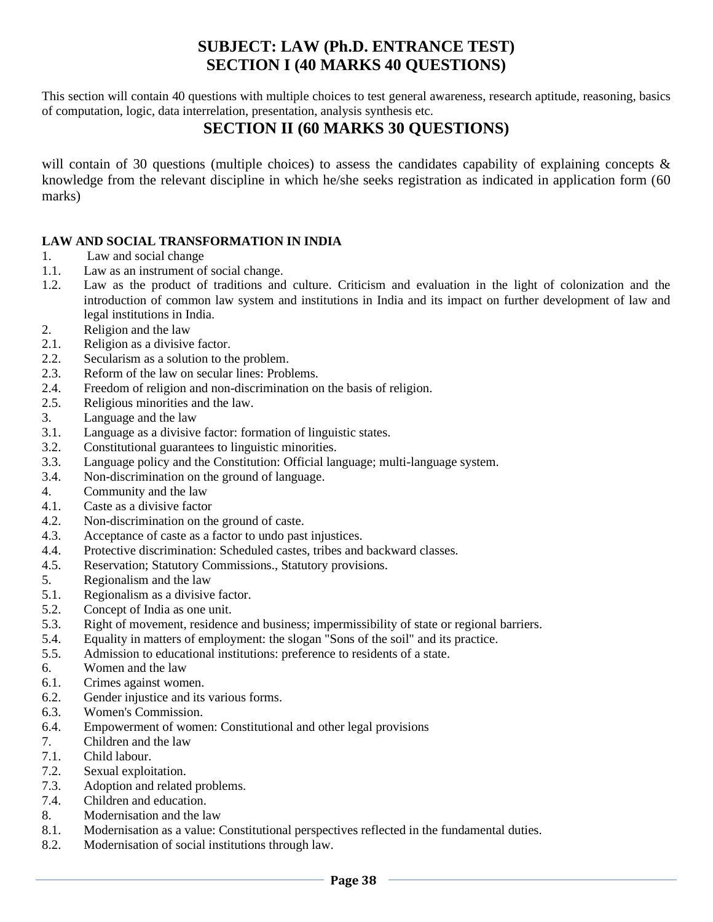# SUBJECT: LAW (Ph.D. ENTRANCE TEST)
# SECTION I (40 MARKS 40 QUESTIONS)

This section will contain 40 questions with multiple choices to test general awareness, research aptitude, reasoning, basics of computation, logic, data interrelation, presentation, analysis synthesis etc.

# SECTION II (60 MARKS 30 QUESTIONS)

will contain of 30 questions (multiple choices) to assess the candidates capability of explaining concepts & knowledge from the relevant discipline in which he/she seeks registration as indicated in application form (60 marks)

**LAW AND SOCIAL TRANSFORMATION IN INDIA**

1. Law and social change
1.1. Law as an instrument of social change.
1.2. Law as the product of traditions and culture. Criticism and evaluation in the light of colonization and the introduction of common law system and institutions in India and its impact on further development of law and legal institutions in India.
2. Religion and the law
2.1. Religion as a divisive factor.
2.2. Secularism as a solution to the problem.
2.3. Reform of the law on secular lines: Problems.
2.4. Freedom of religion and non-discrimination on the basis of religion.
2.5. Religious minorities and the law.
3. Language and the law
3.1. Language as a divisive factor: formation of linguistic states.
3.2. Constitutional guarantees to linguistic minorities.
3.3. Language policy and the Constitution: Official language; multi-language system.
3.4. Non-discrimination on the ground of language.
4. Community and the law
4.1. Caste as a divisive factor
4.2. Non-discrimination on the ground of caste.
4.3. Acceptance of caste as a factor to undo past injustices.
4.4. Protective discrimination: Scheduled castes, tribes and backward classes.
4.5. Reservation; Statutory Commissions., Statutory provisions.
5. Regionalism and the law
5.1. Regionalism as a divisive factor.
5.2. Concept of India as one unit.
5.3. Right of movement, residence and business; impermissibility of state or regional barriers.
5.4. Equality in matters of employment: the slogan "Sons of the soil" and its practice.
5.5. Admission to educational institutions: preference to residents of a state.
6. Women and the law
6.1. Crimes against women.
6.2. Gender injustice and its various forms.
6.3. Women's Commission.
6.4. Empowerment of women: Constitutional and other legal provisions
7. Children and the law
7.1. Child labour.
7.2. Sexual exploitation.
7.3. Adoption and related problems.
7.4. Children and education.
8. Modernisation and the law
8.1. Modernisation as a value: Constitutional perspectives reflected in the fundamental duties.
8.2. Modernisation of social institutions through law.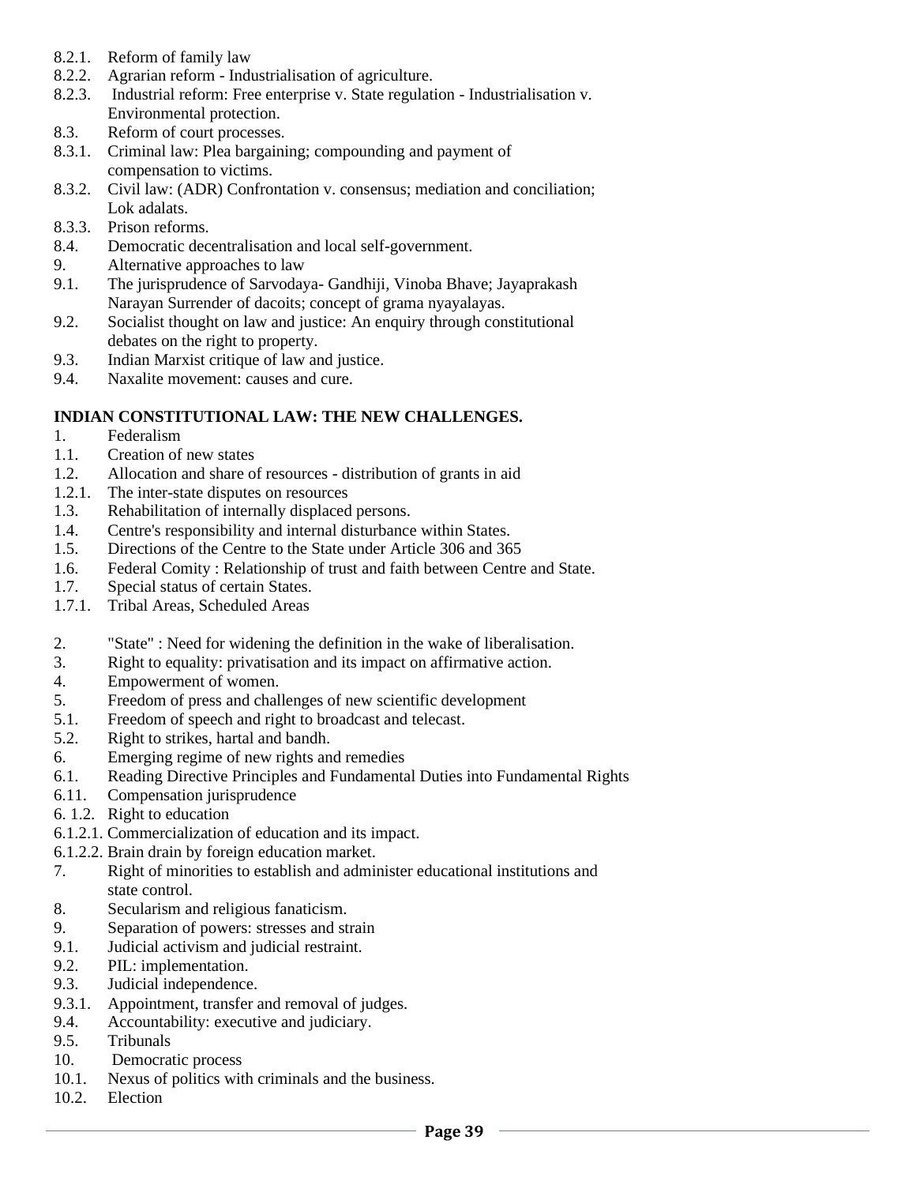8.2.1. Reform of family law

8.2.2. Agrarian reform - Industrialisation of agriculture.

8.2.3. Industrial reform: Free enterprise v. State regulation - Industrialisation v. Environmental protection.

8.3. Reform of court processes.

8.3.1. Criminal law: Plea bargaining; compounding and payment of compensation to victims.

8.3.2. Civil law: (ADR) Confrontation v. consensus; mediation and conciliation; Lok adalats.

8.3.3. Prison reforms.

8.4. Democratic decentralisation and local self-government.

9. Alternative approaches to law

9.1. The jurisprudence of Sarvodaya- Gandhiji, Vinoba Bhave; Jayaprakash Narayan Surrender of dacoits; concept of grama nyayalayas.

9.2. Socialist thought on law and justice: An enquiry through constitutional debates on the right to property.

9.3. Indian Marxist critique of law and justice.

9.4. Naxalite movement: causes and cure.

**INDIAN CONSTITUTIONAL LAW: THE NEW CHALLENGES.**

1. Federalism

1.1. Creation of new states

1.2. Allocation and share of resources - distribution of grants in aid

1.2.1. The inter-state disputes on resources

1.3. Rehabilitation of internally displaced persons.

1.4. Centre's responsibility and internal disturbance within States.

1.5. Directions of the Centre to the State under Article 306 and 365

1.6. Federal Comity : Relationship of trust and faith between Centre and State.

1.7. Special status of certain States.

1.7.1. Tribal Areas, Scheduled Areas

2. "State" : Need for widening the definition in the wake of liberalisation.

3. Right to equality: privatisation and its impact on affirmative action.

4. Empowerment of women.

5. Freedom of press and challenges of new scientific development

5.1. Freedom of speech and right to broadcast and telecast.

5.2. Right to strikes, hartal and bandh.

6. Emerging regime of new rights and remedies

6.1. Reading Directive Principles and Fundamental Duties into Fundamental Rights

6.11. Compensation jurisprudence

6. 1.2. Right to education

6.1.2.1. Commercialization of education and its impact.

6.1.2.2. Brain drain by foreign education market.

7. Right of minorities to establish and administer educational institutions and state control.

8. Secularism and religious fanaticism.

9. Separation of powers: stresses and strain

9.1. Judicial activism and judicial restraint.

9.2. PIL: implementation.

9.3. Judicial independence.

9.3.1. Appointment, transfer and removal of judges.

9.4. Accountability: executive and judiciary.

9.5. Tribunals

10. Democratic process

10.1. Nexus of politics with criminals and the business.

10.2. Election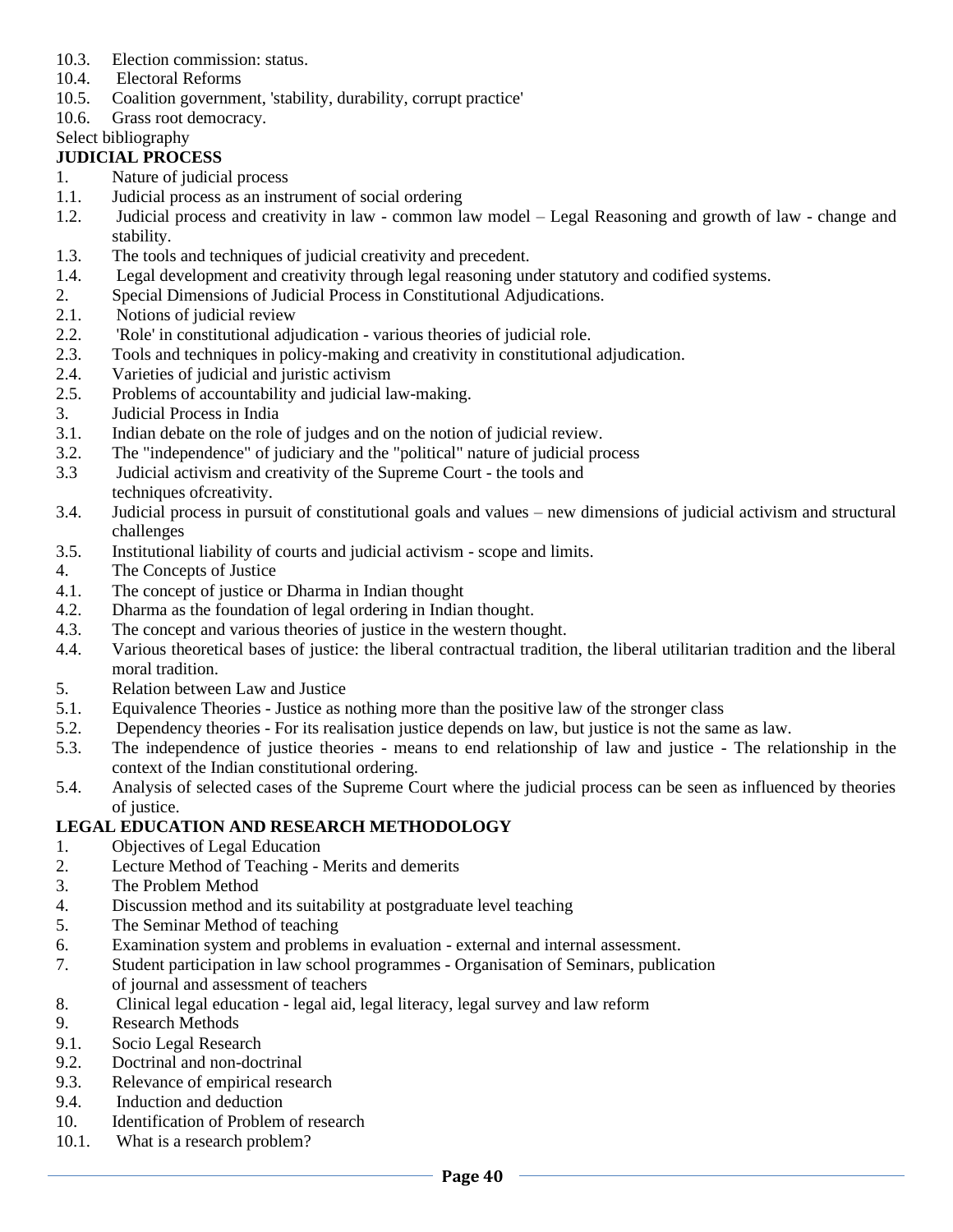10.3. Election commission: status.
10.4. Electoral Reforms
10.5. Coalition government, 'stability, durability, corrupt practice'
10.6. Grass root democracy.

Select bibliography

**JUDICIAL PROCESS**

1. Nature of judicial process
1.1. Judicial process as an instrument of social ordering
1.2. Judicial process and creativity in law - common law model – Legal Reasoning and growth of law - change and stability.
1.3. The tools and techniques of judicial creativity and precedent.
1.4. Legal development and creativity through legal reasoning under statutory and codified systems.
2. Special Dimensions of Judicial Process in Constitutional Adjudications.
2.1. Notions of judicial review
2.2. 'Role' in constitutional adjudication - various theories of judicial role.
2.3. Tools and techniques in policy-making and creativity in constitutional adjudication.
2.4. Varieties of judicial and juristic activism
2.5. Problems of accountability and judicial law-making.
3. Judicial Process in India
3.1. Indian debate on the role of judges and on the notion of judicial review.
3.2. The "independence" of judiciary and the "political" nature of judicial process
3.3 Judicial activism and creativity of the Supreme Court - the tools and techniques ofcreativity.
3.4. Judicial process in pursuit of constitutional goals and values – new dimensions of judicial activism and structural challenges
3.5. Institutional liability of courts and judicial activism - scope and limits.
4. The Concepts of Justice
4.1. The concept of justice or Dharma in Indian thought
4.2. Dharma as the foundation of legal ordering in Indian thought.
4.3. The concept and various theories of justice in the western thought.
4.4. Various theoretical bases of justice: the liberal contractual tradition, the liberal utilitarian tradition and the liberal moral tradition.
5. Relation between Law and Justice
5.1. Equivalence Theories - Justice as nothing more than the positive law of the stronger class
5.2. Dependency theories - For its realisation justice depends on law, but justice is not the same as law.
5.3. The independence of justice theories - means to end relationship of law and justice - The relationship in the context of the Indian constitutional ordering.
5.4. Analysis of selected cases of the Supreme Court where the judicial process can be seen as influenced by theories of justice.

**LEGAL EDUCATION AND RESEARCH METHODOLOGY**

1. Objectives of Legal Education
2. Lecture Method of Teaching - Merits and demerits
3. The Problem Method
4. Discussion method and its suitability at postgraduate level teaching
5. The Seminar Method of teaching
6. Examination system and problems in evaluation - external and internal assessment.
7. Student participation in law school programmes - Organisation of Seminars, publication of journal and assessment of teachers
8. Clinical legal education - legal aid, legal literacy, legal survey and law reform
9. Research Methods
9.1. Socio Legal Research
9.2. Doctrinal and non-doctrinal
9.3. Relevance of empirical research
9.4. Induction and deduction
10. Identification of Problem of research
10.1. What is a research problem?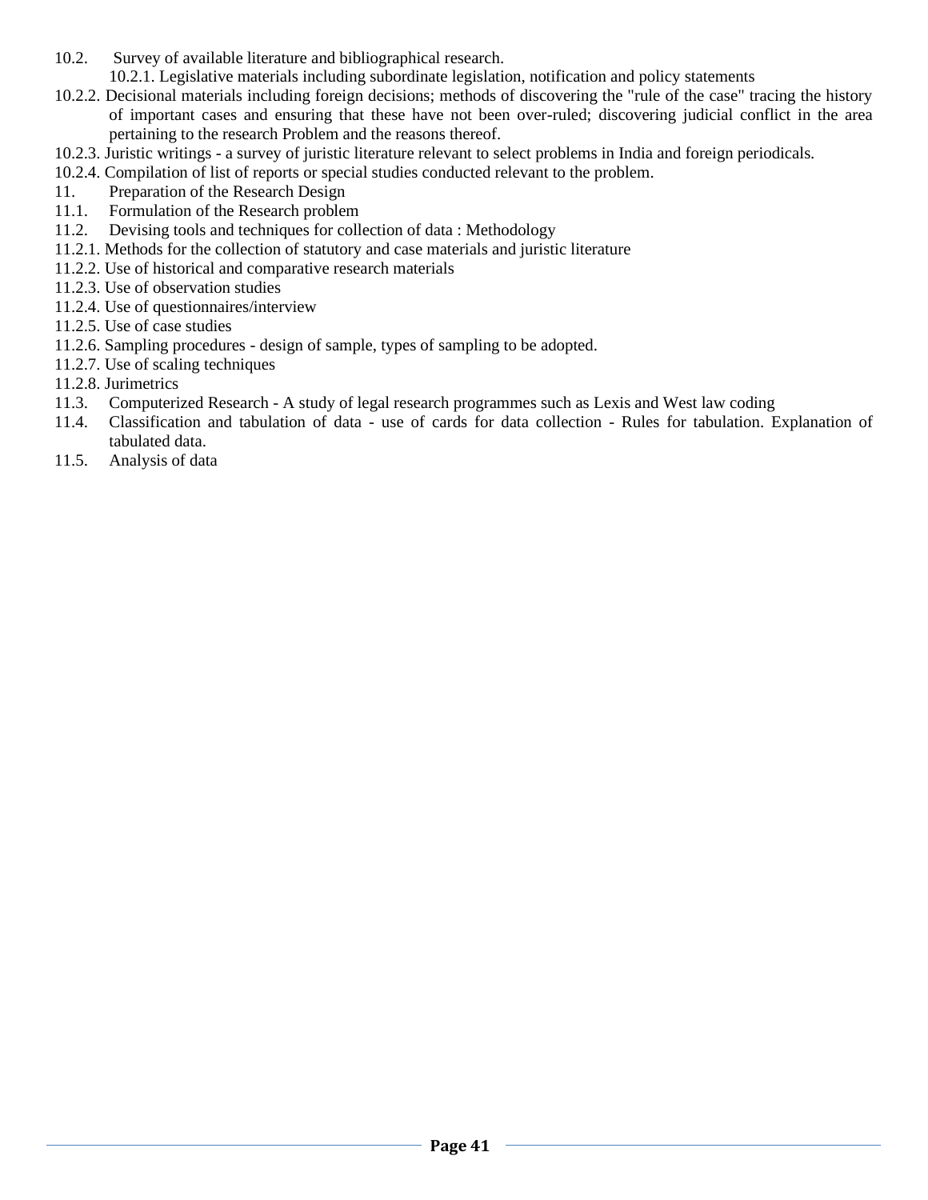10.2. Survey of available literature and bibliographical research.

10.2.1. Legislative materials including subordinate legislation, notification and policy statements

10.2.2. Decisional materials including foreign decisions; methods of discovering the "rule of the case" tracing the history of important cases and ensuring that these have not been over-ruled; discovering judicial conflict in the area pertaining to the research Problem and the reasons thereof.

10.2.3. Juristic writings - a survey of juristic literature relevant to select problems in India and foreign periodicals.

10.2.4. Compilation of list of reports or special studies conducted relevant to the problem.

11. Preparation of the Research Design

11.1. Formulation of the Research problem

11.2. Devising tools and techniques for collection of data : Methodology

11.2.1. Methods for the collection of statutory and case materials and juristic literature

11.2.2. Use of historical and comparative research materials

11.2.3. Use of observation studies

11.2.4. Use of questionnaires/interview

11.2.5. Use of case studies

11.2.6. Sampling procedures - design of sample, types of sampling to be adopted.

11.2.7. Use of scaling techniques

11.2.8. Jurimetrics

11.3. Computerized Research - A study of legal research programmes such as Lexis and West law coding

11.4. Classification and tabulation of data - use of cards for data collection - Rules for tabulation. Explanation of tabulated data.

11.5. Analysis of data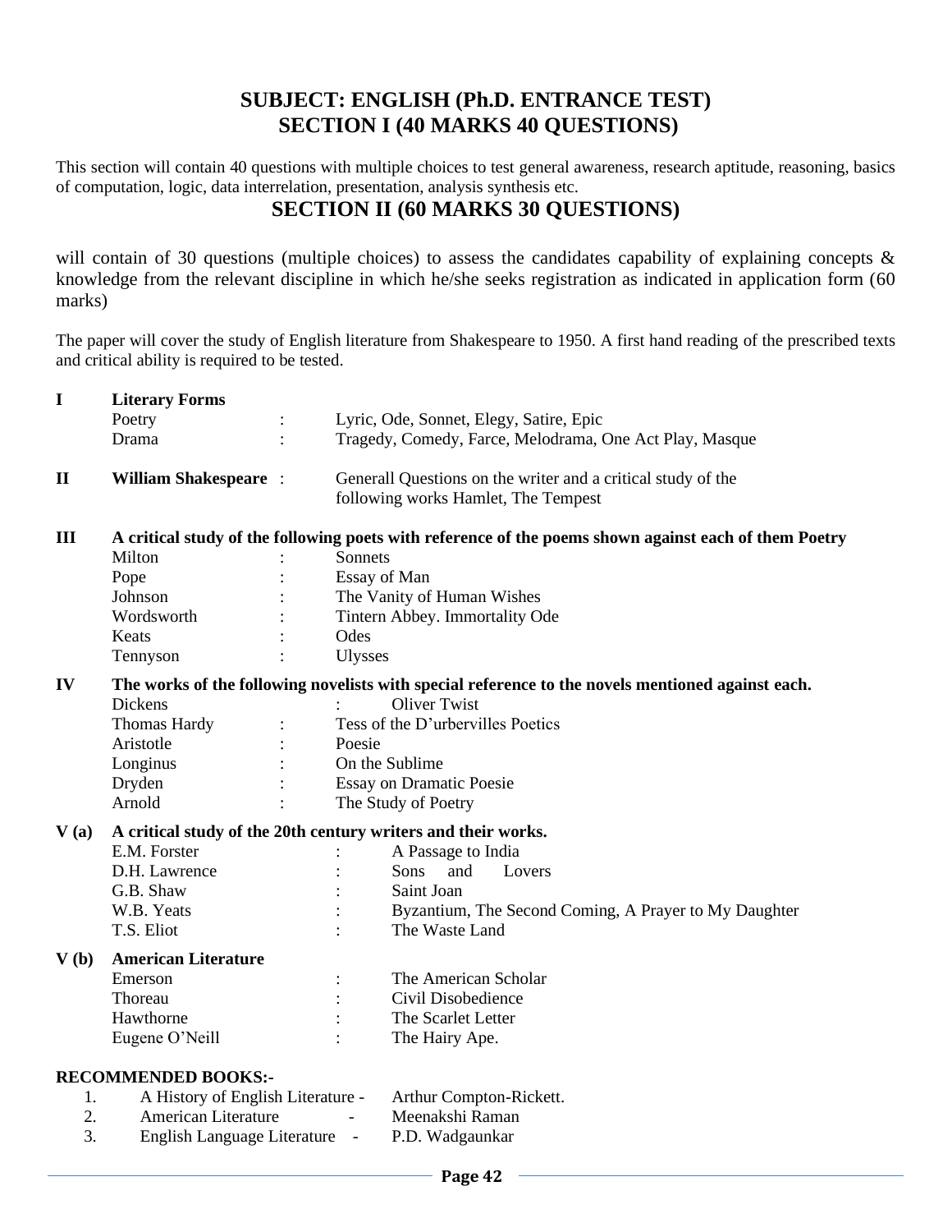## SUBJECT: ENGLISH (Ph.D. ENTRANCE TEST)
## SECTION I (40 MARKS 40 QUESTIONS)

This section will contain 40 questions with multiple choices to test general awareness, research aptitude, reasoning, basics of computation, logic, data interrelation, presentation, analysis synthesis etc.

## SECTION II (60 MARKS 30 QUESTIONS)

will contain of 30 questions (multiple choices) to assess the candidates capability of explaining concepts & knowledge from the relevant discipline in which he/she seeks registration as indicated in application form (60 marks)

The paper will cover the study of English literature from Shakespeare to 1950. A first hand reading of the prescribed texts and critical ability is required to be tested.

**I Literary Forms**

| | | |
|---|---|---|
| Poetry | : | Lyric, Ode, Sonnet, Elegy, Satire, Epic |
| Drama | : | Tragedy, Comedy, Farce, Melodrama, One Act Play, Masque |

**II William Shakespeare** : Generall Questions on the writer and a critical study of the following works Hamlet, The Tempest

**III A critical study of the following poets with reference of the poems shown against each of them Poetry**

| | | |
|---|---|---|
| Milton | : | Sonnets |
| Pope | : | Essay of Man |
| Johnson | : | The Vanity of Human Wishes |
| Wordsworth | : | Tintern Abbey. Immortality Ode |
| Keats | : | Odes |
| Tennyson | : | Ulysses |

**IV The works of the following novelists with special reference to the novels mentioned against each.**

| | | |
|---|---|---|
| Dickens | : | Oliver Twist |
| Thomas Hardy | : | Tess of the D'urbervilles Poetics |
| Aristotle | : | Poesie |
| Longinus | : | On the Sublime |
| Dryden | : | Essay on Dramatic Poesie |
| Arnold | : | The Study of Poetry |

**V (a) A critical study of the 20th century writers and their works.**

| | | |
|---|---|---|
| E.M. Forster | : | A Passage to India |
| D.H. Lawrence | : | Sons and Lovers |
| G.B. Shaw | : | Saint Joan |
| W.B. Yeats | : | Byzantium, The Second Coming, A Prayer to My Daughter |
| T.S. Eliot | : | The Waste Land |

**V (b) American Literature**

| | | |
|---|---|---|
| Emerson | : | The American Scholar |
| Thoreau | : | Civil Disobedience |
| Hawthorne | : | The Scarlet Letter |
| Eugene O'Neill | : | The Hairy Ape. |

**RECOMMENDED BOOKS:-**

1. A History of English Literature - Arthur Compton-Rickett.
2. American Literature - Meenakshi Raman
3. English Language Literature - P.D. Wadgaunkar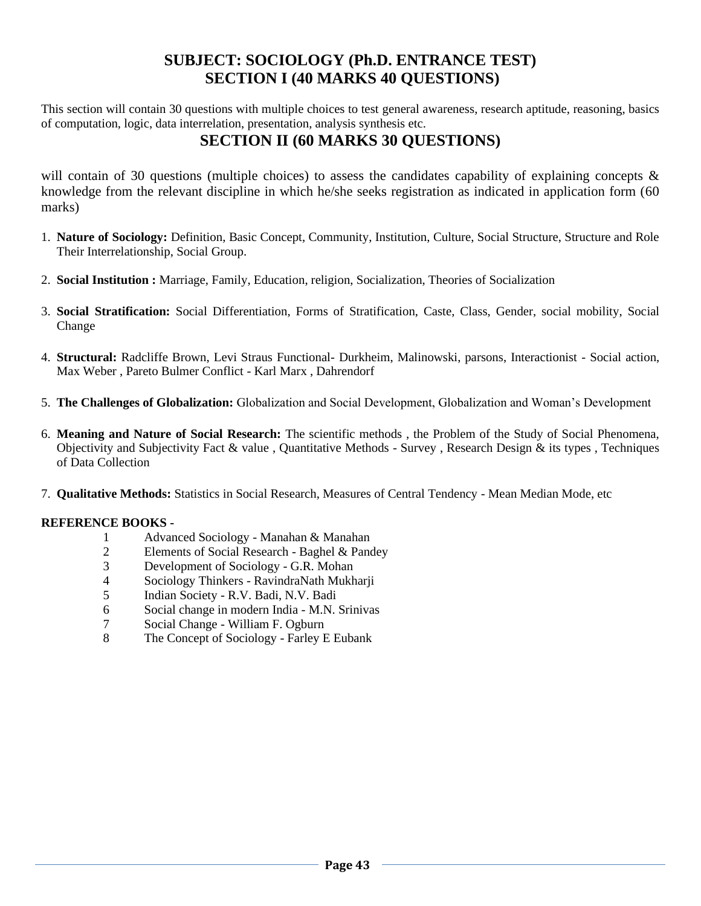# SUBJECT: SOCIOLOGY (Ph.D. ENTRANCE TEST)
# SECTION I (40 MARKS 40 QUESTIONS)

This section will contain 30 questions with multiple choices to test general awareness, research aptitude, reasoning, basics of computation, logic, data interrelation, presentation, analysis synthesis etc.

## SECTION II (60 MARKS 30 QUESTIONS)

will contain of 30 questions (multiple choices) to assess the candidates capability of explaining concepts & knowledge from the relevant discipline in which he/she seeks registration as indicated in application form (60 marks)

1. **Nature of Sociology:** Definition, Basic Concept, Community, Institution, Culture, Social Structure, Structure and Role Their Interrelationship, Social Group.
2. **Social Institution :** Marriage, Family, Education, religion, Socialization, Theories of Socialization
3. **Social Stratification:** Social Differentiation, Forms of Stratification, Caste, Class, Gender, social mobility, Social Change
4. **Structural:** Radcliffe Brown, Levi Straus Functional- Durkheim, Malinowski, parsons, Interactionist - Social action, Max Weber , Pareto Bulmer Conflict - Karl Marx , Dahrendorf
5. **The Challenges of Globalization:** Globalization and Social Development, Globalization and Woman's Development
6. **Meaning and Nature of Social Research:** The scientific methods , the Problem of the Study of Social Phenomena, Objectivity and Subjectivity Fact & value , Quantitative Methods - Survey , Research Design & its types , Techniques of Data Collection
7. **Qualitative Methods:** Statistics in Social Research, Measures of Central Tendency - Mean Median Mode, etc

**REFERENCE BOOKS -**

1. Advanced Sociology - Manahan & Manahan
2. Elements of Social Research - Baghel & Pandey
3. Development of Sociology - G.R. Mohan
4. Sociology Thinkers - RavindraNath Mukharji
5. Indian Society - R.V. Badi, N.V. Badi
6. Social change in modern India - M.N. Srinivas
7. Social Change - William F. Ogburn
8. The Concept of Sociology - Farley E Eubank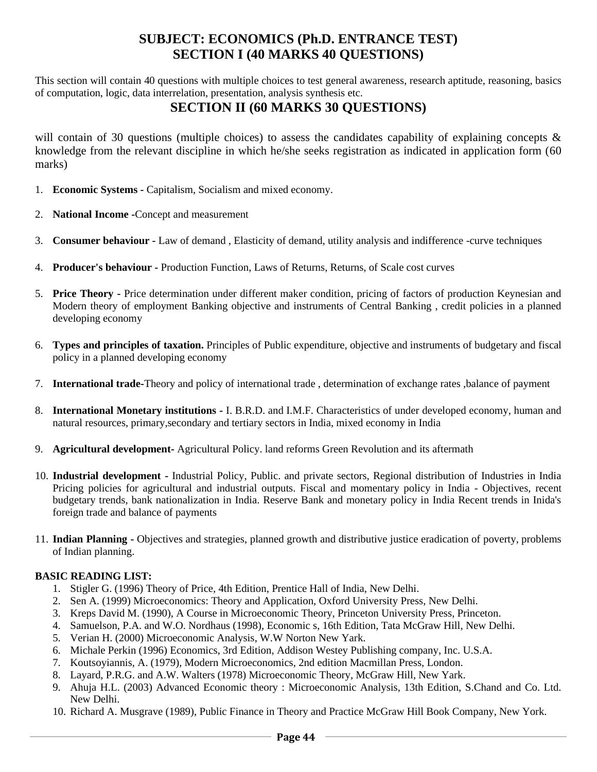# SUBJECT: ECONOMICS (Ph.D. ENTRANCE TEST)
# SECTION I (40 MARKS 40 QUESTIONS)

This section will contain 40 questions with multiple choices to test general awareness, research aptitude, reasoning, basics of computation, logic, data interrelation, presentation, analysis synthesis etc.

# SECTION II (60 MARKS 30 QUESTIONS)

will contain of 30 questions (multiple choices) to assess the candidates capability of explaining concepts & knowledge from the relevant discipline in which he/she seeks registration as indicated in application form (60 marks)

1. **Economic Systems -** Capitalism, Socialism and mixed economy.
2. **National Income -**Concept and measurement
3. **Consumer behaviour -** Law of demand , Elasticity of demand, utility analysis and indifference -curve techniques
4. **Producer's behaviour -** Production Function, Laws of Returns, Returns, of Scale cost curves
5. **Price Theory -** Price determination under different maker condition, pricing of factors of production Keynesian and Modern theory of employment Banking objective and instruments of Central Banking , credit policies in a planned developing economy
6. **Types and principles of taxation.** Principles of Public expenditure, objective and instruments of budgetary and fiscal policy in a planned developing economy
7. **International trade-**Theory and policy of international trade , determination of exchange rates ,balance of payment
8. **International Monetary institutions -** I. B.R.D. and I.M.F. Characteristics of under developed economy, human and natural resources, primary,secondary and tertiary sectors in India, mixed economy in India
9. **Agricultural development-** Agricultural Policy. land reforms Green Revolution and its aftermath
10. **Industrial development -** Industrial Policy, Public. and private sectors, Regional distribution of Industries in India Pricing policies for agricultural and industrial outputs. Fiscal and momentary policy in India - Objectives, recent budgetary trends, bank nationalization in India. Reserve Bank and monetary policy in India Recent trends in Inida's foreign trade and balance of payments
11. **Indian Planning -** Objectives and strategies, planned growth and distributive justice eradication of poverty, problems of Indian planning.

**BASIC READING LIST:**

1. Stigler G. (1996) Theory of Price, 4th Edition, Prentice Hall of India, New Delhi.
2. Sen A. (1999) Microeconomics: Theory and Application, Oxford University Press, New Delhi.
3. Kreps David M. (1990), A Course in Microeconomic Theory, Princeton University Press, Princeton.
4. Samuelson, P.A. and W.O. Nordhaus (1998), Economic s, 16th Edition, Tata McGraw Hill, New Delhi.
5. Verian H. (2000) Microeconomic Analysis, W.W Norton New Yark.
6. Michale Perkin (1996) Economics, 3rd Edition, Addison Westey Publishing company, Inc. U.S.A.
7. Koutsoyiannis, A. (1979), Modern Microeconomics, 2nd edition Macmillan Press, London.
8. Layard, P.R.G. and A.W. Walters (1978) Microeconomic Theory, McGraw Hill, New Yark.
9. Ahuja H.L. (2003) Advanced Economic theory : Microeconomic Analysis, 13th Edition, S.Chand and Co. Ltd. New Delhi.
10. Richard A. Musgrave (1989), Public Finance in Theory and Practice McGraw Hill Book Company, New York.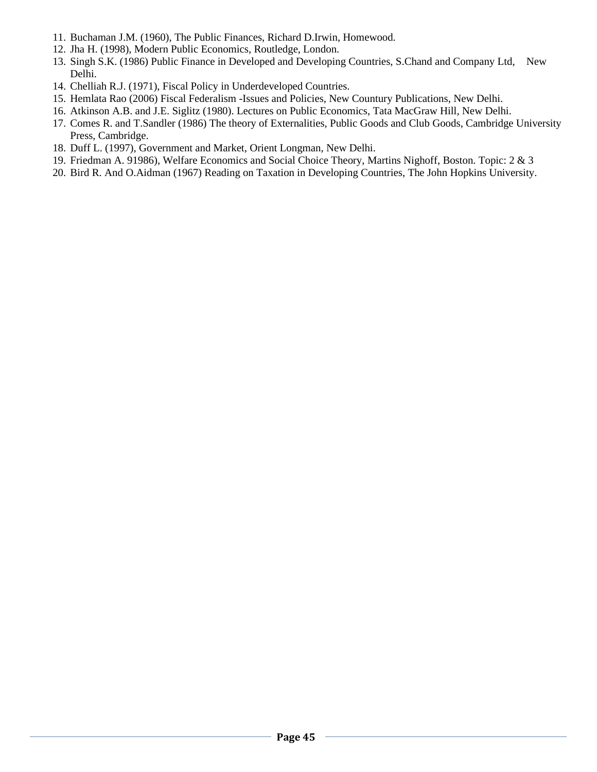11. Buchaman J.M. (1960), The Public Finances, Richard D.Irwin, Homewood.
12. Jha H. (1998), Modern Public Economics, Routledge, London.
13. Singh S.K. (1986) Public Finance in Developed and Developing Countries, S.Chand and Company Ltd, New Delhi.
14. Chelliah R.J. (1971), Fiscal Policy in Underdeveloped Countries.
15. Hemlata Rao (2006) Fiscal Federalism -Issues and Policies, New Countury Publications, New Delhi.
16. Atkinson A.B. and J.E. Siglitz (1980). Lectures on Public Economics, Tata MacGraw Hill, New Delhi.
17. Comes R. and T.Sandler (1986) The theory of Externalities, Public Goods and Club Goods, Cambridge University Press, Cambridge.
18. Duff L. (1997), Government and Market, Orient Longman, New Delhi.
19. Friedman A. 91986), Welfare Economics and Social Choice Theory, Martins Nighoff, Boston. Topic: 2 & 3
20. Bird R. And O.Aidman (1967) Reading on Taxation in Developing Countries, The John Hopkins University.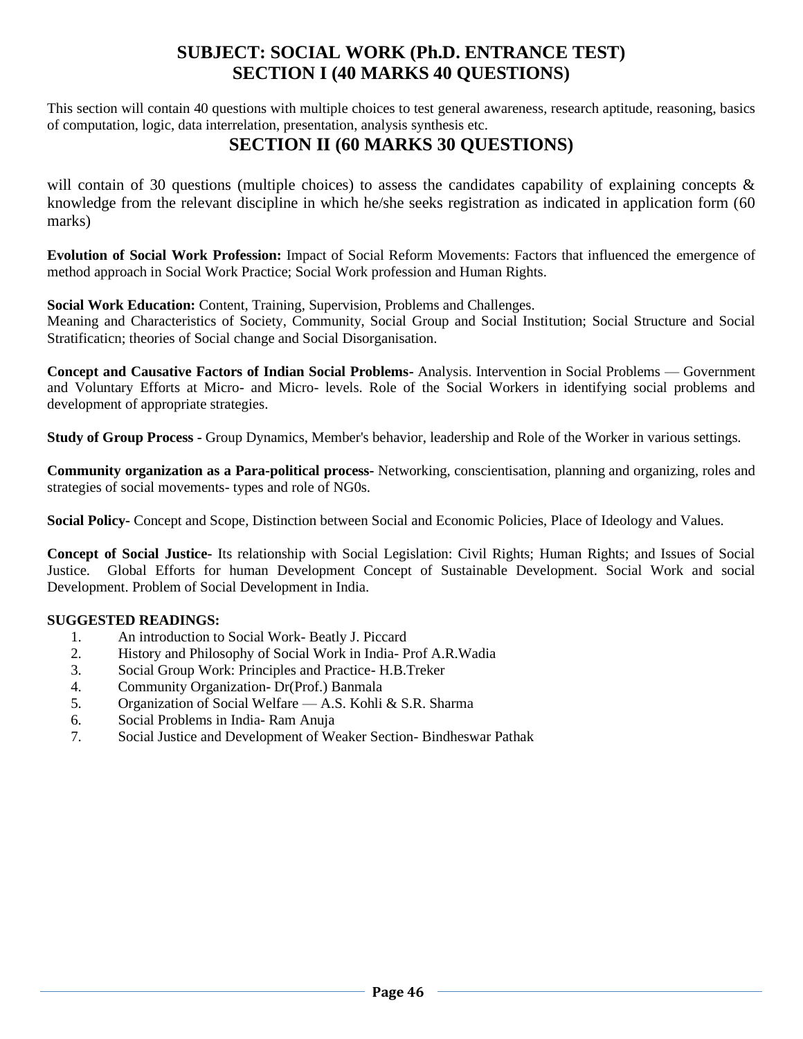# SUBJECT: SOCIAL WORK (Ph.D. ENTRANCE TEST)
## SECTION I (40 MARKS 40 QUESTIONS)

This section will contain 40 questions with multiple choices to test general awareness, research aptitude, reasoning, basics of computation, logic, data interrelation, presentation, analysis synthesis etc.

## SECTION II (60 MARKS 30 QUESTIONS)

will contain of 30 questions (multiple choices) to assess the candidates capability of explaining concepts & knowledge from the relevant discipline in which he/she seeks registration as indicated in application form (60 marks)

**Evolution of Social Work Profession:** Impact of Social Reform Movements: Factors that influenced the emergence of method approach in Social Work Practice; Social Work profession and Human Rights.

**Social Work Education:** Content, Training, Supervision, Problems and Challenges.
Meaning and Characteristics of Society, Community, Social Group and Social Institution; Social Structure and Social Stratificaticn; theories of Social change and Social Disorganisation.

**Concept and Causative Factors of Indian Social Problems-** Analysis. Intervention in Social Problems — Government and Voluntary Efforts at Micro- and Micro- levels. Role of the Social Workers in identifying social problems and development of appropriate strategies.

**Study of Group Process -** Group Dynamics, Member's behavior, leadership and Role of the Worker in various settings.

**Community organization as a Para-political process-** Networking, conscientisation, planning and organizing, roles and strategies of social movements- types and role of NG0s.

**Social Policy-** Concept and Scope, Distinction between Social and Economic Policies, Place of Ideology and Values.

**Concept of Social Justice-** Its relationship with Social Legislation: Civil Rights; Human Rights; and Issues of Social Justice. Global Efforts for human Development Concept of Sustainable Development. Social Work and social Development. Problem of Social Development in India.

**SUGGESTED READINGS:**

1. An introduction to Social Work- Beatly J. Piccard
2. History and Philosophy of Social Work in India- Prof A.R.Wadia
3. Social Group Work: Principles and Practice- H.B.Treker
4. Community Organization- Dr(Prof.) Banmala
5. Organization of Social Welfare — A.S. Kohli & S.R. Sharma
6. Social Problems in India- Ram Anuja
7. Social Justice and Development of Weaker Section- Bindheswar Pathak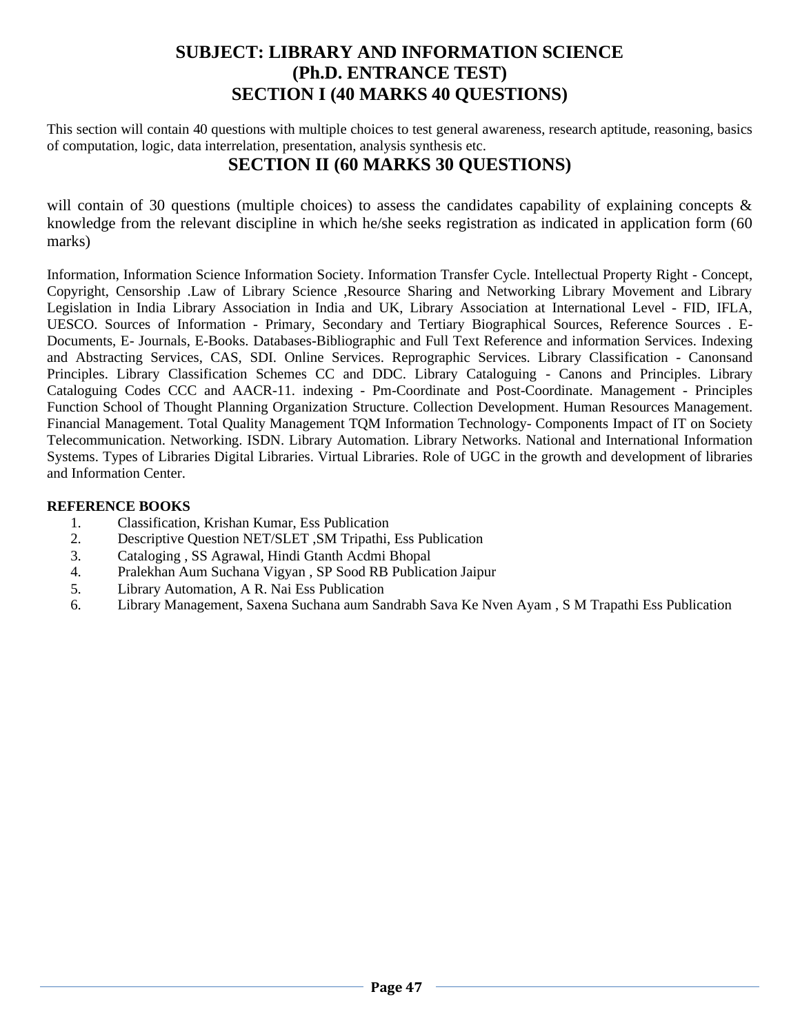# SUBJECT: LIBRARY AND INFORMATION SCIENCE
# (Ph.D. ENTRANCE TEST)
# SECTION I (40 MARKS 40 QUESTIONS)

This section will contain 40 questions with multiple choices to test general awareness, research aptitude, reasoning, basics of computation, logic, data interrelation, presentation, analysis synthesis etc.

## SECTION II (60 MARKS 30 QUESTIONS)

will contain of 30 questions (multiple choices) to assess the candidates capability of explaining concepts & knowledge from the relevant discipline in which he/she seeks registration as indicated in application form (60 marks)

Information, Information Science Information Society. Information Transfer Cycle. Intellectual Property Right - Concept, Copyright, Censorship .Law of Library Science ,Resource Sharing and Networking Library Movement and Library Legislation in India Library Association in India and UK, Library Association at International Level - FID, IFLA, UESCO. Sources of Information - Primary, Secondary and Tertiary Biographical Sources, Reference Sources . E-Documents, E- Journals, E-Books. Databases-Bibliographic and Full Text Reference and information Services. Indexing and Abstracting Services, CAS, SDI. Online Services. Reprographic Services. Library Classification - Canonsand Principles. Library Classification Schemes CC and DDC. Library Cataloguing - Canons and Principles. Library Cataloguing Codes CCC and AACR-11. indexing - Pm-Coordinate and Post-Coordinate. Management - Principles Function School of Thought Planning Organization Structure. Collection Development. Human Resources Management. Financial Management. Total Quality Management TQM Information Technology- Components Impact of IT on Society Telecommunication. Networking. ISDN. Library Automation. Library Networks. National and International Information Systems. Types of Libraries Digital Libraries. Virtual Libraries. Role of UGC in the growth and development of libraries and Information Center.

**REFERENCE BOOKS**

1. Classification, Krishan Kumar, Ess Publication
2. Descriptive Question NET/SLET ,SM Tripathi, Ess Publication
3. Cataloging , SS Agrawal, Hindi Gtanth Acdmi Bhopal
4. Pralekhan Aum Suchana Vigyan , SP Sood RB Publication Jaipur
5. Library Automation, A R. Nai Ess Publication
6. Library Management, Saxena Suchana aum Sandrabh Sava Ke Nven Ayam , S M Trapathi Ess Publication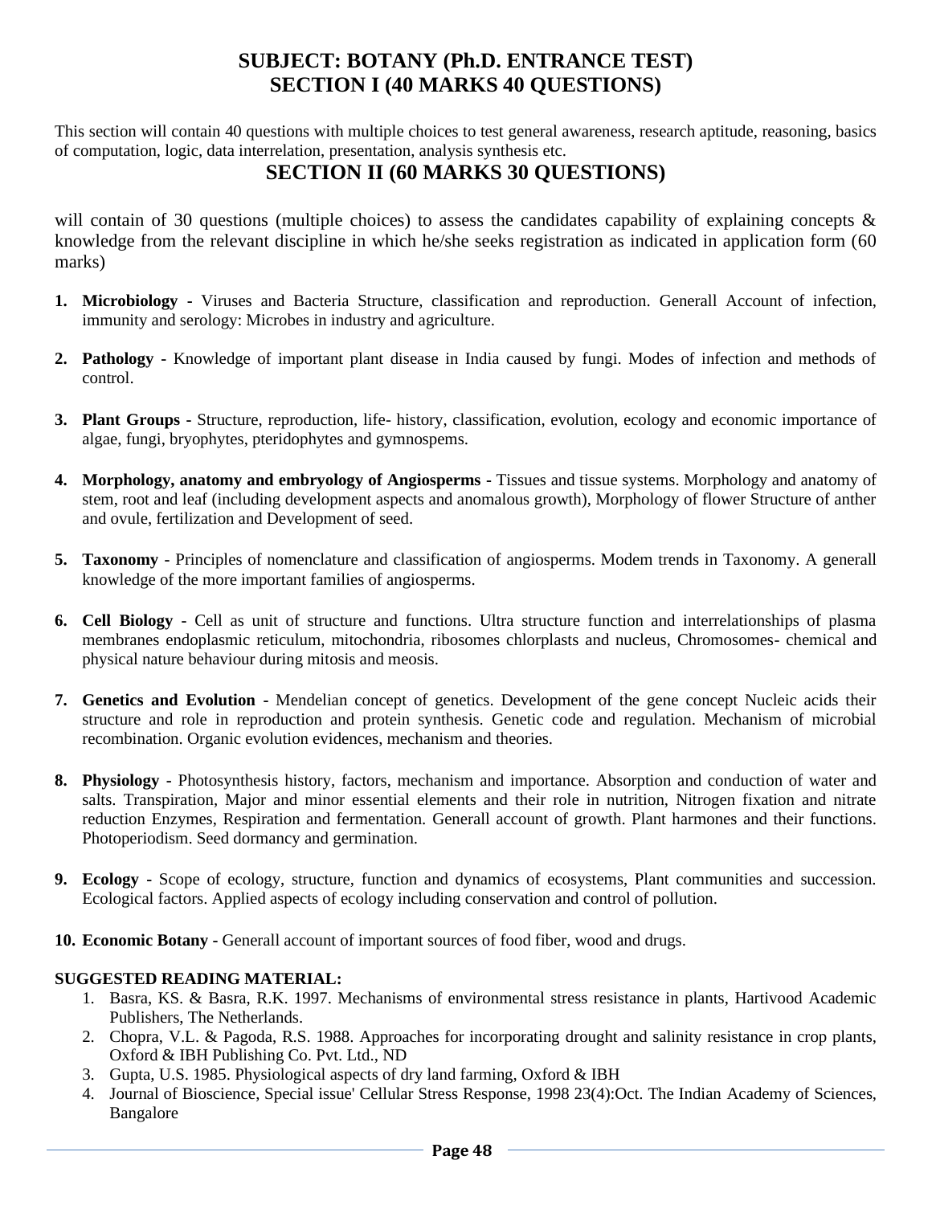# SUBJECT: BOTANY (Ph.D. ENTRANCE TEST)
# SECTION I (40 MARKS 40 QUESTIONS)

This section will contain 40 questions with multiple choices to test general awareness, research aptitude, reasoning, basics of computation, logic, data interrelation, presentation, analysis synthesis etc.

# SECTION II (60 MARKS 30 QUESTIONS)

will contain of 30 questions (multiple choices) to assess the candidates capability of explaining concepts & knowledge from the relevant discipline in which he/she seeks registration as indicated in application form (60 marks)

1. **Microbiology** - Viruses and Bacteria Structure, classification and reproduction. Generall Account of infection, immunity and serology: Microbes in industry and agriculture.
2. **Pathology** - Knowledge of important plant disease in India caused by fungi. Modes of infection and methods of control.
3. **Plant Groups** - Structure, reproduction, life- history, classification, evolution, ecology and economic importance of algae, fungi, bryophytes, pteridophytes and gymnospems.
4. **Morphology, anatomy and embryology of Angiosperms** - Tissues and tissue systems. Morphology and anatomy of stem, root and leaf (including development aspects and anomalous growth), Morphology of flower Structure of anther and ovule, fertilization and Development of seed.
5. **Taxonomy** - Principles of nomenclature and classification of angiosperms. Modem trends in Taxonomy. A generall knowledge of the more important families of angiosperms.
6. **Cell Biology** - Cell as unit of structure and functions. Ultra structure function and interrelationships of plasma membranes endoplasmic reticulum, mitochondria, ribosomes chlorplasts and nucleus, Chromosomes- chemical and physical nature behaviour during mitosis and meosis.
7. **Genetics and Evolution** - Mendelian concept of genetics. Development of the gene concept Nucleic acids their structure and role in reproduction and protein synthesis. Genetic code and regulation. Mechanism of microbial recombination. Organic evolution evidences, mechanism and theories.
8. **Physiology** - Photosynthesis history, factors, mechanism and importance. Absorption and conduction of water and salts. Transpiration, Major and minor essential elements and their role in nutrition, Nitrogen fixation and nitrate reduction Enzymes, Respiration and fermentation. Generall account of growth. Plant harmones and their functions. Photoperiodism. Seed dormancy and germination.
9. **Ecology** - Scope of ecology, structure, function and dynamics of ecosystems, Plant communities and succession. Ecological factors. Applied aspects of ecology including conservation and control of pollution.
10. **Economic Botany** - Generall account of important sources of food fiber, wood and drugs.

**SUGGESTED READING MATERIAL:**

1. Basra, KS. & Basra, R.K. 1997. Mechanisms of environmental stress resistance in plants, Hartivood Academic Publishers, The Netherlands.
2. Chopra, V.L. & Pagoda, R.S. 1988. Approaches for incorporating drought and salinity resistance in crop plants, Oxford & IBH Publishing Co. Pvt. Ltd., ND
3. Gupta, U.S. 1985. Physiological aspects of dry land farming, Oxford & IBH
4. Journal of Bioscience, Special issue' Cellular Stress Response, 1998 23(4):Oct. The Indian Academy of Sciences, Bangalore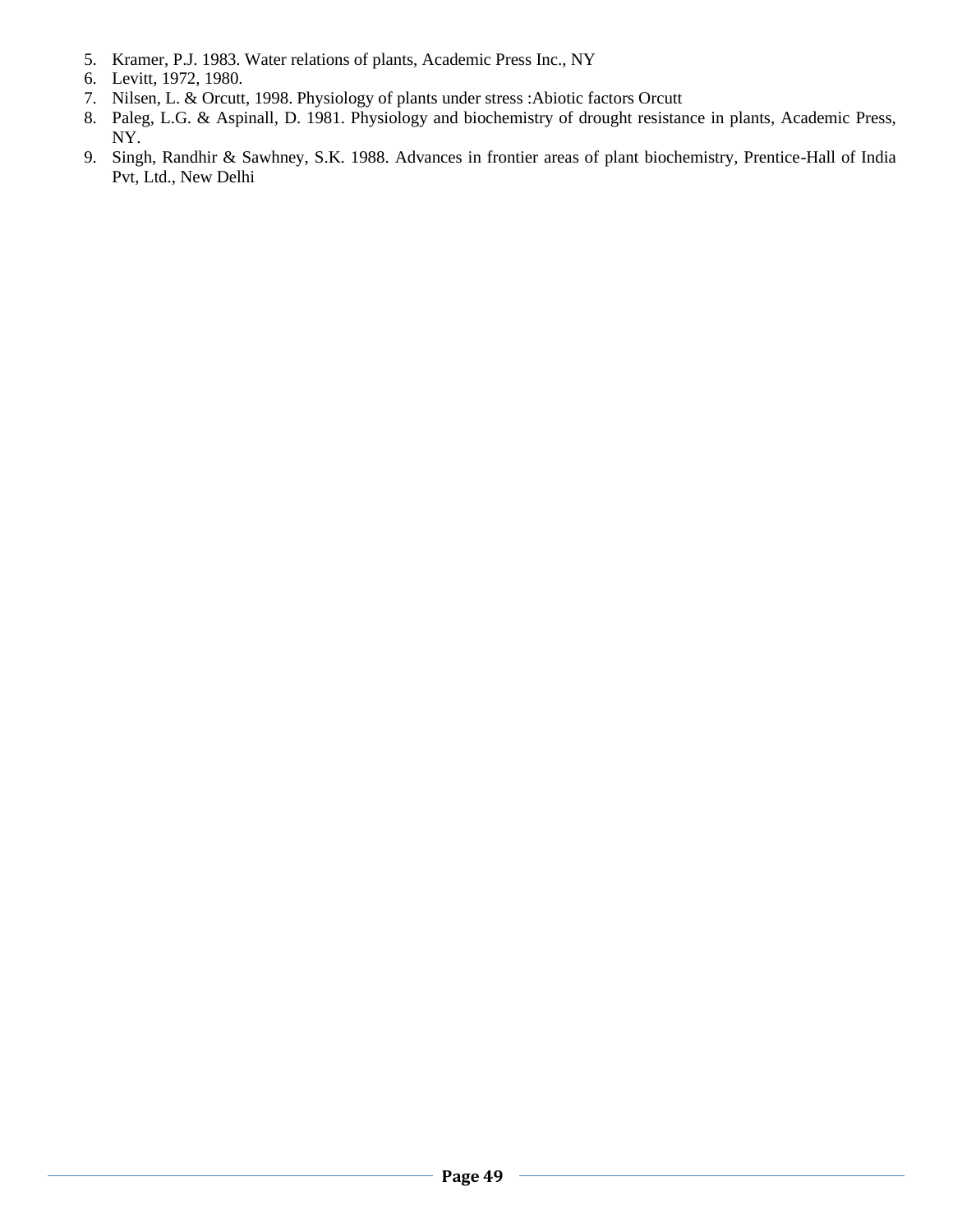5. Kramer, P.J. 1983. Water relations of plants, Academic Press Inc., NY
6. Levitt, 1972, 1980.
7. Nilsen, L. & Orcutt, 1998. Physiology of plants under stress :Abiotic factors Orcutt
8. Paleg, L.G. & Aspinall, D. 1981. Physiology and biochemistry of drought resistance in plants, Academic Press, NY.
9. Singh, Randhir & Sawhney, S.K. 1988. Advances in frontier areas of plant biochemistry, Prentice-Hall of India Pvt, Ltd., New Delhi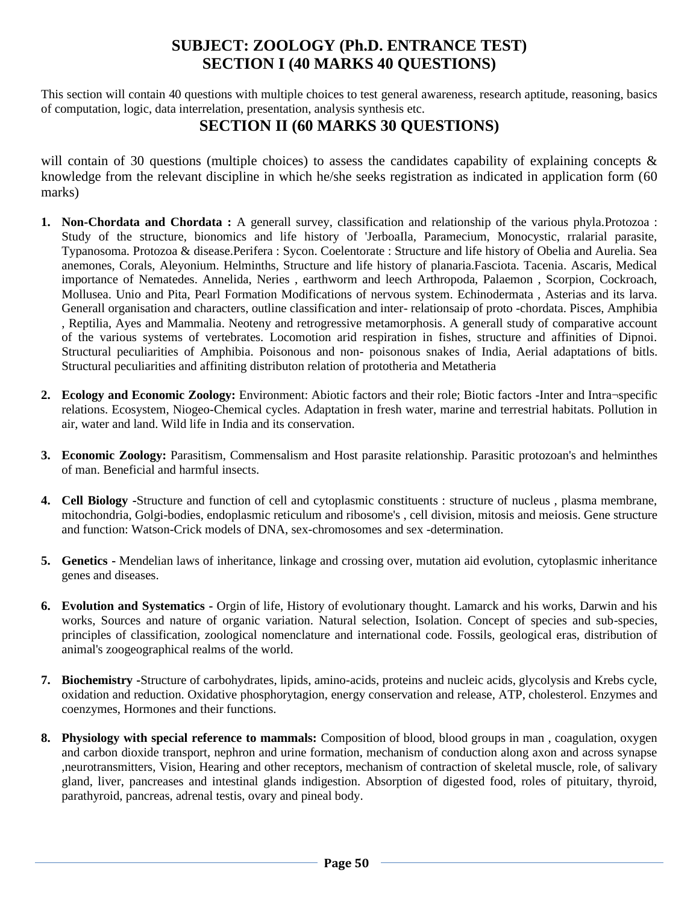# SUBJECT: ZOOLOGY (Ph.D. ENTRANCE TEST)
# SECTION I (40 MARKS 40 QUESTIONS)

This section will contain 40 questions with multiple choices to test general awareness, research aptitude, reasoning, basics of computation, logic, data interrelation, presentation, analysis synthesis etc.

## SECTION II (60 MARKS 30 QUESTIONS)

will contain of 30 questions (multiple choices) to assess the candidates capability of explaining concepts & knowledge from the relevant discipline in which he/she seeks registration as indicated in application form (60 marks)

1. **Non-Chordata and Chordata :** A generall survey, classification and relationship of the various phyla.Protozoa : Study of the structure, bionomics and life history of 'JerboaIla, Paramecium, Monocystic, rralarial parasite, Typanosoma. Protozoa & disease.Perifera : Sycon. Coelentorate : Structure and life history of Obelia and Aurelia. Sea anemones, Corals, Aleyonium. Helminths, Structure and life history of planaria.Fasciota. Tacenia. Ascaris, Medical importance of Nematedes. Annelida, Neries , earthworm and leech Arthropoda, Palaemon , Scorpion, Cockroach, Mollusea. Unio and Pita, Pearl Formation Modifications of nervous system. Echinodermata , Asterias and its larva. Generall organisation and characters, outline classification and inter- relationsaip of proto -chordata. Pisces, Amphibia , Reptilia, Ayes and Mammalia. Neoteny and retrogressive metamorphosis. A generall study of comparative account of the various systems of vertebrates. Locomotion arid respiration in fishes, structure and affinities of Dipnoi. Structural peculiarities of Amphibia. Poisonous and non- poisonous snakes of India, Aerial adaptations of bitls. Structural peculiarities and affiniting distributon relation of prototheria and Metatheria

2. **Ecology and Economic Zoology:** Environment: Abiotic factors and their role; Biotic factors -Inter and Intra¬specific relations. Ecosystem, Niogeo-Chemical cycles. Adaptation in fresh water, marine and terrestrial habitats. Pollution in air, water and land. Wild life in India and its conservation.

3. **Economic Zoology:** Parasitism, Commensalism and Host parasite relationship. Parasitic protozoan's and helminthes of man. Beneficial and harmful insects.

4. **Cell Biology** -Structure and function of cell and cytoplasmic constituents : structure of nucleus , plasma membrane, mitochondria, Golgi-bodies, endoplasmic reticulum and ribosome's , cell division, mitosis and meiosis. Gene structure and function: Watson-Crick models of DNA, sex-chromosomes and sex -determination.

5. **Genetics -** Mendelian laws of inheritance, linkage and crossing over, mutation aid evolution, cytoplasmic inheritance genes and diseases.

6. **Evolution and Systematics -** Orgin of life, History of evolutionary thought. Lamarck and his works, Darwin and his works, Sources and nature of organic variation. Natural selection, Isolation. Concept of species and sub-species, principles of classification, zoological nomenclature and international code. Fossils, geological eras, distribution of animal's zoogeographical realms of the world.

7. **Biochemistry -**Structure of carbohydrates, lipids, amino-acids, proteins and nucleic acids, glycolysis and Krebs cycle, oxidation and reduction. Oxidative phosphorytagion, energy conservation and release, ATP, cholesterol. Enzymes and coenzymes, Hormones and their functions.

8. **Physiology with special reference to mammals:** Composition of blood, blood groups in man , coagulation, oxygen and carbon dioxide transport, nephron and urine formation, mechanism of conduction along axon and across synapse ,neurotransmitters, Vision, Hearing and other receptors, mechanism of contraction of skeletal muscle, role, of salivary gland, liver, pancreases and intestinal glands indigestion. Absorption of digested food, roles of pituitary, thyroid, parathyroid, pancreas, adrenal testis, ovary and pineal body.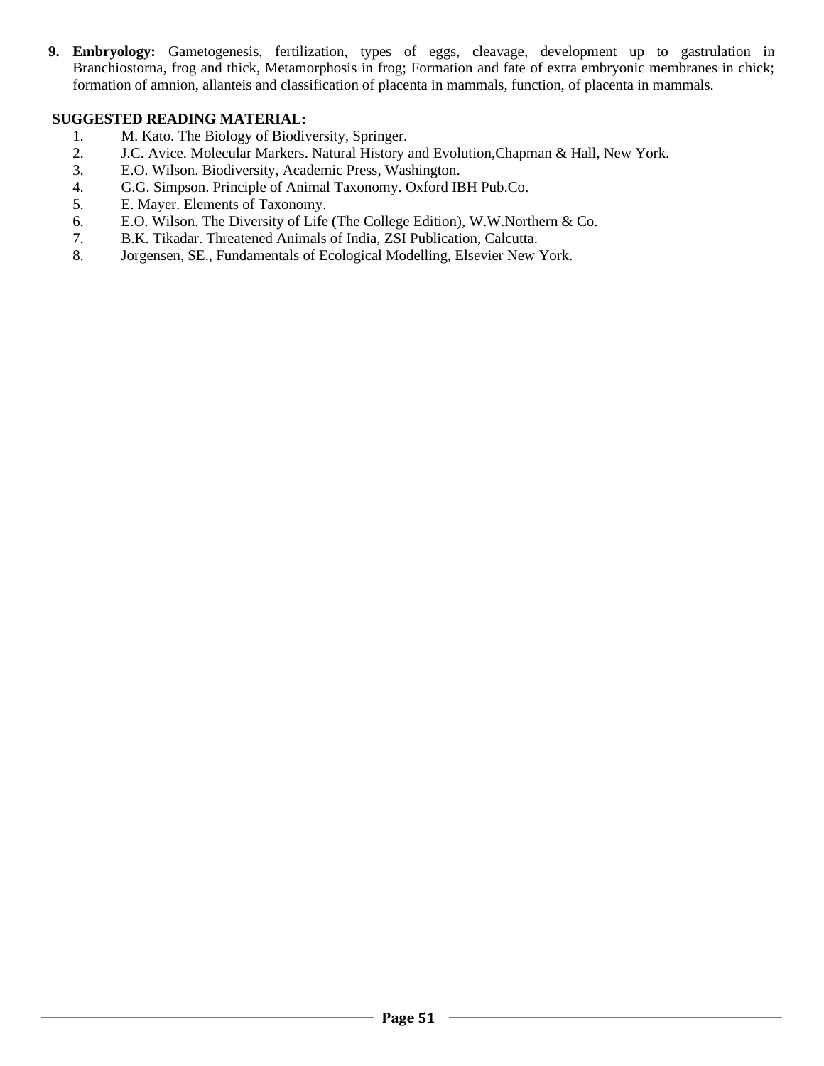9. **Embryology:** Gametogenesis, fertilization, types of eggs, cleavage, development up to gastrulation in Branchiostorna, frog and thick, Metamorphosis in frog; Formation and fate of extra embryonic membranes in chick; formation of amnion, allanteis and classification of placenta in mammals, function, of placenta in mammals.

**SUGGESTED READING MATERIAL:**

1. M. Kato. The Biology of Biodiversity, Springer.
2. J.C. Avice. Molecular Markers. Natural History and Evolution,Chapman & Hall, New York.
3. E.O. Wilson. Biodiversity, Academic Press, Washington.
4. G.G. Simpson. Principle of Animal Taxonomy. Oxford IBH Pub.Co.
5. E. Mayer. Elements of Taxonomy.
6. E.O. Wilson. The Diversity of Life (The College Edition), W.W.Northern & Co.
7. B.K. Tikadar. Threatened Animals of India, ZSI Publication, Calcutta.
8. Jorgensen, SE., Fundamentals of Ecological Modelling, Elsevier New York.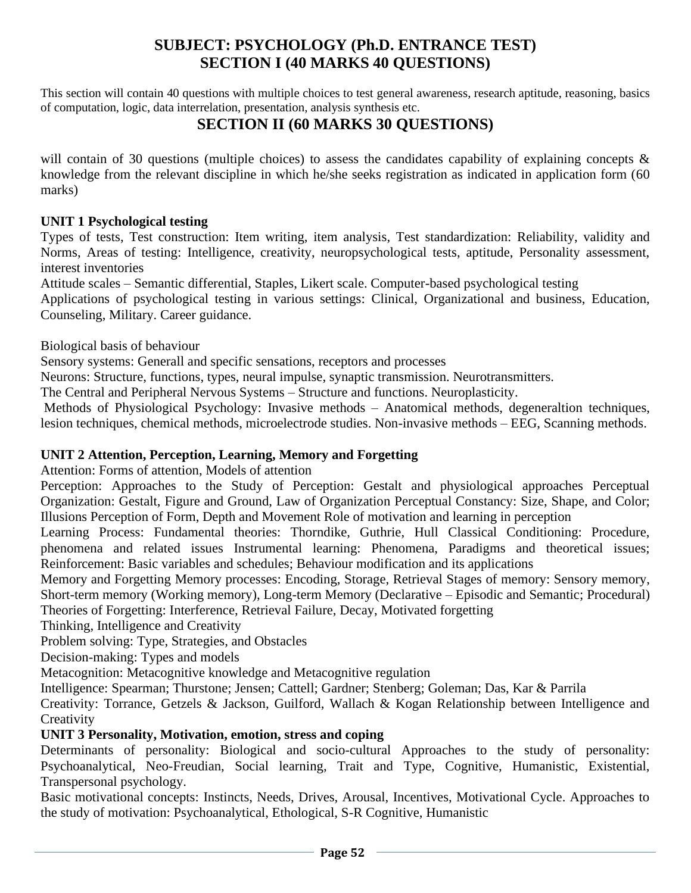## SUBJECT: PSYCHOLOGY (Ph.D. ENTRANCE TEST)
## SECTION I (40 MARKS 40 QUESTIONS)

This section will contain 40 questions with multiple choices to test general awareness, research aptitude, reasoning, basics of computation, logic, data interrelation, presentation, analysis synthesis etc.

## SECTION II (60 MARKS 30 QUESTIONS)

will contain of 30 questions (multiple choices) to assess the candidates capability of explaining concepts & knowledge from the relevant discipline in which he/she seeks registration as indicated in application form (60 marks)

**UNIT 1 Psychological testing**

Types of tests, Test construction: Item writing, item analysis, Test standardization: Reliability, validity and Norms, Areas of testing: Intelligence, creativity, neuropsychological tests, aptitude, Personality assessment, interest inventories

Attitude scales – Semantic differential, Staples, Likert scale. Computer-based psychological testing

Applications of psychological testing in various settings: Clinical, Organizational and business, Education, Counseling, Military. Career guidance.

Biological basis of behaviour

Sensory systems: Generall and specific sensations, receptors and processes

Neurons: Structure, functions, types, neural impulse, synaptic transmission. Neurotransmitters.

The Central and Peripheral Nervous Systems – Structure and functions. Neuroplasticity.

Methods of Physiological Psychology: Invasive methods – Anatomical methods, degeneraltion techniques, lesion techniques, chemical methods, microelectrode studies. Non-invasive methods – EEG, Scanning methods.

**UNIT 2 Attention, Perception, Learning, Memory and Forgetting**

Attention: Forms of attention, Models of attention

Perception: Approaches to the Study of Perception: Gestalt and physiological approaches Perceptual Organization: Gestalt, Figure and Ground, Law of Organization Perceptual Constancy: Size, Shape, and Color; Illusions Perception of Form, Depth and Movement Role of motivation and learning in perception

Learning Process: Fundamental theories: Thorndike, Guthrie, Hull Classical Conditioning: Procedure, phenomena and related issues Instrumental learning: Phenomena, Paradigms and theoretical issues; Reinforcement: Basic variables and schedules; Behaviour modification and its applications

Memory and Forgetting Memory processes: Encoding, Storage, Retrieval Stages of memory: Sensory memory, Short-term memory (Working memory), Long-term Memory (Declarative – Episodic and Semantic; Procedural) Theories of Forgetting: Interference, Retrieval Failure, Decay, Motivated forgetting

Thinking, Intelligence and Creativity

Problem solving: Type, Strategies, and Obstacles

Decision-making: Types and models

Metacognition: Metacognitive knowledge and Metacognitive regulation

Intelligence: Spearman; Thurstone; Jensen; Cattell; Gardner; Stenberg; Goleman; Das, Kar & Parrila

Creativity: Torrance, Getzels & Jackson, Guilford, Wallach & Kogan Relationship between Intelligence and Creativity

**UNIT 3 Personality, Motivation, emotion, stress and coping**

Determinants of personality: Biological and socio-cultural Approaches to the study of personality: Psychoanalytical, Neo-Freudian, Social learning, Trait and Type, Cognitive, Humanistic, Existential, Transpersonal psychology.

Basic motivational concepts: Instincts, Needs, Drives, Arousal, Incentives, Motivational Cycle. Approaches to the study of motivation: Psychoanalytical, Ethological, S-R Cognitive, Humanistic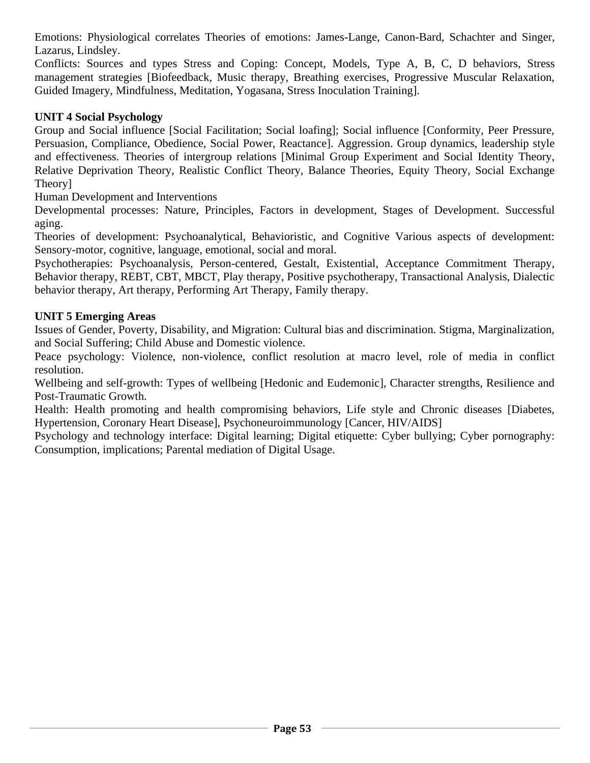Emotions: Physiological correlates Theories of emotions: James-Lange, Canon-Bard, Schachter and Singer, Lazarus, Lindsley.

Conflicts: Sources and types Stress and Coping: Concept, Models, Type A, B, C, D behaviors, Stress management strategies [Biofeedback, Music therapy, Breathing exercises, Progressive Muscular Relaxation, Guided Imagery, Mindfulness, Meditation, Yogasana, Stress Inoculation Training].

**UNIT 4 Social Psychology**

Group and Social influence [Social Facilitation; Social loafing]; Social influence [Conformity, Peer Pressure, Persuasion, Compliance, Obedience, Social Power, Reactance]. Aggression. Group dynamics, leadership style and effectiveness. Theories of intergroup relations [Minimal Group Experiment and Social Identity Theory, Relative Deprivation Theory, Realistic Conflict Theory, Balance Theories, Equity Theory, Social Exchange Theory]

Human Development and Interventions

Developmental processes: Nature, Principles, Factors in development, Stages of Development. Successful aging.

Theories of development: Psychoanalytical, Behavioristic, and Cognitive Various aspects of development: Sensory-motor, cognitive, language, emotional, social and moral.

Psychotherapies: Psychoanalysis, Person-centered, Gestalt, Existential, Acceptance Commitment Therapy, Behavior therapy, REBT, CBT, MBCT, Play therapy, Positive psychotherapy, Transactional Analysis, Dialectic behavior therapy, Art therapy, Performing Art Therapy, Family therapy.

**UNIT 5 Emerging Areas**

Issues of Gender, Poverty, Disability, and Migration: Cultural bias and discrimination. Stigma, Marginalization, and Social Suffering; Child Abuse and Domestic violence.

Peace psychology: Violence, non-violence, conflict resolution at macro level, role of media in conflict resolution.

Wellbeing and self-growth: Types of wellbeing [Hedonic and Eudemonic], Character strengths, Resilience and Post-Traumatic Growth.

Health: Health promoting and health compromising behaviors, Life style and Chronic diseases [Diabetes, Hypertension, Coronary Heart Disease], Psychoneuroimmunology [Cancer, HIV/AIDS]

Psychology and technology interface: Digital learning; Digital etiquette: Cyber bullying; Cyber pornography: Consumption, implications; Parental mediation of Digital Usage.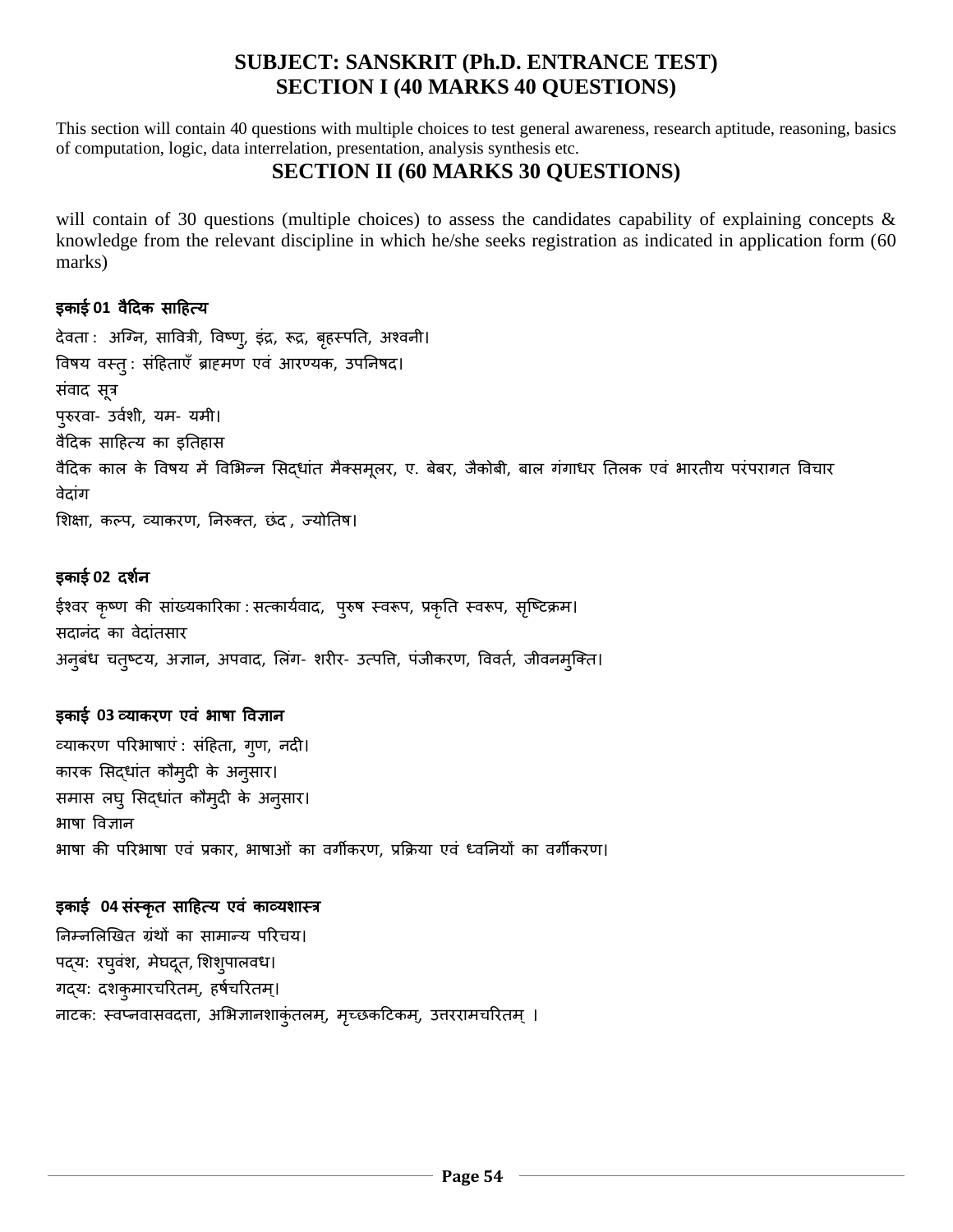# SUBJECT: SANSKRIT (Ph.D. ENTRANCE TEST)
## SECTION I (40 MARKS 40 QUESTIONS)

This section will contain 40 questions with multiple choices to test general awareness, research aptitude, reasoning, basics of computation, logic, data interrelation, presentation, analysis synthesis etc.

## SECTION II (60 MARKS 30 QUESTIONS)

will contain of 30 questions (multiple choices) to assess the candidates capability of explaining concepts & knowledge from the relevant discipline in which he/she seeks registration as indicated in application form (60 marks)

### इकाई 01 वैदिक साहित्य

देवता : अग्नि, सावित्री, विष्णु, इंद्र, रूद्र, बृहस्पति, अश्वनी।
विषय वस्तु : संहिताएँ ब्राह्मण एवं आरण्यक, उपनिषद।
संवाद सूत्र
पुरुरवा- उर्वशी, यम- यमी।
वैदिक साहित्य का इतिहास
वैदिक काल के विषय में विभिन्न सिद्धांत मैक्समूलर, ए. बेबर, जैकोबी, बाल गंगाधर तिलक एवं भारतीय परंपरागत विचार
वेदांग
शिक्षा, कल्प, व्याकरण, निरुक्त, छंद , ज्योतिष।

### इकाई 02 दर्शन

ईश्वर कृष्ण की सांख्यकारिका : सत्कार्यवाद, पुरुष स्वरूप, प्रकृति स्वरूप, सृष्टिक्रम।
सदानंद का वेदांतसार
अनुबंध चतुष्टय, अज्ञान, अपवाद, लिंग- शरीर- उत्पत्ति, पंजीकरण, विवर्त, जीवनमुक्ति।

### इकाई 03 व्याकरण एवं भाषा विज्ञान

व्याकरण परिभाषाएं : संहिता, गुण, नदी।
कारक सिद्धांत कौमुदी के अनुसार।
समास लघु सिद्धांत कौमुदी के अनुसार।
भाषा विज्ञान
भाषा की परिभाषा एवं प्रकार, भाषाओं का वर्गीकरण, प्रक्रिया एवं ध्वनियों का वर्गीकरण।

### इकाई 04 संस्कृत साहित्य एवं काव्यशास्त्र

निम्नलिखित ग्रंथों का सामान्य परिचय।
पद्य: रघुवंश, मेघदूत, शिशुपालवध।
गद्य: दशकुमारचरितम्, हर्षचरितम्।
नाटक: स्वप्नवासवदत्ता, अभिज्ञानशाकुंतलम्, मृच्छकटिकम्, उत्तररामचरितम् ।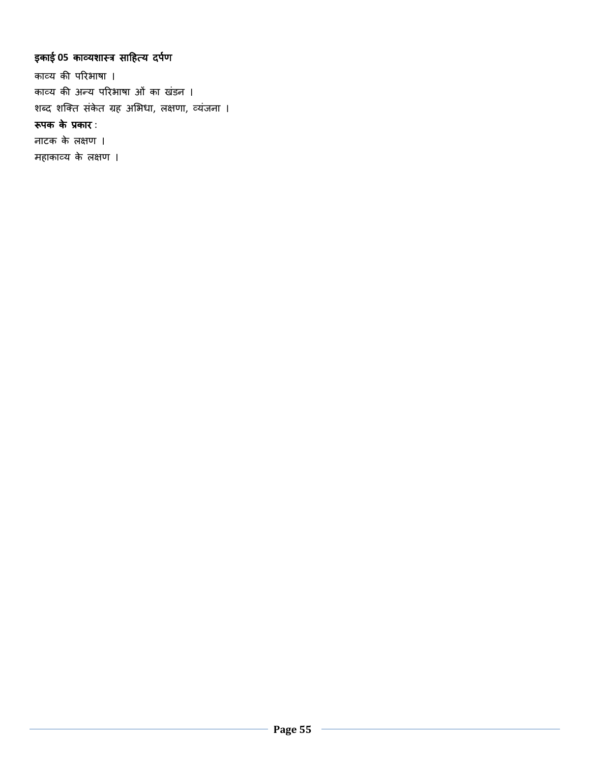**इकाई 05 काव्यशास्त्र साहित्य दर्पण**

काव्य की परिभाषा ।

काव्य की अन्य परिभाषा ओं का खंडन ।

शब्द शक्ति संकेत ग्रह अभिधा, लक्षणा, व्यंजना ।

**रूपक के प्रकार** :

नाटक के लक्षण ।

महाकाव्य के लक्षण ।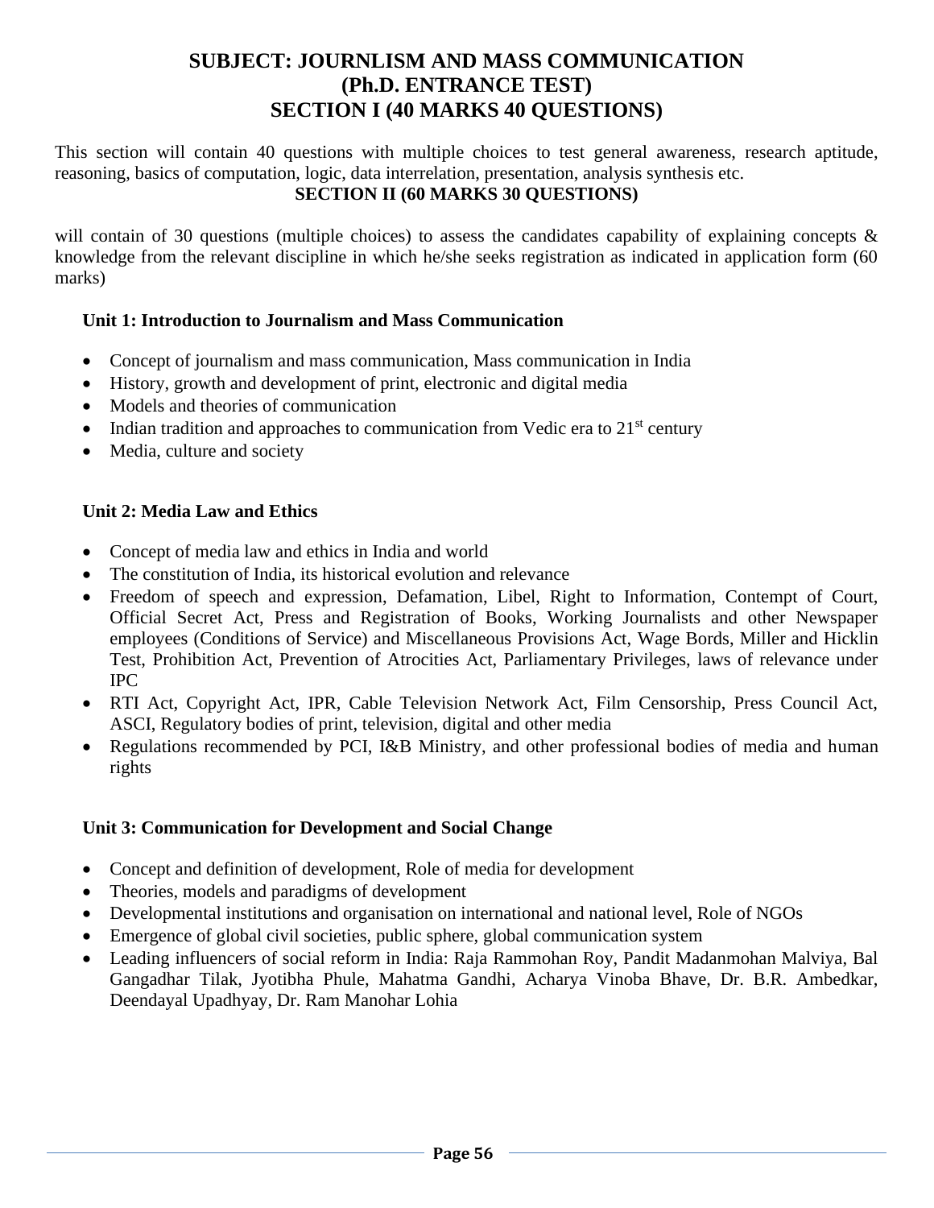# SUBJECT: JOURNLISM AND MASS COMMUNICATION
# (Ph.D. ENTRANCE TEST)
# SECTION I (40 MARKS 40 QUESTIONS)

This section will contain 40 questions with multiple choices to test general awareness, research aptitude, reasoning, basics of computation, logic, data interrelation, presentation, analysis synthesis etc.

## SECTION II (60 MARKS 30 QUESTIONS)

will contain of 30 questions (multiple choices) to assess the candidates capability of explaining concepts & knowledge from the relevant discipline in which he/she seeks registration as indicated in application form (60 marks)

### Unit 1: Introduction to Journalism and Mass Communication

- Concept of journalism and mass communication, Mass communication in India
- History, growth and development of print, electronic and digital media
- Models and theories of communication
- Indian tradition and approaches to communication from Vedic era to 21st century
- Media, culture and society

### Unit 2: Media Law and Ethics

- Concept of media law and ethics in India and world
- The constitution of India, its historical evolution and relevance
- Freedom of speech and expression, Defamation, Libel, Right to Information, Contempt of Court, Official Secret Act, Press and Registration of Books, Working Journalists and other Newspaper employees (Conditions of Service) and Miscellaneous Provisions Act, Wage Bords, Miller and Hicklin Test, Prohibition Act, Prevention of Atrocities Act, Parliamentary Privileges, laws of relevance under IPC
- RTI Act, Copyright Act, IPR, Cable Television Network Act, Film Censorship, Press Council Act, ASCI, Regulatory bodies of print, television, digital and other media
- Regulations recommended by PCI, I&B Ministry, and other professional bodies of media and human rights

### Unit 3: Communication for Development and Social Change

- Concept and definition of development, Role of media for development
- Theories, models and paradigms of development
- Developmental institutions and organisation on international and national level, Role of NGOs
- Emergence of global civil societies, public sphere, global communication system
- Leading influencers of social reform in India: Raja Rammohan Roy, Pandit Madanmohan Malviya, Bal Gangadhar Tilak, Jyotibha Phule, Mahatma Gandhi, Acharya Vinoba Bhave, Dr. B.R. Ambedkar, Deendayal Upadhyay, Dr. Ram Manohar Lohia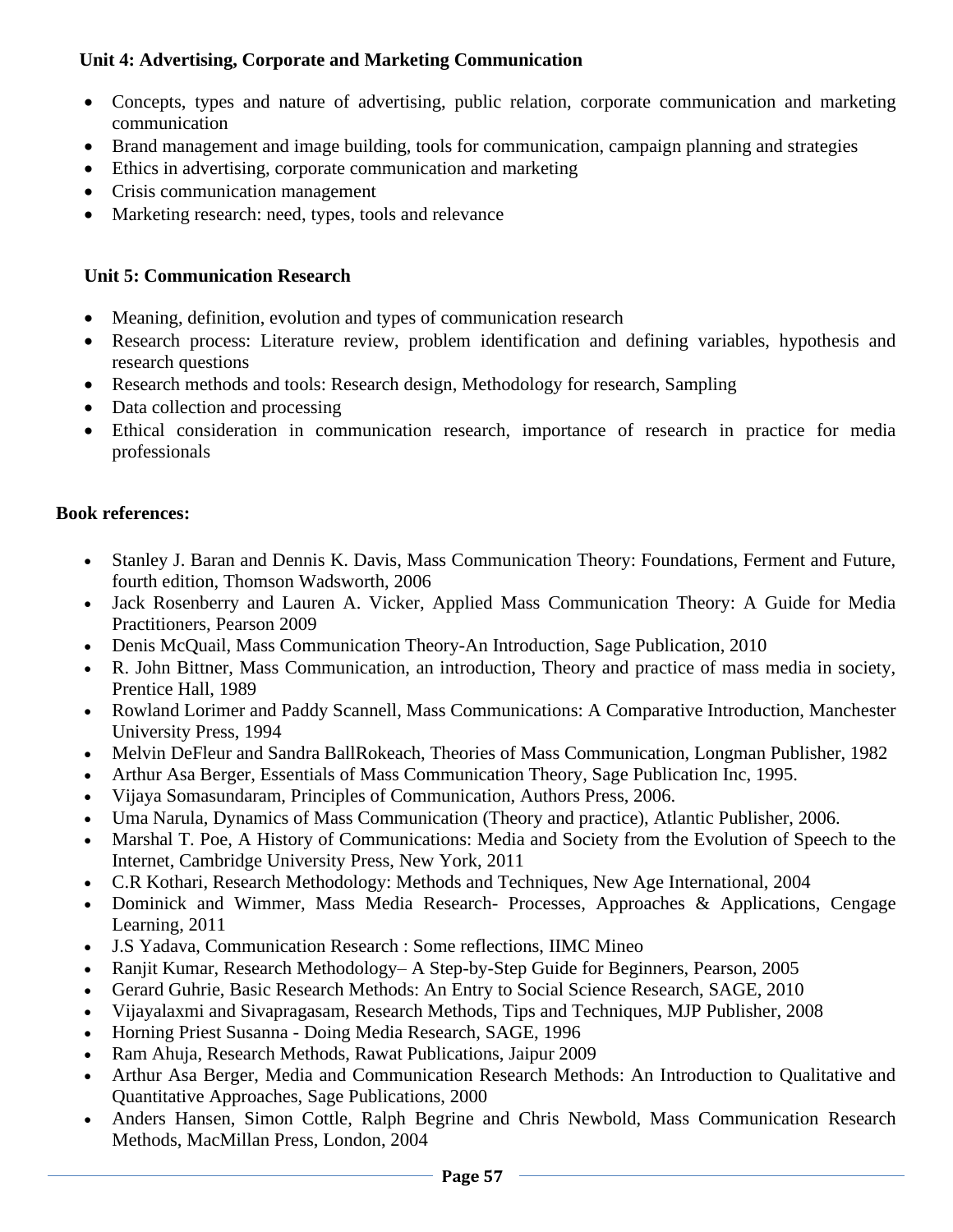**Unit 4: Advertising, Corporate and Marketing Communication**

- Concepts, types and nature of advertising, public relation, corporate communication and marketing communication
- Brand management and image building, tools for communication, campaign planning and strategies
- Ethics in advertising, corporate communication and marketing
- Crisis communication management
- Marketing research: need, types, tools and relevance

**Unit 5: Communication Research**

- Meaning, definition, evolution and types of communication research
- Research process: Literature review, problem identification and defining variables, hypothesis and research questions
- Research methods and tools: Research design, Methodology for research, Sampling
- Data collection and processing
- Ethical consideration in communication research, importance of research in practice for media professionals

**Book references:**

- Stanley J. Baran and Dennis K. Davis, Mass Communication Theory: Foundations, Ferment and Future, fourth edition, Thomson Wadsworth, 2006
- Jack Rosenberry and Lauren A. Vicker, Applied Mass Communication Theory: A Guide for Media Practitioners, Pearson 2009
- Denis McQuail, Mass Communication Theory-An Introduction, Sage Publication, 2010
- R. John Bittner, Mass Communication, an introduction, Theory and practice of mass media in society, Prentice Hall, 1989
- Rowland Lorimer and Paddy Scannell, Mass Communications: A Comparative Introduction, Manchester University Press, 1994
- Melvin DeFleur and Sandra BallRokeach, Theories of Mass Communication, Longman Publisher, 1982
- Arthur Asa Berger, Essentials of Mass Communication Theory, Sage Publication Inc, 1995.
- Vijaya Somasundaram, Principles of Communication, Authors Press, 2006.
- Uma Narula, Dynamics of Mass Communication (Theory and practice), Atlantic Publisher, 2006.
- Marshal T. Poe, A History of Communications: Media and Society from the Evolution of Speech to the Internet, Cambridge University Press, New York, 2011
- C.R Kothari, Research Methodology: Methods and Techniques, New Age International, 2004
- Dominick and Wimmer, Mass Media Research- Processes, Approaches & Applications, Cengage Learning, 2011
- J.S Yadava, Communication Research : Some reflections, IIMC Mineo
- Ranjit Kumar, Research Methodology– A Step-by-Step Guide for Beginners, Pearson, 2005
- Gerard Guhrie, Basic Research Methods: An Entry to Social Science Research, SAGE, 2010
- Vijayalaxmi and Sivapragasam, Research Methods, Tips and Techniques, MJP Publisher, 2008
- Horning Priest Susanna - Doing Media Research, SAGE, 1996
- Ram Ahuja, Research Methods, Rawat Publications, Jaipur 2009
- Arthur Asa Berger, Media and Communication Research Methods: An Introduction to Qualitative and Quantitative Approaches, Sage Publications, 2000
- Anders Hansen, Simon Cottle, Ralph Begrine and Chris Newbold, Mass Communication Research Methods, MacMillan Press, London, 2004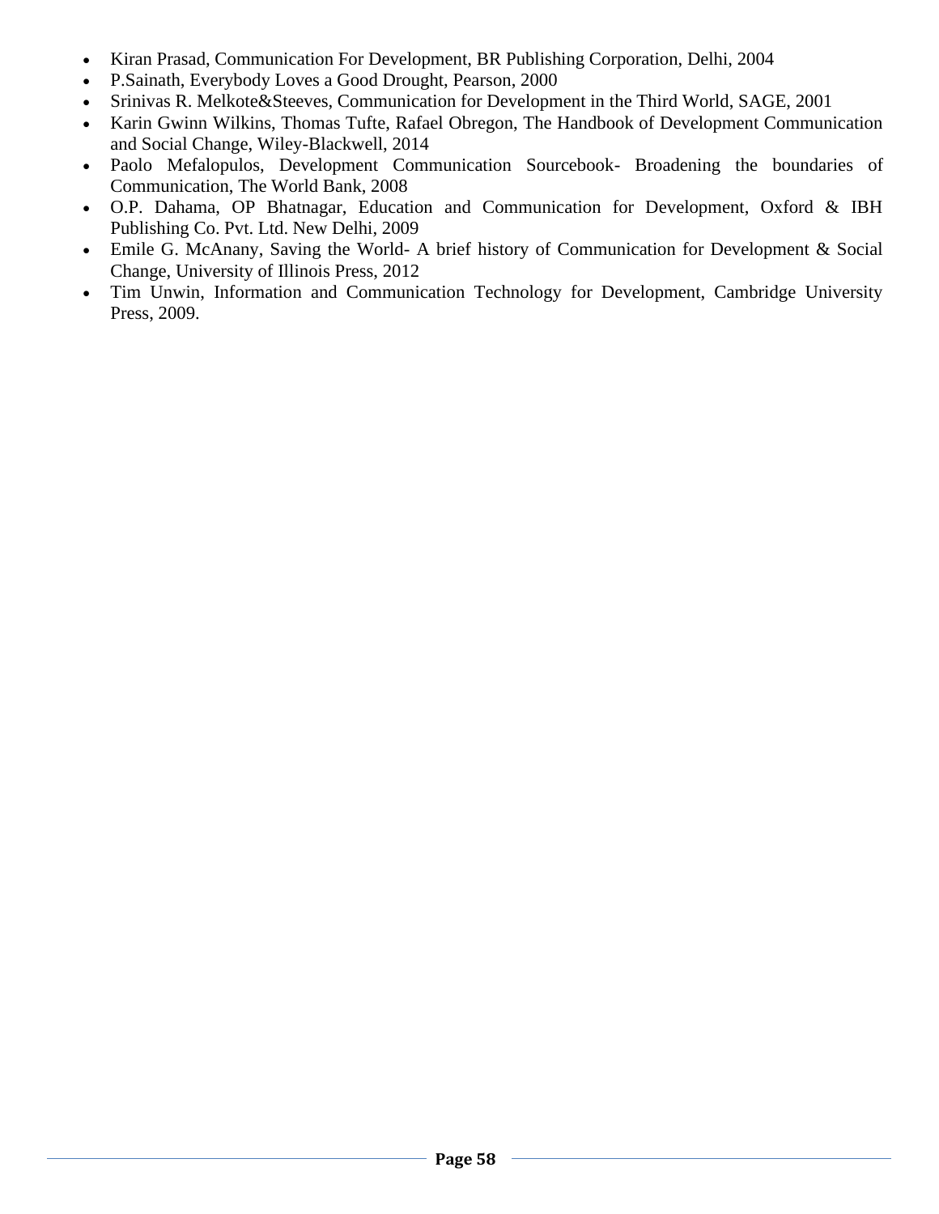- Kiran Prasad, Communication For Development, BR Publishing Corporation, Delhi, 2004
- P.Sainath, Everybody Loves a Good Drought, Pearson, 2000
- Srinivas R. Melkote&Steeves, Communication for Development in the Third World, SAGE, 2001
- Karin Gwinn Wilkins, Thomas Tufte, Rafael Obregon, The Handbook of Development Communication and Social Change, Wiley-Blackwell, 2014
- Paolo Mefalopulos, Development Communication Sourcebook- Broadening the boundaries of Communication, The World Bank, 2008
- O.P. Dahama, OP Bhatnagar, Education and Communication for Development, Oxford & IBH Publishing Co. Pvt. Ltd. New Delhi, 2009
- Emile G. McAnany, Saving the World- A brief history of Communication for Development & Social Change, University of Illinois Press, 2012
- Tim Unwin, Information and Communication Technology for Development, Cambridge University Press, 2009.